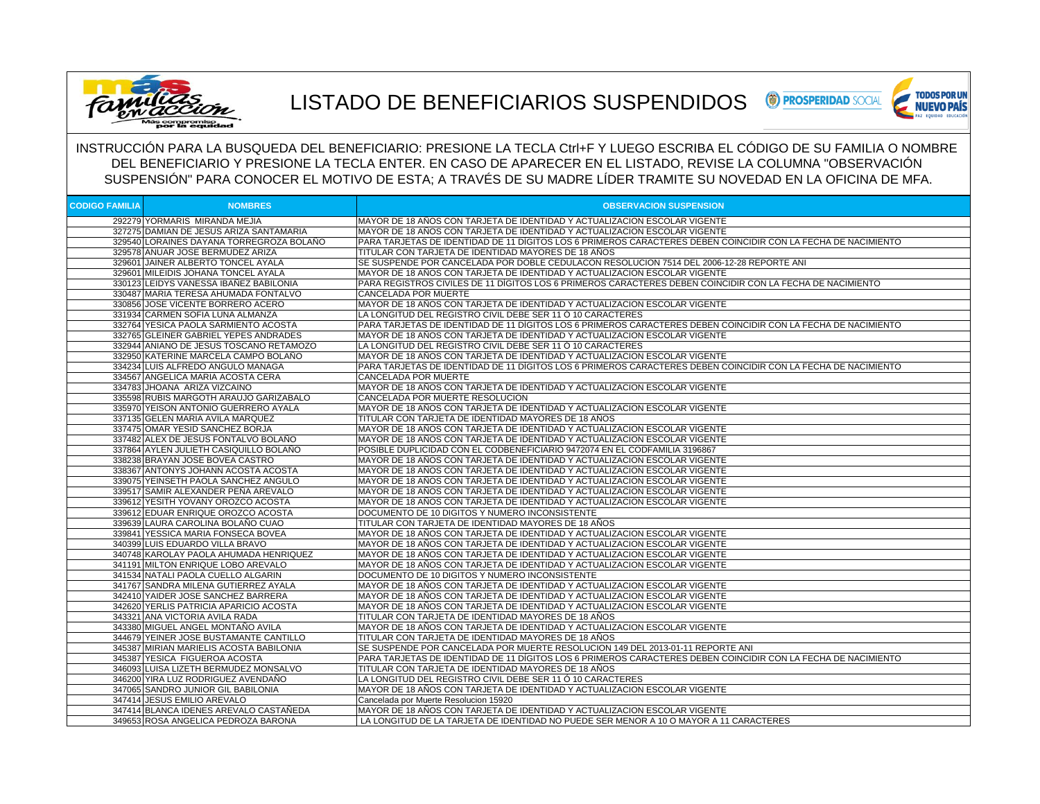# LISTADO DE BENEFICIARIOS SUSPENDIDOS

INSTRUCCIÓN PARA LA BUSQUEDA DEL BENEFICIARIO: PRESIONE LA TECLA Ctrl+F Y LUEGO ESCRIBA EL CÓDIGO DE SU FAMILIA O NOMBRE DEL BENEFICIARIO Y PRESIONE LA TECLA ENTER. EN CASO DE APARECER EN EL LISTADO, REVISE LA COLUMNA "OBSERVACIÓN SUSPENSIÓN" PARA CONOCER EL MOTIVO DE ESTA; A TRAVÉS DE SU MADRE LÍDER TRAMITE SU NOVEDAD EN LA OFICINA DE MFA.

| CODIGO FAMILIA | NOMBRES | OBSERVACION SUSPENSION |
|---|---|---|
| 292279 | YORMARIS MIRANDA MEJIA | MAYOR DE 18 AÑOS CON TARJETA DE IDENTIDAD Y ACTUALIZACION ESCOLAR VIGENTE |
| 327275 | DAMIAN DE JESUS ARIZA SANTAMARIA | MAYOR DE 18 AÑOS CON TARJETA DE IDENTIDAD Y ACTUALIZACION ESCOLAR VIGENTE |
| 329540 | LORAINES DAYANA TORREGROZA BOLAÑO | PARA TARJETAS DE IDENTIDAD DE 11 DIGITOS LOS 6 PRIMEROS CARACTERES DEBEN COINCIDIR CON LA FECHA DE NACIMIENTO |
| 329578 | ANUAR JOSE BERMUDEZ ARIZA | TITULAR CON TARJETA DE IDENTIDAD MAYORES DE 18 AÑOS |
| 329601 | JAINER ALBERTO TONCEL AYALA | SE SUSPENDE POR CANCELADA POR DOBLE CEDULACON RESOLUCION 7514 DEL 2006-12-28 REPORTE ANI |
| 329601 | MILEIDIS JOHANA TONCEL AYALA | MAYOR DE 18 AÑOS CON TARJETA DE IDENTIDAD Y ACTUALIZACION ESCOLAR VIGENTE |
| 330123 | LEIDYS VANESSA IBAÑEZ BABILONIA | PARA REGISTROS CIVILES DE 11 DIGITOS LOS 6 PRIMEROS CARACTERES DEBEN COINCIDIR CON LA FECHA DE NACIMIENTO |
| 330487 | MARIA TERESA AHUMADA FONTALVO | CANCELADA POR MUERTE |
| 330856 | JOSE VICENTE BORRERO ACERO | MAYOR DE 18 AÑOS CON TARJETA DE IDENTIDAD Y ACTUALIZACION ESCOLAR VIGENTE |
| 331934 | CARMEN SOFIA LUNA ALMANZA | LA LONGITUD DEL REGISTRO CIVIL DEBE SER 11 Ó 10 CARACTERES |
| 332764 | YESICA PAOLA SARMIENTO ACOSTA | PARA TARJETAS DE IDENTIDAD DE 11 DIGITOS LOS 6 PRIMEROS CARACTERES DEBEN COINCIDIR CON LA FECHA DE NACIMIENTO |
| 332765 | GLEINER GABRIEL YEPES ANDRADES | MAYOR DE 18 AÑOS CON TARJETA DE IDENTIDAD Y ACTUALIZACION ESCOLAR VIGENTE |
| 332944 | ANIANO DE JESUS TOSCANO RETAMOZO | LA LONGITUD DEL REGISTRO CIVIL DEBE SER 11 Ó 10 CARACTERES |
| 332950 | KATERINE MARCELA CAMPO BOLAÑO | MAYOR DE 18 AÑOS CON TARJETA DE IDENTIDAD Y ACTUALIZACION ESCOLAR VIGENTE |
| 334234 | LUIS ALFREDO ANGULO MANAGA | PARA TARJETAS DE IDENTIDAD DE 11 DIGITOS LOS 6 PRIMEROS CARACTERES DEBEN COINCIDIR CON LA FECHA DE NACIMIENTO |
| 334567 | ANGELICA MARIA ACOSTA CERA | CANCELADA POR MUERTE |
| 334783 | JHOANA ARIZA VIZCAINO | MAYOR DE 18 AÑOS CON TARJETA DE IDENTIDAD Y ACTUALIZACION ESCOLAR VIGENTE |
| 335598 | RUBIS MARGOTH ARAUJO GARIZABALO | CANCELADA POR MUERTE RESOLUCION |
| 335970 | YEISON ANTONIO GUERRERO AYALA | MAYOR DE 18 AÑOS CON TARJETA DE IDENTIDAD Y ACTUALIZACION ESCOLAR VIGENTE |
| 337135 | GELEN MARIA AVILA MARQUEZ | TITULAR CON TARJETA DE IDENTIDAD MAYORES DE 18 AÑOS |
| 337475 | OMAR YESID SANCHEZ BORJA | MAYOR DE 18 AÑOS CON TARJETA DE IDENTIDAD Y ACTUALIZACION ESCOLAR VIGENTE |
| 337482 | ALEX DE JESUS FONTALVO BOLAÑO | MAYOR DE 18 AÑOS CON TARJETA DE IDENTIDAD Y ACTUALIZACION ESCOLAR VIGENTE |
| 337864 | AYLEN JULIETH CASIQUILLO BOLAÑO | POSIBLE DUPLICIDAD CON EL CODBENEFICIARIO 9472074 EN EL CODFAMILIA 3196867 |
| 338238 | BRAYAN JOSE BOVEA CASTRO | MAYOR DE 18 AÑOS CON TARJETA DE IDENTIDAD Y ACTUALIZACION ESCOLAR VIGENTE |
| 338367 | ANTONYS JOHANN ACOSTA ACOSTA | MAYOR DE 18 AÑOS CON TARJETA DE IDENTIDAD Y ACTUALIZACION ESCOLAR VIGENTE |
| 339075 | YEINSETH PAOLA SANCHEZ ANGULO | MAYOR DE 18 AÑOS CON TARJETA DE IDENTIDAD Y ACTUALIZACION ESCOLAR VIGENTE |
| 339517 | SAMIR ALEXANDER PEÑA AREVALO | MAYOR DE 18 AÑOS CON TARJETA DE IDENTIDAD Y ACTUALIZACION ESCOLAR VIGENTE |
| 339612 | YESITH YOVANY OROZCO ACOSTA | MAYOR DE 18 AÑOS CON TARJETA DE IDENTIDAD Y ACTUALIZACION ESCOLAR VIGENTE |
| 339612 | EDUAR ENRIQUE OROZCO ACOSTA | DOCUMENTO DE 10 DIGITOS Y NUMERO INCONSISTENTE |
| 339639 | LAURA CAROLINA BOLAÑO CUAO | TITULAR CON TARJETA DE IDENTIDAD MAYORES DE 18 AÑOS |
| 339841 | YESSICA MARIA FONSECA BOVEA | MAYOR DE 18 AÑOS CON TARJETA DE IDENTIDAD Y ACTUALIZACION ESCOLAR VIGENTE |
| 340399 | LUIS EDUARDO VILLA BRAVO | MAYOR DE 18 AÑOS CON TARJETA DE IDENTIDAD Y ACTUALIZACION ESCOLAR VIGENTE |
| 340748 | KAROLAY PAOLA AHUMADA HENRIQUEZ | MAYOR DE 18 AÑOS CON TARJETA DE IDENTIDAD Y ACTUALIZACION ESCOLAR VIGENTE |
| 341191 | MILTON ENRIQUE LOBO AREVALO | MAYOR DE 18 AÑOS CON TARJETA DE IDENTIDAD Y ACTUALIZACION ESCOLAR VIGENTE |
| 341534 | NATALI PAOLA CUELLO ALGARIN | DOCUMENTO DE 10 DIGITOS Y NUMERO INCONSISTENTE |
| 341767 | SANDRA MILENA GUTIERREZ AYALA | MAYOR DE 18 AÑOS CON TARJETA DE IDENTIDAD Y ACTUALIZACION ESCOLAR VIGENTE |
| 342410 | YAIDER JOSE SANCHEZ BARRERA | MAYOR DE 18 AÑOS CON TARJETA DE IDENTIDAD Y ACTUALIZACION ESCOLAR VIGENTE |
| 342620 | YERLIS PATRICIA APARICIO ACOSTA | MAYOR DE 18 AÑOS CON TARJETA DE IDENTIDAD Y ACTUALIZACION ESCOLAR VIGENTE |
| 343321 | ANA VICTORIA AVILA RADA | TITULAR CON TARJETA DE IDENTIDAD MAYORES DE 18 AÑOS |
| 343380 | MIGUEL ANGEL MONTAÑO AVILA | MAYOR DE 18 AÑOS CON TARJETA DE IDENTIDAD Y ACTUALIZACION ESCOLAR VIGENTE |
| 344679 | YEINER JOSE BUSTAMANTE CANTILLO | TITULAR CON TARJETA DE IDENTIDAD MAYORES DE 18 AÑOS |
| 345387 | MIRIAN MARIELIS ACOSTA BABILONIA | SE SUSPENDE POR CANCELADA POR MUERTE RESOLUCION 149 DEL 2013-01-11 REPORTE ANI |
| 345387 | YESICA FIGUEROA ACOSTA | PARA TARJETAS DE IDENTIDAD DE 11 DIGITOS LOS 6 PRIMEROS CARACTERES DEBEN COINCIDIR CON LA FECHA DE NACIMIENTO |
| 346093 | LUISA LIZETH BERMUDEZ MONSALVO | TITULAR CON TARJETA DE IDENTIDAD MAYORES DE 18 AÑOS |
| 346200 | YIRA LUZ RODRIGUEZ AVENDAÑO | LA LONGITUD DEL REGISTRO CIVIL DEBE SER 11 Ó 10 CARACTERES |
| 347065 | SANDRO JUNIOR GIL BABILONIA | MAYOR DE 18 AÑOS CON TARJETA DE IDENTIDAD Y ACTUALIZACION ESCOLAR VIGENTE |
| 347414 | JESUS EMILIO AREVALO | Cancelada por Muerte Resolucion 15920 |
| 347414 | BLANCA IDENES AREVALO CASTAÑEDA | MAYOR DE 18 AÑOS CON TARJETA DE IDENTIDAD Y ACTUALIZACION ESCOLAR VIGENTE |
| 349653 | ROSA ANGELICA PEDROZA BARONA | LA LONGITUD DE LA TARJETA DE IDENTIDAD NO PUEDE SER MENOR A 10 O MAYOR A 11 CARACTERES |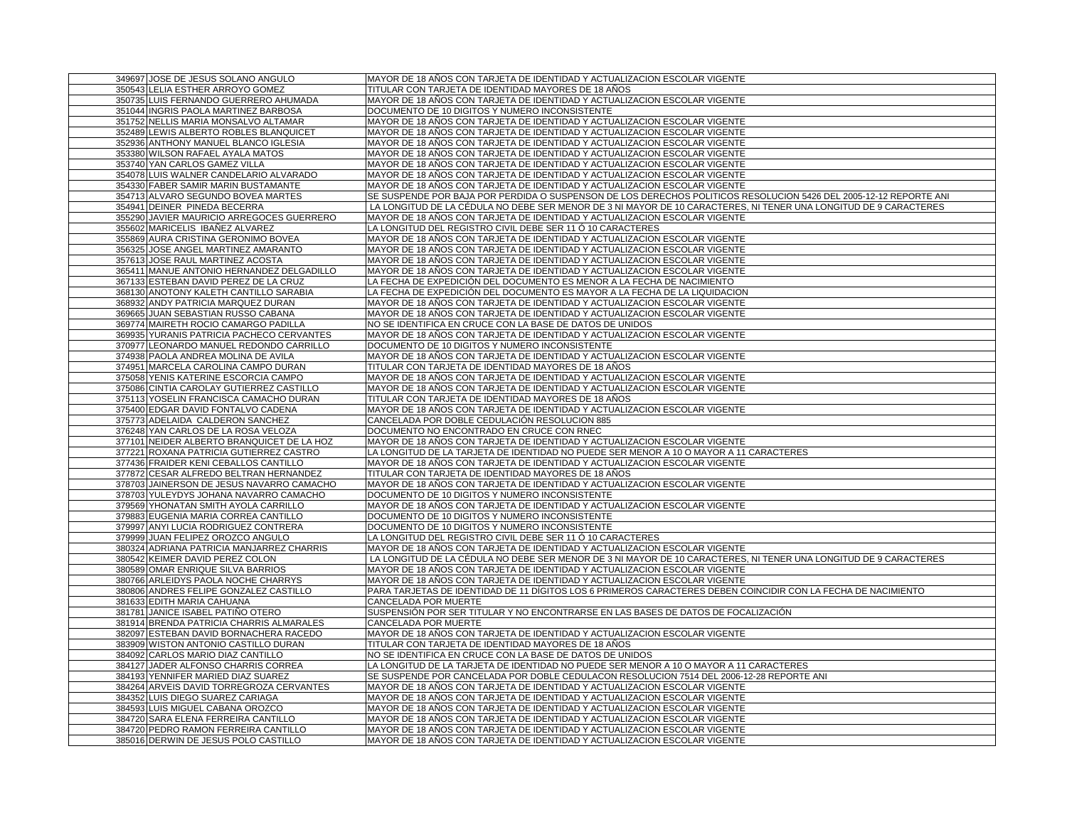| | | |
|---|---|---|
| 349697 | JOSE DE JESUS SOLANO ANGULO | MAYOR DE 18 AÑOS CON TARJETA DE IDENTIDAD Y ACTUALIZACION ESCOLAR VIGENTE |
| 350543 | LELIA ESTHER ARROYO GOMEZ | TITULAR CON TARJETA DE IDENTIDAD MAYORES DE 18 AÑOS |
| 350735 | LUIS FERNANDO GUERRERO AHUMADA | MAYOR DE 18 AÑOS CON TARJETA DE IDENTIDAD Y ACTUALIZACION ESCOLAR VIGENTE |
| 351044 | INGRIS PAOLA MARTINEZ BARBOSA | DOCUMENTO DE 10 DIGITOS Y NUMERO INCONSISTENTE |
| 351752 | NELLIS MARIA MONSALVO ALTAMAR | MAYOR DE 18 AÑOS CON TARJETA DE IDENTIDAD Y ACTUALIZACION ESCOLAR VIGENTE |
| 352489 | LEWIS ALBERTO ROBLES BLANQUICET | MAYOR DE 18 AÑOS CON TARJETA DE IDENTIDAD Y ACTUALIZACION ESCOLAR VIGENTE |
| 352936 | ANTHONY MANUEL BLANCO IGLESIA | MAYOR DE 18 AÑOS CON TARJETA DE IDENTIDAD Y ACTUALIZACION ESCOLAR VIGENTE |
| 353380 | WILSON RAFAEL AYALA MATOS | MAYOR DE 18 AÑOS CON TARJETA DE IDENTIDAD Y ACTUALIZACION ESCOLAR VIGENTE |
| 353740 | YAN CARLOS GAMEZ VILLA | MAYOR DE 18 AÑOS CON TARJETA DE IDENTIDAD Y ACTUALIZACION ESCOLAR VIGENTE |
| 354078 | LUIS WALNER CANDELARIO ALVARADO | MAYOR DE 18 AÑOS CON TARJETA DE IDENTIDAD Y ACTUALIZACION ESCOLAR VIGENTE |
| 354330 | FABER SAMIR MARIN BUSTAMANTE | MAYOR DE 18 AÑOS CON TARJETA DE IDENTIDAD Y ACTUALIZACION ESCOLAR VIGENTE |
| 354713 | ALVARO SEGUNDO BOVEA MARTES | SE SUSPENDE POR BAJA POR PERDIDA O SUSPENSON DE LOS DERECHOS POLITICOS RESOLUCION 5426 DEL 2005-12-12 REPORTE ANI |
| 354941 | DEINER PINEDA BECERRA | LA LONGITUD DE LA CÉDULA NO DEBE SER MENOR DE 3 NI MAYOR DE 10 CARACTERES, NI TENER UNA LONGITUD DE 9 CARACTERES |
| 355290 | JAVIER MAURICIO ARREGOCES GUERRERO | MAYOR DE 18 AÑOS CON TARJETA DE IDENTIDAD Y ACTUALIZACION ESCOLAR VIGENTE |
| 355602 | MARICELIS IBAÑEZ ALVAREZ | LA LONGITUD DEL REGISTRO CIVIL DEBE SER 11 Ó 10 CARACTERES |
| 355869 | AURA CRISTINA GERONIMO BOVEA | MAYOR DE 18 AÑOS CON TARJETA DE IDENTIDAD Y ACTUALIZACION ESCOLAR VIGENTE |
| 356325 | JOSE ANGEL MARTINEZ AMARANTO | MAYOR DE 18 AÑOS CON TARJETA DE IDENTIDAD Y ACTUALIZACION ESCOLAR VIGENTE |
| 357613 | JOSE RAUL MARTINEZ ACOSTA | MAYOR DE 18 AÑOS CON TARJETA DE IDENTIDAD Y ACTUALIZACION ESCOLAR VIGENTE |
| 365411 | MANUE ANTONIO HERNANDEZ DELGADILLO | MAYOR DE 18 AÑOS CON TARJETA DE IDENTIDAD Y ACTUALIZACION ESCOLAR VIGENTE |
| 367133 | ESTEBAN DAVID PEREZ DE LA CRUZ | LA FECHA DE EXPEDICIÓN DEL DOCUMENTO ES MENOR A LA FECHA DE NACIMIENTO |
| 368130 | ANOTONY KALETH CANTILLO SARABIA | LA FECHA DE EXPEDICIÓN DEL DOCUMENTO ES MAYOR A LA FECHA DE LA LIQUIDACION |
| 368932 | ANDY PATRICIA MARQUEZ DURAN | MAYOR DE 18 AÑOS CON TARJETA DE IDENTIDAD Y ACTUALIZACION ESCOLAR VIGENTE |
| 369665 | JUAN SEBASTIAN RUSSO CABANA | MAYOR DE 18 AÑOS CON TARJETA DE IDENTIDAD Y ACTUALIZACION ESCOLAR VIGENTE |
| 369774 | MAIRETH ROCIO CAMARGO PADILLA | NO SE IDENTIFICA EN CRUCE CON LA BASE DE DATOS DE UNIDOS |
| 369935 | YURANIS PATRICIA PACHECO CERVANTES | MAYOR DE 18 AÑOS CON TARJETA DE IDENTIDAD Y ACTUALIZACION ESCOLAR VIGENTE |
| 370977 | LEONARDO MANUEL REDONDO CARRILLO | DOCUMENTO DE 10 DIGITOS Y NUMERO INCONSISTENTE |
| 374938 | PAOLA ANDREA MOLINA DE AVILA | MAYOR DE 18 AÑOS CON TARJETA DE IDENTIDAD Y ACTUALIZACION ESCOLAR VIGENTE |
| 374951 | MARCELA CAROLINA CAMPO DURAN | TITULAR CON TARJETA DE IDENTIDAD MAYORES DE 18 AÑOS |
| 375058 | YENIS KATERINE ESCORCIA CAMPO | MAYOR DE 18 AÑOS CON TARJETA DE IDENTIDAD Y ACTUALIZACION ESCOLAR VIGENTE |
| 375086 | CINTIA CAROLAY GUTIERREZ CASTILLO | MAYOR DE 18 AÑOS CON TARJETA DE IDENTIDAD Y ACTUALIZACION ESCOLAR VIGENTE |
| 375113 | YOSELIN FRANCISCA CAMACHO DURAN | TITULAR CON TARJETA DE IDENTIDAD MAYORES DE 18 AÑOS |
| 375400 | EDGAR DAVID FONTALVO CADENA | MAYOR DE 18 AÑOS CON TARJETA DE IDENTIDAD Y ACTUALIZACION ESCOLAR VIGENTE |
| 375773 | ADELAIDA CALDERON SANCHEZ | CANCELADA POR DOBLE CEDULACIÓN RESOLUCION 885 |
| 376248 | YAN CARLOS DE LA ROSA VELOZA | DOCUMENTO NO ENCONTRADO EN CRUCE CON RNEC |
| 377101 | NEIDER ALBERTO BRANQUICET DE LA HOZ | MAYOR DE 18 AÑOS CON TARJETA DE IDENTIDAD Y ACTUALIZACION ESCOLAR VIGENTE |
| 377221 | ROXANA PATRICIA GUTIERREZ CASTRO | LA LONGITUD DE LA TARJETA DE IDENTIDAD NO PUEDE SER MENOR A 10 O MAYOR A 11 CARACTERES |
| 377436 | FRAIDER KENI CEBALLOS CANTILLO | MAYOR DE 18 AÑOS CON TARJETA DE IDENTIDAD Y ACTUALIZACION ESCOLAR VIGENTE |
| 377872 | CESAR ALFREDO BELTRAN HERNANDEZ | TITULAR CON TARJETA DE IDENTIDAD MAYORES DE 18 AÑOS |
| 378703 | JAINERSON DE JESUS NAVARRO CAMACHO | MAYOR DE 18 AÑOS CON TARJETA DE IDENTIDAD Y ACTUALIZACION ESCOLAR VIGENTE |
| 378703 | YULEYDYS JOHANA NAVARRO CAMACHO | DOCUMENTO DE 10 DIGITOS Y NUMERO INCONSISTENTE |
| 379569 | YHONATAN SMITH AYOLA CARRILLO | MAYOR DE 18 AÑOS CON TARJETA DE IDENTIDAD Y ACTUALIZACION ESCOLAR VIGENTE |
| 379883 | EUGENIA MARIA CORREA CANTILLO | DOCUMENTO DE 10 DIGITOS Y NUMERO INCONSISTENTE |
| 379997 | ANYI LUCIA RODRIGUEZ CONTRERA | DOCUMENTO DE 10 DIGITOS Y NUMERO INCONSISTENTE |
| 379999 | JUAN FELIPEZ OROZCO ANGULO | LA LONGITUD DEL REGISTRO CIVIL DEBE SER 11 Ó 10 CARACTERES |
| 380324 | ADRIANA PATRICIA MANJARREZ CHARRIS | MAYOR DE 18 AÑOS CON TARJETA DE IDENTIDAD Y ACTUALIZACION ESCOLAR VIGENTE |
| 380542 | KEIMER DAVID PEREZ COLON | LA LONGITUD DE LA CÉDULA NO DEBE SER MENOR DE 3 NI MAYOR DE 10 CARACTERES, NI TENER UNA LONGITUD DE 9 CARACTERES |
| 380589 | OMAR ENRIQUE SILVA BARRIOS | MAYOR DE 18 AÑOS CON TARJETA DE IDENTIDAD Y ACTUALIZACION ESCOLAR VIGENTE |
| 380766 | ARLEIDYS PAOLA NOCHE CHARRYS | MAYOR DE 18 AÑOS CON TARJETA DE IDENTIDAD Y ACTUALIZACION ESCOLAR VIGENTE |
| 380806 | ANDRES FELIPE GONZALEZ CASTILLO | PARA TARJETAS DE IDENTIDAD DE 11 DÍGITOS LOS 6 PRIMEROS CARACTERES DEBEN COINCIDIR CON LA FECHA DE NACIMIENTO |
| 381633 | EDITH MARIA CAHUANA | CANCELADA POR MUERTE |
| 381781 | JANICE ISABEL PATIÑO OTERO | SUSPENSIÓN POR SER TITULAR Y NO ENCONTRARSE EN LAS BASES DE DATOS DE FOCALIZACIÓN |
| 381914 | BRENDA PATRICIA CHARRIS ALMARALES | CANCELADA POR MUERTE |
| 382097 | ESTEBAN DAVID BORNACHERA RACEDO | MAYOR DE 18 AÑOS CON TARJETA DE IDENTIDAD Y ACTUALIZACION ESCOLAR VIGENTE |
| 383909 | WISTON ANTONIO CASTILLO DURAN | TITULAR CON TARJETA DE IDENTIDAD MAYORES DE 18 AÑOS |
| 384092 | CARLOS MARIO DIAZ CANTILLO | NO SE IDENTIFICA EN CRUCE CON LA BASE DE DATOS DE UNIDOS |
| 384127 | JADER ALFONSO CHARRIS CORREA | LA LONGITUD DE LA TARJETA DE IDENTIDAD NO PUEDE SER MENOR A 10 O MAYOR A 11 CARACTERES |
| 384193 | YENNIFER MARIED DIAZ SUAREZ | SE SUSPENDE POR CANCELADA POR DOBLE CEDULACON RESOLUCION 7514 DEL 2006-12-28 REPORTE ANI |
| 384264 | ARVEIS DAVID TORREGROZA CERVANTES | MAYOR DE 18 AÑOS CON TARJETA DE IDENTIDAD Y ACTUALIZACION ESCOLAR VIGENTE |
| 384352 | LUIS DIEGO SUAREZ CARIAGA | MAYOR DE 18 AÑOS CON TARJETA DE IDENTIDAD Y ACTUALIZACION ESCOLAR VIGENTE |
| 384593 | LUIS MIGUEL CABANA OROZCO | MAYOR DE 18 AÑOS CON TARJETA DE IDENTIDAD Y ACTUALIZACION ESCOLAR VIGENTE |
| 384720 | SARA ELENA FERREIRA CANTILLO | MAYOR DE 18 AÑOS CON TARJETA DE IDENTIDAD Y ACTUALIZACION ESCOLAR VIGENTE |
| 384720 | PEDRO RAMON FERREIRA CANTILLO | MAYOR DE 18 AÑOS CON TARJETA DE IDENTIDAD Y ACTUALIZACION ESCOLAR VIGENTE |
| 385016 | DERWIN DE JESUS POLO CASTILLO | MAYOR DE 18 AÑOS CON TARJETA DE IDENTIDAD Y ACTUALIZACION ESCOLAR VIGENTE |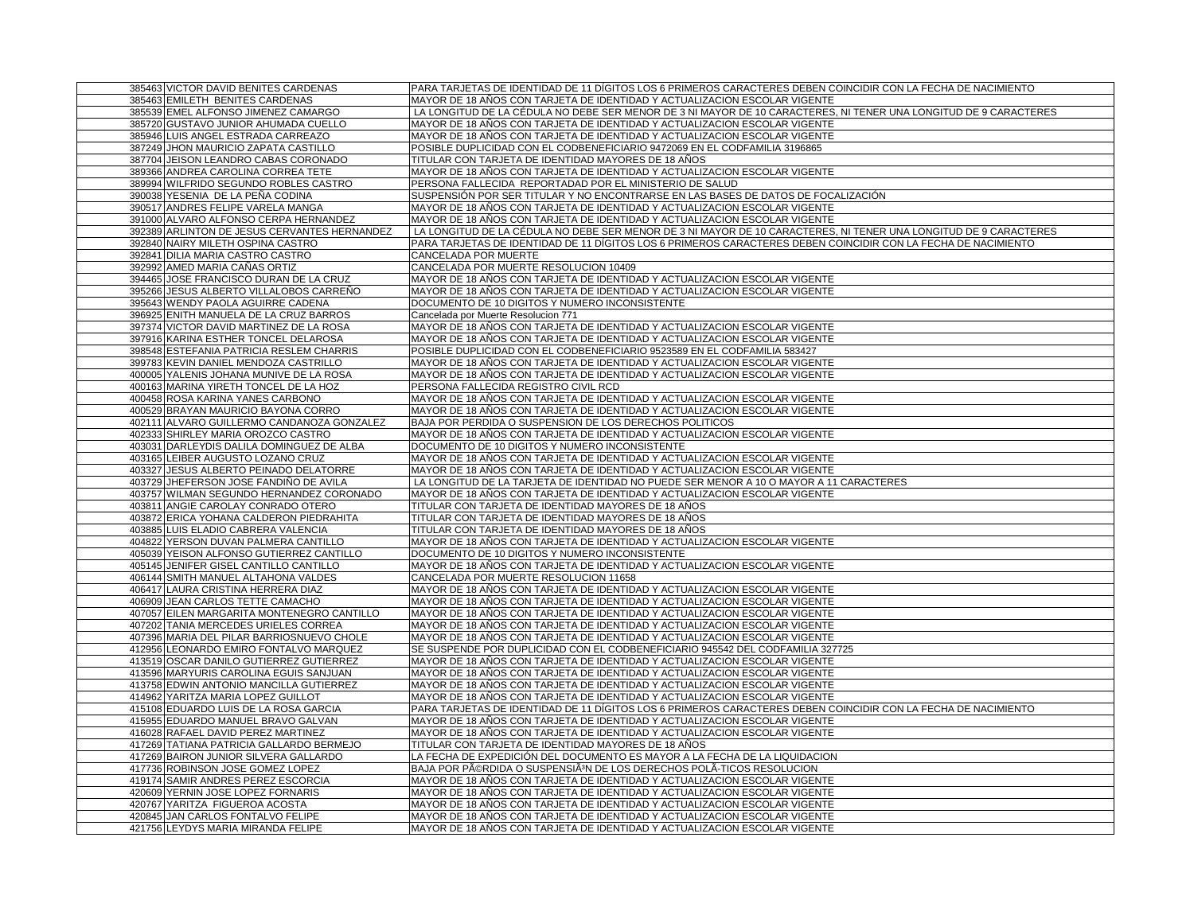| | | |
|---|---|---|
| 385463 | VICTOR DAVID BENITES CARDENAS | PARA TARJETAS DE IDENTIDAD DE 11 DÍGITOS LOS 6 PRIMEROS CARACTERES DEBEN COINCIDIR CON LA FECHA DE NACIMIENTO |
| 385463 | EMILETH BENITES CARDENAS | MAYOR DE 18 AÑOS CON TARJETA DE IDENTIDAD Y ACTUALIZACION ESCOLAR VIGENTE |
| 385539 | EMEL ALFONSO JIMENEZ CAMARGO | LA LONGITUD DE LA CÉDULA NO DEBE SER MENOR DE 3 NI MAYOR DE 10 CARACTERES, NI TENER UNA LONGITUD DE 9 CARACTERES |
| 385720 | GUSTAVO JUNIOR AHUMADA CUELLO | MAYOR DE 18 AÑOS CON TARJETA DE IDENTIDAD Y ACTUALIZACION ESCOLAR VIGENTE |
| 385946 | LUIS ANGEL ESTRADA CARREAZO | MAYOR DE 18 AÑOS CON TARJETA DE IDENTIDAD Y ACTUALIZACION ESCOLAR VIGENTE |
| 387249 | JHON MAURICIO ZAPATA CASTILLO | POSIBLE DUPLICIDAD CON EL CODBENEFICIARIO 9472069 EN EL CODFAMILIA 3196865 |
| 387704 | JEISON LEANDRO CABAS CORONADO | TITULAR CON TARJETA DE IDENTIDAD MAYORES DE 18 AÑOS |
| 389366 | ANDREA CAROLINA CORREA TETE | MAYOR DE 18 AÑOS CON TARJETA DE IDENTIDAD Y ACTUALIZACION ESCOLAR VIGENTE |
| 389994 | WILFRIDO SEGUNDO ROBLES CASTRO | PERSONA FALLECIDA REPORTADAD POR EL MINISTERIO DE SALUD |
| 390038 | YESENIA DE LA PEÑA CODINA | SUSPENSIÓN POR SER TITULAR Y NO ENCONTRARSE EN LAS BASES DE DATOS DE FOCALIZACIÓN |
| 390517 | ANDRES FELIPE VARELA MANGA | MAYOR DE 18 AÑOS CON TARJETA DE IDENTIDAD Y ACTUALIZACION ESCOLAR VIGENTE |
| 391000 | ALVARO ALFONSO CERPA HERNANDEZ | MAYOR DE 18 AÑOS CON TARJETA DE IDENTIDAD Y ACTUALIZACION ESCOLAR VIGENTE |
| 392389 | ARLINTON DE JESUS CERVANTES HERNANDEZ | LA LONGITUD DE LA CÉDULA NO DEBE SER MENOR DE 3 NI MAYOR DE 10 CARACTERES, NI TENER UNA LONGITUD DE 9 CARACTERES |
| 392840 | NAIRY MILETH OSPINA CASTRO | PARA TARJETAS DE IDENTIDAD DE 11 DÍGITOS LOS 6 PRIMEROS CARACTERES DEBEN COINCIDIR CON LA FECHA DE NACIMIENTO |
| 392841 | DILIA MARIA CASTRO CASTRO | CANCELADA POR MUERTE |
| 392992 | AMED MARIA CAÑAS ORTIZ | CANCELADA POR MUERTE RESOLUCION 10409 |
| 394465 | JOSE FRANCISCO DURAN DE LA CRUZ | MAYOR DE 18 AÑOS CON TARJETA DE IDENTIDAD Y ACTUALIZACION ESCOLAR VIGENTE |
| 395266 | JESUS ALBERTO VILLALOBOS CARREÑO | MAYOR DE 18 AÑOS CON TARJETA DE IDENTIDAD Y ACTUALIZACION ESCOLAR VIGENTE |
| 395643 | WENDY PAOLA AGUIRRE CADENA | DOCUMENTO DE 10 DIGITOS Y NUMERO INCONSISTENTE |
| 396925 | ENITH MANUELA DE LA CRUZ BARROS | Cancelada por Muerte Resolucion 771 |
| 397374 | VICTOR DAVID MARTINEZ DE LA ROSA | MAYOR DE 18 AÑOS CON TARJETA DE IDENTIDAD Y ACTUALIZACION ESCOLAR VIGENTE |
| 397916 | KARINA ESTHER TONCEL DELAROSA | MAYOR DE 18 AÑOS CON TARJETA DE IDENTIDAD Y ACTUALIZACION ESCOLAR VIGENTE |
| 398548 | ESTEFANIA PATRICIA RESLEM CHARRIS | POSIBLE DUPLICIDAD CON EL CODBENEFICIARIO 9523589 EN EL CODFAMILIA 583427 |
| 399783 | KEVIN DANIEL MENDOZA CASTRILLO | MAYOR DE 18 AÑOS CON TARJETA DE IDENTIDAD Y ACTUALIZACION ESCOLAR VIGENTE |
| 400005 | YALENIS JOHANA MUNIVE DE LA ROSA | MAYOR DE 18 AÑOS CON TARJETA DE IDENTIDAD Y ACTUALIZACION ESCOLAR VIGENTE |
| 400163 | MARINA YIRETH TONCEL DE LA HOZ | PERSONA FALLECIDA REGISTRO CIVIL RCD |
| 400458 | ROSA KARINA YANES CARBONO | MAYOR DE 18 AÑOS CON TARJETA DE IDENTIDAD Y ACTUALIZACION ESCOLAR VIGENTE |
| 400529 | BRAYAN MAURICIO BAYONA CORRO | MAYOR DE 18 AÑOS CON TARJETA DE IDENTIDAD Y ACTUALIZACION ESCOLAR VIGENTE |
| 402111 | ALVARO GUILLERMO CANDANOZA GONZALEZ | BAJA POR PERDIDA O SUSPENSION DE LOS DERECHOS POLITICOS |
| 402333 | SHIRLEY MARIA OROZCO CASTRO | MAYOR DE 18 AÑOS CON TARJETA DE IDENTIDAD Y ACTUALIZACION ESCOLAR VIGENTE |
| 403031 | DARLEYDIS DALILA DOMINGUEZ DE ALBA | DOCUMENTO DE 10 DIGITOS Y NUMERO INCONSISTENTE |
| 403165 | LEIBER AUGUSTO LOZANO CRUZ | MAYOR DE 18 AÑOS CON TARJETA DE IDENTIDAD Y ACTUALIZACION ESCOLAR VIGENTE |
| 403327 | JESUS ALBERTO PEINADO DELATORRE | MAYOR DE 18 AÑOS CON TARJETA DE IDENTIDAD Y ACTUALIZACION ESCOLAR VIGENTE |
| 403729 | JHEFERSON JOSE FANDIÑO DE AVILA | LA LONGITUD DE LA TARJETA DE IDENTIDAD NO PUEDE SER MENOR A 10 O MAYOR A 11 CARACTERES |
| 403757 | WILMAN SEGUNDO HERNANDEZ CORONADO | MAYOR DE 18 AÑOS CON TARJETA DE IDENTIDAD Y ACTUALIZACION ESCOLAR VIGENTE |
| 403811 | ANGIE CAROLAY CONRADO OTERO | TITULAR CON TARJETA DE IDENTIDAD MAYORES DE 18 AÑOS |
| 403872 | ERICA YOHANA CALDERON PIEDRAHITA | TITULAR CON TARJETA DE IDENTIDAD MAYORES DE 18 AÑOS |
| 403885 | LUIS ELADIO CABRERA VALENCIA | TITULAR CON TARJETA DE IDENTIDAD MAYORES DE 18 AÑOS |
| 404822 | YERSON DUVAN PALMERA CANTILLO | MAYOR DE 18 AÑOS CON TARJETA DE IDENTIDAD Y ACTUALIZACION ESCOLAR VIGENTE |
| 405039 | YEISON ALFONSO GUTIERREZ CANTILLO | DOCUMENTO DE 10 DIGITOS Y NUMERO INCONSISTENTE |
| 405145 | JENIFER GISEL CANTILLO CANTILLO | MAYOR DE 18 AÑOS CON TARJETA DE IDENTIDAD Y ACTUALIZACION ESCOLAR VIGENTE |
| 406144 | SMITH MANUEL ALTAHONA VALDES | CANCELADA POR MUERTE RESOLUCION 11658 |
| 406417 | LAURA CRISTINA HERRERA DIAZ | MAYOR DE 18 AÑOS CON TARJETA DE IDENTIDAD Y ACTUALIZACION ESCOLAR VIGENTE |
| 406909 | JEAN CARLOS TETTE CAMACHO | MAYOR DE 18 AÑOS CON TARJETA DE IDENTIDAD Y ACTUALIZACION ESCOLAR VIGENTE |
| 407057 | EILEN MARGARITA MONTENEGRO CANTILLO | MAYOR DE 18 AÑOS CON TARJETA DE IDENTIDAD Y ACTUALIZACION ESCOLAR VIGENTE |
| 407202 | TANIA MERCEDES URIELES CORREA | MAYOR DE 18 AÑOS CON TARJETA DE IDENTIDAD Y ACTUALIZACION ESCOLAR VIGENTE |
| 407396 | MARIA DEL PILAR BARRIOSNUEVO CHOLE | MAYOR DE 18 AÑOS CON TARJETA DE IDENTIDAD Y ACTUALIZACION ESCOLAR VIGENTE |
| 412956 | LEONARDO EMIRO FONTALVO MARQUEZ | SE SUSPENDE POR DUPLICIDAD CON EL CODBENEFICIARIO 945542 DEL CODFAMILIA 327725 |
| 413519 | OSCAR DANILO GUTIERREZ GUTIERREZ | MAYOR DE 18 AÑOS CON TARJETA DE IDENTIDAD Y ACTUALIZACION ESCOLAR VIGENTE |
| 413596 | MARYURIS CAROLINA EGUIS SANJUAN | MAYOR DE 18 AÑOS CON TARJETA DE IDENTIDAD Y ACTUALIZACION ESCOLAR VIGENTE |
| 413758 | EDWIN ANTONIO MANCILLA GUTIERREZ | MAYOR DE 18 AÑOS CON TARJETA DE IDENTIDAD Y ACTUALIZACION ESCOLAR VIGENTE |
| 414962 | YARITZA MARIA LOPEZ GUILLOT | MAYOR DE 18 AÑOS CON TARJETA DE IDENTIDAD Y ACTUALIZACION ESCOLAR VIGENTE |
| 415108 | EDUARDO LUIS DE LA ROSA GARCIA | PARA TARJETAS DE IDENTIDAD DE 11 DÍGITOS LOS 6 PRIMEROS CARACTERES DEBEN COINCIDIR CON LA FECHA DE NACIMIENTO |
| 415955 | EDUARDO MANUEL BRAVO GALVAN | MAYOR DE 18 AÑOS CON TARJETA DE IDENTIDAD Y ACTUALIZACION ESCOLAR VIGENTE |
| 416028 | RAFAEL DAVID PEREZ MARTINEZ | MAYOR DE 18 AÑOS CON TARJETA DE IDENTIDAD Y ACTUALIZACION ESCOLAR VIGENTE |
| 417269 | TATIANA PATRICIA GALLARDO BERMEJO | TITULAR CON TARJETA DE IDENTIDAD MAYORES DE 18 AÑOS |
| 417269 | BAIRON JUNIOR SILVERA GALLARDO | LA FECHA DE EXPEDICIÓN DEL DOCUMENTO ES MAYOR A LA FECHA DE LA LIQUIDACION |
| 417736 | ROBINSON JOSE GOMEZ LOPEZ | BAJA POR PÃ©RDIDA O SUSPENSIÃ³N DE LOS DERECHOS POLÃ-TICOS RESOLUCION |
| 419174 | SAMIR ANDRES PEREZ ESCORCIA | MAYOR DE 18 AÑOS CON TARJETA DE IDENTIDAD Y ACTUALIZACION ESCOLAR VIGENTE |
| 420609 | YERNIN JOSE LOPEZ FORNARIS | MAYOR DE 18 AÑOS CON TARJETA DE IDENTIDAD Y ACTUALIZACION ESCOLAR VIGENTE |
| 420767 | YARITZA FIGUEROA ACOSTA | MAYOR DE 18 AÑOS CON TARJETA DE IDENTIDAD Y ACTUALIZACION ESCOLAR VIGENTE |
| 420845 | JAN CARLOS FONTALVO FELIPE | MAYOR DE 18 AÑOS CON TARJETA DE IDENTIDAD Y ACTUALIZACION ESCOLAR VIGENTE |
| 421756 | LEYDYS MARIA MIRANDA FELIPE | MAYOR DE 18 AÑOS CON TARJETA DE IDENTIDAD Y ACTUALIZACION ESCOLAR VIGENTE |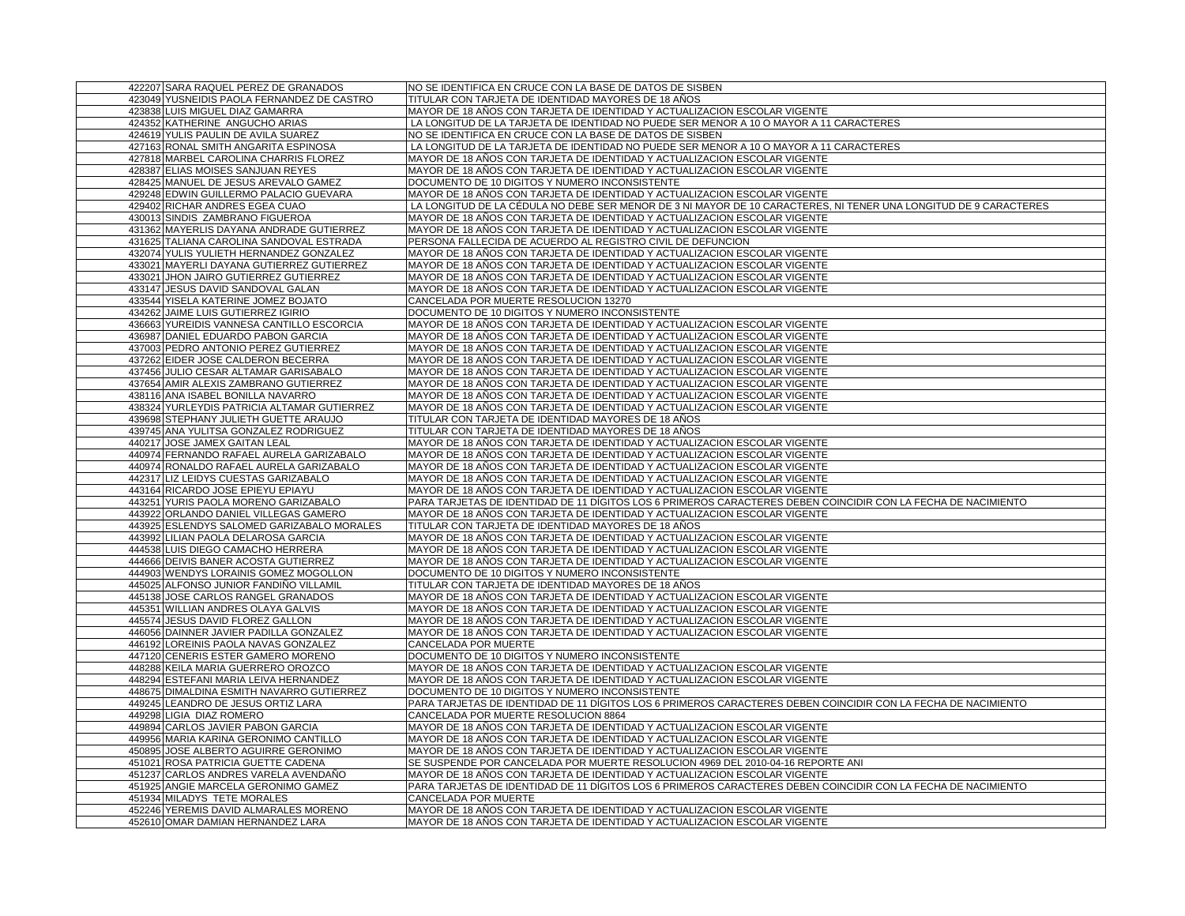| | | |
|---|---|---|
| 422207 | SARA RAQUEL PEREZ DE GRANADOS | NO SE IDENTIFICA EN CRUCE CON LA BASE DE DATOS DE SISBEN |
| 423049 | YUSNEIDIS PAOLA FERNANDEZ DE CASTRO | TITULAR CON TARJETA DE IDENTIDAD MAYORES DE 18 AÑOS |
| 423838 | LUIS MIGUEL DIAZ GAMARRA | MAYOR DE 18 AÑOS CON TARJETA DE IDENTIDAD Y ACTUALIZACION ESCOLAR VIGENTE |
| 424352 | KATHERINE ANGUCHO ARIAS | LA LONGITUD DE LA TARJETA DE IDENTIDAD NO PUEDE SER MENOR A 10 O MAYOR A 11 CARACTERES |
| 424619 | YULIS PAULIN DE AVILA SUAREZ | NO SE IDENTIFICA EN CRUCE CON LA BASE DE DATOS DE SISBEN |
| 427163 | RONAL SMITH ANGARITA ESPINOSA | LA LONGITUD DE LA TARJETA DE IDENTIDAD NO PUEDE SER MENOR A 10 O MAYOR A 11 CARACTERES |
| 427818 | MARBEL CAROLINA CHARRIS FLOREZ | MAYOR DE 18 AÑOS CON TARJETA DE IDENTIDAD Y ACTUALIZACION ESCOLAR VIGENTE |
| 428387 | ELIAS MOISES SANJUAN REYES | MAYOR DE 18 AÑOS CON TARJETA DE IDENTIDAD Y ACTUALIZACION ESCOLAR VIGENTE |
| 428425 | MANUEL DE JESUS AREVALO GAMEZ | DOCUMENTO DE 10 DIGITOS Y NUMERO INCONSISTENTE |
| 429248 | EDWIN GUILLERMO PALACIO GUEVARA | MAYOR DE 18 AÑOS CON TARJETA DE IDENTIDAD Y ACTUALIZACION ESCOLAR VIGENTE |
| 429402 | RICHAR ANDRES EGEA CUAO | LA LONGITUD DE LA CÉDULA NO DEBE SER MENOR DE 3 NI MAYOR DE 10 CARACTERES, NI TENER UNA LONGITUD DE 9 CARACTERES |
| 430013 | SINDIS ZAMBRANO FIGUEROA | MAYOR DE 18 AÑOS CON TARJETA DE IDENTIDAD Y ACTUALIZACION ESCOLAR VIGENTE |
| 431362 | MAYERLIS DAYANA ANDRADE GUTIERREZ | MAYOR DE 18 AÑOS CON TARJETA DE IDENTIDAD Y ACTUALIZACION ESCOLAR VIGENTE |
| 431625 | TALIANA CAROLINA SANDOVAL ESTRADA | PERSONA FALLECIDA DE ACUERDO AL REGISTRO CIVIL DE DEFUNCION |
| 432074 | YULIS YULIETH HERNANDEZ GONZALEZ | MAYOR DE 18 AÑOS CON TARJETA DE IDENTIDAD Y ACTUALIZACION ESCOLAR VIGENTE |
| 433021 | MAYERLI DAYANA GUTIERREZ GUTIERREZ | MAYOR DE 18 AÑOS CON TARJETA DE IDENTIDAD Y ACTUALIZACION ESCOLAR VIGENTE |
| 433021 | JHON JAIRO GUTIERREZ GUTIERREZ | MAYOR DE 18 AÑOS CON TARJETA DE IDENTIDAD Y ACTUALIZACION ESCOLAR VIGENTE |
| 433147 | JESUS DAVID SANDOVAL GALAN | MAYOR DE 18 AÑOS CON TARJETA DE IDENTIDAD Y ACTUALIZACION ESCOLAR VIGENTE |
| 433544 | YISELA KATERINE JOMEZ BOJATO | CANCELADA POR MUERTE RESOLUCION 13270 |
| 434262 | JAIME LUIS GUTIERREZ IGIRIO | DOCUMENTO DE 10 DIGITOS Y NUMERO INCONSISTENTE |
| 436663 | YUREIDIS VANNESA CANTILLO ESCORCIA | MAYOR DE 18 AÑOS CON TARJETA DE IDENTIDAD Y ACTUALIZACION ESCOLAR VIGENTE |
| 436987 | DANIEL EDUARDO PABON GARCIA | MAYOR DE 18 AÑOS CON TARJETA DE IDENTIDAD Y ACTUALIZACION ESCOLAR VIGENTE |
| 437003 | PEDRO ANTONIO PEREZ GUTIERREZ | MAYOR DE 18 AÑOS CON TARJETA DE IDENTIDAD Y ACTUALIZACION ESCOLAR VIGENTE |
| 437262 | EIDER JOSE CALDERON BECERRA | MAYOR DE 18 AÑOS CON TARJETA DE IDENTIDAD Y ACTUALIZACION ESCOLAR VIGENTE |
| 437456 | JULIO CESAR ALTAMAR GARISABALO | MAYOR DE 18 AÑOS CON TARJETA DE IDENTIDAD Y ACTUALIZACION ESCOLAR VIGENTE |
| 437654 | AMIR ALEXIS ZAMBRANO GUTIERREZ | MAYOR DE 18 AÑOS CON TARJETA DE IDENTIDAD Y ACTUALIZACION ESCOLAR VIGENTE |
| 438116 | ANA ISABEL BONILLA NAVARRO | MAYOR DE 18 AÑOS CON TARJETA DE IDENTIDAD Y ACTUALIZACION ESCOLAR VIGENTE |
| 438324 | YURLEYDIS PATRICIA ALTAMAR GUTIERREZ | MAYOR DE 18 AÑOS CON TARJETA DE IDENTIDAD Y ACTUALIZACION ESCOLAR VIGENTE |
| 439698 | STEPHANY JULIETH GUETTE ARAUJO | TITULAR CON TARJETA DE IDENTIDAD MAYORES DE 18 AÑOS |
| 439745 | ANA YULITSA GONZALEZ RODRIGUEZ | TITULAR CON TARJETA DE IDENTIDAD MAYORES DE 18 AÑOS |
| 440217 | JOSE JAMEX GAITAN LEAL | MAYOR DE 18 AÑOS CON TARJETA DE IDENTIDAD Y ACTUALIZACION ESCOLAR VIGENTE |
| 440974 | FERNANDO RAFAEL AURELA GARIZABALO | MAYOR DE 18 AÑOS CON TARJETA DE IDENTIDAD Y ACTUALIZACION ESCOLAR VIGENTE |
| 440974 | RONALDO RAFAEL AURELA GARIZABALO | MAYOR DE 18 AÑOS CON TARJETA DE IDENTIDAD Y ACTUALIZACION ESCOLAR VIGENTE |
| 442317 | LIZ LEIDYS CUESTAS GARIZABALO | MAYOR DE 18 AÑOS CON TARJETA DE IDENTIDAD Y ACTUALIZACION ESCOLAR VIGENTE |
| 443164 | RICARDO JOSE EPIEYU EPIAYU | MAYOR DE 18 AÑOS CON TARJETA DE IDENTIDAD Y ACTUALIZACION ESCOLAR VIGENTE |
| 443251 | YURIS PAOLA MORENO GARIZABALO | PARA TARJETAS DE IDENTIDAD DE 11 DÍGITOS LOS 6 PRIMEROS CARACTERES DEBEN COINCIDIR CON LA FECHA DE NACIMIENTO |
| 443922 | ORLANDO DANIEL VILLEGAS GAMERO | MAYOR DE 18 AÑOS CON TARJETA DE IDENTIDAD Y ACTUALIZACION ESCOLAR VIGENTE |
| 443925 | ESLENDYS SALOMED GARIZABALO MORALES | TITULAR CON TARJETA DE IDENTIDAD MAYORES DE 18 AÑOS |
| 443992 | LILIAN PAOLA DELAROSA GARCIA | MAYOR DE 18 AÑOS CON TARJETA DE IDENTIDAD Y ACTUALIZACION ESCOLAR VIGENTE |
| 444538 | LUIS DIEGO CAMACHO HERRERA | MAYOR DE 18 AÑOS CON TARJETA DE IDENTIDAD Y ACTUALIZACION ESCOLAR VIGENTE |
| 444666 | DEIVIS BANER ACOSTA GUTIERREZ | MAYOR DE 18 AÑOS CON TARJETA DE IDENTIDAD Y ACTUALIZACION ESCOLAR VIGENTE |
| 444903 | WENDYS LORAINIS GOMEZ MOGOLLON | DOCUMENTO DE 10 DIGITOS Y NUMERO INCONSISTENTE |
| 445025 | ALFONSO JUNIOR FANDIÑO VILLAMIL | TITULAR CON TARJETA DE IDENTIDAD MAYORES DE 18 AÑOS |
| 445138 | JOSE CARLOS RANGEL GRANADOS | MAYOR DE 18 AÑOS CON TARJETA DE IDENTIDAD Y ACTUALIZACION ESCOLAR VIGENTE |
| 445351 | WILLIAN ANDRES OLAYA GALVIS | MAYOR DE 18 AÑOS CON TARJETA DE IDENTIDAD Y ACTUALIZACION ESCOLAR VIGENTE |
| 445574 | JESUS DAVID FLOREZ GALLON | MAYOR DE 18 AÑOS CON TARJETA DE IDENTIDAD Y ACTUALIZACION ESCOLAR VIGENTE |
| 446056 | DAINNER JAVIER PADILLA GONZALEZ | MAYOR DE 18 AÑOS CON TARJETA DE IDENTIDAD Y ACTUALIZACION ESCOLAR VIGENTE |
| 446192 | LOREINIS PAOLA NAVAS GONZALEZ | CANCELADA POR MUERTE |
| 447120 | CENERIS ESTER GAMERO MORENO | DOCUMENTO DE 10 DIGITOS Y NUMERO INCONSISTENTE |
| 448288 | KEILA MARIA GUERRERO OROZCO | MAYOR DE 18 AÑOS CON TARJETA DE IDENTIDAD Y ACTUALIZACION ESCOLAR VIGENTE |
| 448294 | ESTEFANI MARIA LEIVA HERNANDEZ | MAYOR DE 18 AÑOS CON TARJETA DE IDENTIDAD Y ACTUALIZACION ESCOLAR VIGENTE |
| 448675 | DIMALDINA ESMITH NAVARRO GUTIERREZ | DOCUMENTO DE 10 DIGITOS Y NUMERO INCONSISTENTE |
| 449245 | LEANDRO DE JESUS ORTIZ LARA | PARA TARJETAS DE IDENTIDAD DE 11 DÍGITOS LOS 6 PRIMEROS CARACTERES DEBEN COINCIDIR CON LA FECHA DE NACIMIENTO |
| 449298 | LIGIA DIAZ ROMERO | CANCELADA POR MUERTE RESOLUCION 8864 |
| 449894 | CARLOS JAVIER PABON GARCIA | MAYOR DE 18 AÑOS CON TARJETA DE IDENTIDAD Y ACTUALIZACION ESCOLAR VIGENTE |
| 449956 | MARIA KARINA GERONIMO CANTILLO | MAYOR DE 18 AÑOS CON TARJETA DE IDENTIDAD Y ACTUALIZACION ESCOLAR VIGENTE |
| 450895 | JOSE ALBERTO AGUIRRE GERONIMO | MAYOR DE 18 AÑOS CON TARJETA DE IDENTIDAD Y ACTUALIZACION ESCOLAR VIGENTE |
| 451021 | ROSA PATRICIA GUETTE CADENA | SE SUSPENDE POR CANCELADA POR MUERTE RESOLUCION 4969 DEL 2010-04-16 REPORTE ANI |
| 451237 | CARLOS ANDRES VARELA AVENDAÑO | MAYOR DE 18 AÑOS CON TARJETA DE IDENTIDAD Y ACTUALIZACION ESCOLAR VIGENTE |
| 451925 | ANGIE MARCELA GERONIMO GAMEZ | PARA TARJETAS DE IDENTIDAD DE 11 DÍGITOS LOS 6 PRIMEROS CARACTERES DEBEN COINCIDIR CON LA FECHA DE NACIMIENTO |
| 451934 | MILADYS TETE MORALES | CANCELADA POR MUERTE |
| 452246 | YEREMIS DAVID ALMARALES MORENO | MAYOR DE 18 AÑOS CON TARJETA DE IDENTIDAD Y ACTUALIZACION ESCOLAR VIGENTE |
| 452610 | OMAR DAMIAN HERNANDEZ LARA | MAYOR DE 18 AÑOS CON TARJETA DE IDENTIDAD Y ACTUALIZACION ESCOLAR VIGENTE |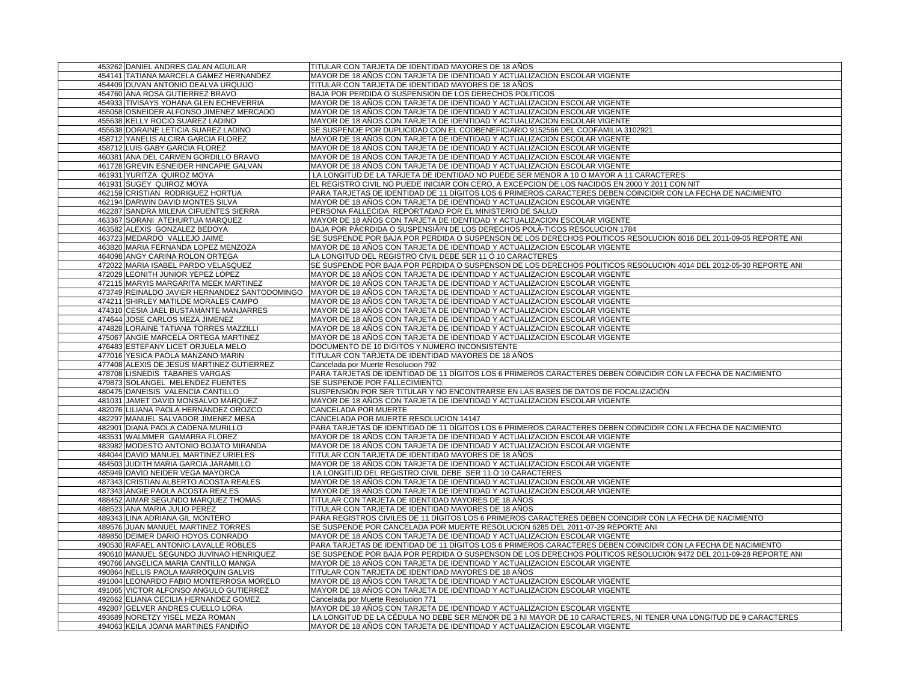| | | |
|---|---|---|
| 453262 | DANIEL ANDRES GALAN AGUILAR | TITULAR CON TARJETA DE IDENTIDAD MAYORES DE 18 AÑOS |
| 454141 | TATIANA MARCELA GAMEZ HERNANDEZ | MAYOR DE 18 AÑOS CON TARJETA DE IDENTIDAD Y ACTUALIZACION ESCOLAR VIGENTE |
| 454409 | DUVAN ANTONIO DEALVA URQUIJO | TITULAR CON TARJETA DE IDENTIDAD MAYORES DE 18 AÑOS |
| 454760 | ANA ROSA GUTIERREZ BRAVO | BAJA POR PERDIDA O SUSPENSION DE LOS DERECHOS POLITICOS |
| 454933 | TIVISAYS YOHANA GLEN ECHEVERRIA | MAYOR DE 18 AÑOS CON TARJETA DE IDENTIDAD Y ACTUALIZACION ESCOLAR VIGENTE |
| 455058 | OSNEIDER ALFONSO JIMENEZ MERCADO | MAYOR DE 18 AÑOS CON TARJETA DE IDENTIDAD Y ACTUALIZACION ESCOLAR VIGENTE |
| 455638 | KELLY ROCIO SUAREZ LADINO | MAYOR DE 18 AÑOS CON TARJETA DE IDENTIDAD Y ACTUALIZACION ESCOLAR VIGENTE |
| 455638 | DORAINE LETICIA SUAREZ LADINO | SE SUSPENDE POR DUPLICIDAD CON EL CODBENEFICIARIO 9152566 DEL CODFAMILIA 3102921 |
| 458712 | YANELIS ALCIRA GARCIA FLOREZ | MAYOR DE 18 AÑOS CON TARJETA DE IDENTIDAD Y ACTUALIZACION ESCOLAR VIGENTE |
| 458712 | LUIS GABY GARCIA FLOREZ | MAYOR DE 18 AÑOS CON TARJETA DE IDENTIDAD Y ACTUALIZACION ESCOLAR VIGENTE |
| 460381 | ANA DEL CARMEN GORDILLO BRAVO | MAYOR DE 18 AÑOS CON TARJETA DE IDENTIDAD Y ACTUALIZACION ESCOLAR VIGENTE |
| 461728 | GREVIN ESNEIDER HINCAPIE GALVAN | MAYOR DE 18 AÑOS CON TARJETA DE IDENTIDAD Y ACTUALIZACION ESCOLAR VIGENTE |
| 461931 | YURITZA QUIROZ MOYA | LA LONGITUD DE LA TARJETA DE IDENTIDAD NO PUEDE SER MENOR A 10 O MAYOR A 11 CARACTERES |
| 461931 | SUGEY QUIROZ MOYA | EL REGISTRO CIVIL NO PUEDE INICIAR CON CERO, A EXCEPCION DE LOS NACIDOS EN 2000 Y 2011 CON NIT |
| 462159 | CRISTIAN RODRIGUEZ HORTUA | PARA TARJETAS DE IDENTIDAD DE 11 DÍGITOS LOS 6 PRIMEROS CARACTERES DEBEN COINCIDIR CON LA FECHA DE NACIMIENTO |
| 462194 | DARWIN DAVID MONTES SILVA | MAYOR DE 18 AÑOS CON TARJETA DE IDENTIDAD Y ACTUALIZACION ESCOLAR VIGENTE |
| 462287 | SANDRA MILENA CIFUENTES SIERRA | PERSONA FALLECIDA REPORTADAD POR EL MINISTERIO DE SALUD |
| 463367 | SORANI ATEHURTUA MARQUEZ | MAYOR DE 18 AÑOS CON TARJETA DE IDENTIDAD Y ACTUALIZACION ESCOLAR VIGENTE |
| 463582 | ALEXIS GONZALEZ BEDOYA | BAJA POR PÃ©RDIDA O SUSPENSIÃºN DE LOS DERECHOS POLÃ-TICOS RESOLUCION 1784 |
| 463723 | MEDARDO VALLEJO JAIME | SE SUSPENDE POR BAJA POR PERDIDA O SUSPENSON DE LOS DERECHOS POLITICOS RESOLUCION 8016 DEL 2011-09-05 REPORTE ANI |
| 463820 | MARIA FERNANDA LOPEZ MENZOZA | MAYOR DE 18 AÑOS CON TARJETA DE IDENTIDAD Y ACTUALIZACION ESCOLAR VIGENTE |
| 464098 | ANGY CARINA ROLON ORTEGA | LA LONGITUD DEL REGISTRO CIVIL DEBE SER 11 Ó 10 CARACTERES |
| 472022 | MARIA ISABEL PARDO VELASQUEZ | SE SUSPENDE POR BAJA POR PERDIDA O SUSPENSON DE LOS DERECHOS POLITICOS RESOLUCION 4014 DEL 2012-05-30 REPORTE ANI |
| 472029 | LEONITH JUNIOR YEPEZ LOPEZ | MAYOR DE 18 AÑOS CON TARJETA DE IDENTIDAD Y ACTUALIZACION ESCOLAR VIGENTE |
| 472115 | MARYIS MARGARITA MEEK MARTINEZ | MAYOR DE 18 AÑOS CON TARJETA DE IDENTIDAD Y ACTUALIZACION ESCOLAR VIGENTE |
| 473749 | REINALDO JAVIER HERNANDEZ SANTODOMINGO | MAYOR DE 18 AÑOS CON TARJETA DE IDENTIDAD Y ACTUALIZACION ESCOLAR VIGENTE |
| 474211 | SHIRLEY MATILDE MORALES CAMPO | MAYOR DE 18 AÑOS CON TARJETA DE IDENTIDAD Y ACTUALIZACION ESCOLAR VIGENTE |
| 474310 | CESIA JAEL BUSTAMANTE MANJARRES | MAYOR DE 18 AÑOS CON TARJETA DE IDENTIDAD Y ACTUALIZACION ESCOLAR VIGENTE |
| 474644 | JOSE CARLOS MEZA JIMENEZ | MAYOR DE 18 AÑOS CON TARJETA DE IDENTIDAD Y ACTUALIZACION ESCOLAR VIGENTE |
| 474828 | LORAINE TATIANA TORRES MAZZILLI | MAYOR DE 18 AÑOS CON TARJETA DE IDENTIDAD Y ACTUALIZACION ESCOLAR VIGENTE |
| 475067 | ANGIE MARCELA ORTEGA MARTINEZ | MAYOR DE 18 AÑOS CON TARJETA DE IDENTIDAD Y ACTUALIZACION ESCOLAR VIGENTE |
| 476483 | ESTEFANY LICET ORJUELA MELO | DOCUMENTO DE 10 DIGITOS Y NUMERO INCONSISTENTE |
| 477016 | YESICA PAOLA MANZANO MARIN | TITULAR CON TARJETA DE IDENTIDAD MAYORES DE 18 AÑOS |
| 477408 | ALEXIS DE JESUS MARTINEZ GUTIERREZ | Cancelada por Muerte Resolucion 792 |
| 478708 | LISNEDIS TABARES VARGAS | PARA TARJETAS DE IDENTIDAD DE 11 DÍGITOS LOS 6 PRIMEROS CARACTERES DEBEN COINCIDIR CON LA FECHA DE NACIMIENTO |
| 479873 | SOLANGEL MELENDEZ FUENTES | SE SUSPENDE POR FALLECIMIENTO. |
| 480475 | DANEISIS VALENCIA CANTILLO | SUSPENSIÓN POR SER TITULAR Y NO ENCONTRARSE EN LAS BASES DE DATOS DE FOCALIZACIÓN |
| 481031 | JAMET DAVID MONSALVO MARQUEZ | MAYOR DE 18 AÑOS CON TARJETA DE IDENTIDAD Y ACTUALIZACION ESCOLAR VIGENTE |
| 482076 | LILIANA PAOLA HERNANDEZ OROZCO | CANCELADA POR MUERTE |
| 482297 | MANUEL SALVADOR JIMENEZ MESA | CANCELADA POR MUERTE RESOLUCION 14147 |
| 482901 | DIANA PAOLA CADENA MURILLO | PARA TARJETAS DE IDENTIDAD DE 11 DÍGITOS LOS 6 PRIMEROS CARACTERES DEBEN COINCIDIR CON LA FECHA DE NACIMIENTO |
| 483531 | WALMMER GAMARRA FLOREZ | MAYOR DE 18 AÑOS CON TARJETA DE IDENTIDAD Y ACTUALIZACION ESCOLAR VIGENTE |
| 483982 | MODESTO ANTONIO BOJATO MIRANDA | MAYOR DE 18 AÑOS CON TARJETA DE IDENTIDAD Y ACTUALIZACION ESCOLAR VIGENTE |
| 484044 | DAVID MANUEL MARTINEZ URIELES | TITULAR CON TARJETA DE IDENTIDAD MAYORES DE 18 AÑOS |
| 484503 | JUDITH MARIA GARCIA JARAMILLO | MAYOR DE 18 AÑOS CON TARJETA DE IDENTIDAD Y ACTUALIZACION ESCOLAR VIGENTE |
| 485949 | DAVID NEIDER VEGA MAYORCA | LA LONGITUD DEL REGISTRO CIVIL DEBE SER 11 Ó 10 CARACTERES |
| 487343 | CRISTIAN ALBERTO ACOSTA REALES | MAYOR DE 18 AÑOS CON TARJETA DE IDENTIDAD Y ACTUALIZACION ESCOLAR VIGENTE |
| 487343 | ANGIE PAOLA ACOSTA REALES | MAYOR DE 18 AÑOS CON TARJETA DE IDENTIDAD Y ACTUALIZACION ESCOLAR VIGENTE |
| 488452 | AIMAR SEGUNDO MARQUEZ THOMAS | TITULAR CON TARJETA DE IDENTIDAD MAYORES DE 18 AÑOS |
| 488523 | ANA MARIA JULIO PEREZ | TITULAR CON TARJETA DE IDENTIDAD MAYORES DE 18 AÑOS |
| 489343 | LINA ADRIANA GIL MONTERO | PARA REGISTROS CIVILES DE 11 DÍGITOS LOS 6 PRIMEROS CARACTERES DEBEN COINCIDIR CON LA FECHA DE NACIMIENTO |
| 489576 | JUAN MANUEL MARTINEZ TORRES | SE SUSPENDE POR CANCELADA POR MUERTE RESOLUCION 6285 DEL 2011-07-29 REPORTE ANI |
| 489850 | DEIMER DARIO HOYOS CONRADO | MAYOR DE 18 AÑOS CON TARJETA DE IDENTIDAD Y ACTUALIZACION ESCOLAR VIGENTE |
| 490530 | RAFAEL ANTONIO LAVALLE ROBLES | PARA TARJETAS DE IDENTIDAD DE 11 DÍGITOS LOS 6 PRIMEROS CARACTERES DEBEN COINCIDIR CON LA FECHA DE NACIMIENTO |
| 490610 | MANUEL SEGUNDO JUVINAO HENRIQUEZ | SE SUSPENDE POR BAJA POR PERDIDA O SUSPENSON DE LOS DERECHOS POLITICOS RESOLUCION 9472 DEL 2011-09-28 REPORTE ANI |
| 490766 | ANGELICA MARIA CANTILLO MANGA | MAYOR DE 18 AÑOS CON TARJETA DE IDENTIDAD Y ACTUALIZACION ESCOLAR VIGENTE |
| 490864 | NELLIS PAOLA MARROQUIN GALVIS | TITULAR CON TARJETA DE IDENTIDAD MAYORES DE 18 AÑOS |
| 491004 | LEONARDO FABIO MONTERROSA MORELO | MAYOR DE 18 AÑOS CON TARJETA DE IDENTIDAD Y ACTUALIZACION ESCOLAR VIGENTE |
| 491065 | VICTOR ALFONSO ANGULO GUTIERREZ | MAYOR DE 18 AÑOS CON TARJETA DE IDENTIDAD Y ACTUALIZACION ESCOLAR VIGENTE |
| 492662 | ELIANA CECILIA HERNANDEZ GOMEZ | Cancelada por Muerte Resolucion 771 |
| 492807 | GELVER ANDRES CUELLO LORA | MAYOR DE 18 AÑOS CON TARJETA DE IDENTIDAD Y ACTUALIZACION ESCOLAR VIGENTE |
| 493689 | NORETZY YISEL MEZA ROMAN | LA LONGITUD DE LA CÉDULA NO DEBE SER MENOR DE 3 NI MAYOR DE 10 CARACTERES, NI TENER UNA LONGITUD DE 9 CARACTERES |
| 494063 | KEILA JOANA MARTINES FANDIÑO | MAYOR DE 18 AÑOS CON TARJETA DE IDENTIDAD Y ACTUALIZACION ESCOLAR VIGENTE |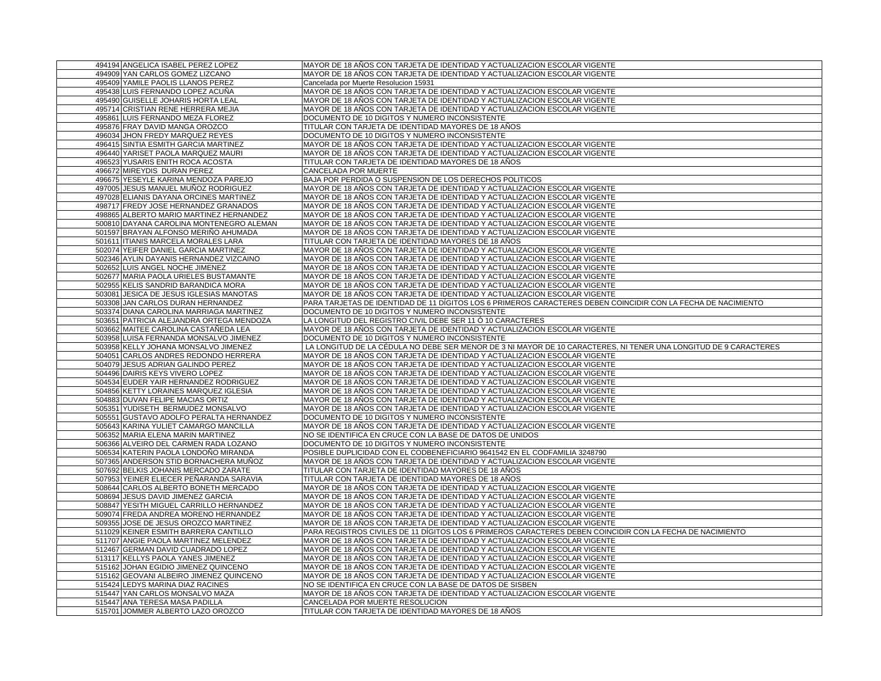| | | |
|---|---|---|
| 494194 | ANGELICA ISABEL PEREZ LOPEZ | MAYOR DE 18 AÑOS CON TARJETA DE IDENTIDAD Y ACTUALIZACION ESCOLAR VIGENTE |
| 494909 | YAN CARLOS GOMEZ LIZCANO | MAYOR DE 18 AÑOS CON TARJETA DE IDENTIDAD Y ACTUALIZACION ESCOLAR VIGENTE |
| 495409 | YAMILE PAOLIS LLANOS PEREZ | Cancelada por Muerte Resolucion 15931 |
| 495438 | LUIS FERNANDO LOPEZ ACUÑA | MAYOR DE 18 AÑOS CON TARJETA DE IDENTIDAD Y ACTUALIZACION ESCOLAR VIGENTE |
| 495490 | GUISELLE JOHARIS HORTA LEAL | MAYOR DE 18 AÑOS CON TARJETA DE IDENTIDAD Y ACTUALIZACION ESCOLAR VIGENTE |
| 495714 | CRISTIAN RENE HERRERA MEJIA | MAYOR DE 18 AÑOS CON TARJETA DE IDENTIDAD Y ACTUALIZACION ESCOLAR VIGENTE |
| 495861 | LUIS FERNANDO MEZA FLOREZ | DOCUMENTO DE 10 DIGITOS Y NUMERO INCONSISTENTE |
| 495876 | FRAY DAVID MANGA OROZCO | TITULAR CON TARJETA DE IDENTIDAD MAYORES DE 18 AÑOS |
| 496034 | JHON FREDY MARQUEZ REYES | DOCUMENTO DE 10 DIGITOS Y NUMERO INCONSISTENTE |
| 496415 | SINTIA ESMITH GARCIA MARTINEZ | MAYOR DE 18 AÑOS CON TARJETA DE IDENTIDAD Y ACTUALIZACION ESCOLAR VIGENTE |
| 496440 | YARISET PAOLA MARQUEZ MAURI | MAYOR DE 18 AÑOS CON TARJETA DE IDENTIDAD Y ACTUALIZACION ESCOLAR VIGENTE |
| 496523 | YUSARIS ENITH ROCA ACOSTA | TITULAR CON TARJETA DE IDENTIDAD MAYORES DE 18 AÑOS |
| 496672 | MIREYDIS DURAN PEREZ | CANCELADA POR MUERTE |
| 496675 | YESEYLE KARINA MENDOZA PAREJO | BAJA POR PERDIDA O SUSPENSION DE LOS DERECHOS POLITICOS |
| 497005 | JESUS MANUEL MUÑOZ RODRIGUEZ | MAYOR DE 18 AÑOS CON TARJETA DE IDENTIDAD Y ACTUALIZACION ESCOLAR VIGENTE |
| 497028 | ELIANIS DAYANA ORCINES MARTINEZ | MAYOR DE 18 AÑOS CON TARJETA DE IDENTIDAD Y ACTUALIZACION ESCOLAR VIGENTE |
| 498717 | FREDY JOSE HERNANDEZ GRANADOS | MAYOR DE 18 AÑOS CON TARJETA DE IDENTIDAD Y ACTUALIZACION ESCOLAR VIGENTE |
| 498865 | ALBERTO MARIO MARTINEZ HERNANDEZ | MAYOR DE 18 AÑOS CON TARJETA DE IDENTIDAD Y ACTUALIZACION ESCOLAR VIGENTE |
| 500810 | DAYANA CAROLINA MONTENEGRO ALEMAN | MAYOR DE 18 AÑOS CON TARJETA DE IDENTIDAD Y ACTUALIZACION ESCOLAR VIGENTE |
| 501597 | BRAYAN ALFONSO MERIÑO AHUMADA | MAYOR DE 18 AÑOS CON TARJETA DE IDENTIDAD Y ACTUALIZACION ESCOLAR VIGENTE |
| 501611 | ITIANIS MARCELA MORALES LARA | TITULAR CON TARJETA DE IDENTIDAD MAYORES DE 18 AÑOS |
| 502074 | YEIFER DANIEL GARCIA MARTINEZ | MAYOR DE 18 AÑOS CON TARJETA DE IDENTIDAD Y ACTUALIZACION ESCOLAR VIGENTE |
| 502346 | AYLIN DAYANIS HERNANDEZ VIZCAINO | MAYOR DE 18 AÑOS CON TARJETA DE IDENTIDAD Y ACTUALIZACION ESCOLAR VIGENTE |
| 502652 | LUIS ANGEL NOCHE JIMENEZ | MAYOR DE 18 AÑOS CON TARJETA DE IDENTIDAD Y ACTUALIZACION ESCOLAR VIGENTE |
| 502677 | MARIA PAOLA URIELES BUSTAMANTE | MAYOR DE 18 AÑOS CON TARJETA DE IDENTIDAD Y ACTUALIZACION ESCOLAR VIGENTE |
| 502955 | KELIS SANDRID BARANDICA MORA | MAYOR DE 18 AÑOS CON TARJETA DE IDENTIDAD Y ACTUALIZACION ESCOLAR VIGENTE |
| 503081 | JESICA DE JESUS IGLESIAS MANOTAS | MAYOR DE 18 AÑOS CON TARJETA DE IDENTIDAD Y ACTUALIZACION ESCOLAR VIGENTE |
| 503308 | JAN CARLOS DURAN HERNANDEZ | PARA TARJETAS DE IDENTIDAD DE 11 DÍGITOS LOS 6 PRIMEROS CARACTERES DEBEN COINCIDIR CON LA FECHA DE NACIMIENTO |
| 503374 | DIANA CAROLINA MARRIAGA MARTINEZ | DOCUMENTO DE 10 DIGITOS Y NUMERO INCONSISTENTE |
| 503651 | PATRICIA ALEJANDRA ORTEGA MENDOZA | LA LONGITUD DEL REGISTRO CIVIL DEBE SER 11 Ó 10 CARACTERES |
| 503662 | MAITEE CAROLINA CASTAÑEDA LEA | MAYOR DE 18 AÑOS CON TARJETA DE IDENTIDAD Y ACTUALIZACION ESCOLAR VIGENTE |
| 503958 | LUISA FERNANDA MONSALVO JIMENEZ | DOCUMENTO DE 10 DIGITOS Y NUMERO INCONSISTENTE |
| 503958 | KELLY JOHANA MONSALVO JIMENEZ | LA LONGITUD DE LA CÉDULA NO DEBE SER MENOR DE 3 NI MAYOR DE 10 CARACTERES, NI TENER UNA LONGITUD DE 9 CARACTERES |
| 504051 | CARLOS ANDRES REDONDO HERRERA | MAYOR DE 18 AÑOS CON TARJETA DE IDENTIDAD Y ACTUALIZACION ESCOLAR VIGENTE |
| 504079 | JESUS ADRIAN GALINDO PEREZ | MAYOR DE 18 AÑOS CON TARJETA DE IDENTIDAD Y ACTUALIZACION ESCOLAR VIGENTE |
| 504496 | DAIRIS KEYS VIVERO LOPEZ | MAYOR DE 18 AÑOS CON TARJETA DE IDENTIDAD Y ACTUALIZACION ESCOLAR VIGENTE |
| 504534 | EUDER YAIR HERNANDEZ RODRIGUEZ | MAYOR DE 18 AÑOS CON TARJETA DE IDENTIDAD Y ACTUALIZACION ESCOLAR VIGENTE |
| 504856 | KETTY LORAINES MARQUEZ IGLESIA | MAYOR DE 18 AÑOS CON TARJETA DE IDENTIDAD Y ACTUALIZACION ESCOLAR VIGENTE |
| 504883 | DUVAN FELIPE MACIAS ORTIZ | MAYOR DE 18 AÑOS CON TARJETA DE IDENTIDAD Y ACTUALIZACION ESCOLAR VIGENTE |
| 505351 | YUDISETH BERMUDEZ MONSALVO | MAYOR DE 18 AÑOS CON TARJETA DE IDENTIDAD Y ACTUALIZACION ESCOLAR VIGENTE |
| 505551 | GUSTAVO ADOLFO PERALTA HERNANDEZ | DOCUMENTO DE 10 DIGITOS Y NUMERO INCONSISTENTE |
| 505643 | KARINA YULIET CAMARGO MANCILLA | MAYOR DE 18 AÑOS CON TARJETA DE IDENTIDAD Y ACTUALIZACION ESCOLAR VIGENTE |
| 506352 | MARIA ELENA MARIN MARTINEZ | NO SE IDENTIFICA EN CRUCE CON LA BASE DE DATOS DE UNIDOS |
| 506366 | ALVEIRO DEL CARMEN RADA LOZANO | DOCUMENTO DE 10 DIGITOS Y NUMERO INCONSISTENTE |
| 506534 | KATERIN PAOLA LONDOÑO MIRANDA | POSIBLE DUPLICIDAD CON EL CODBENEFICIARIO 9641542 EN EL CODFAMILIA 3248790 |
| 507365 | ANDERSON STID BORNACHERA MUÑOZ | MAYOR DE 18 AÑOS CON TARJETA DE IDENTIDAD Y ACTUALIZACION ESCOLAR VIGENTE |
| 507692 | BELKIS JOHANIS MERCADO ZARATE | TITULAR CON TARJETA DE IDENTIDAD MAYORES DE 18 AÑOS |
| 507953 | YEINER ELIECER PEÑARANDA SARAVIA | TITULAR CON TARJETA DE IDENTIDAD MAYORES DE 18 AÑOS |
| 508644 | CARLOS ALBERTO BONETH MERCADO | MAYOR DE 18 AÑOS CON TARJETA DE IDENTIDAD Y ACTUALIZACION ESCOLAR VIGENTE |
| 508694 | JESUS DAVID JIMENEZ GARCIA | MAYOR DE 18 AÑOS CON TARJETA DE IDENTIDAD Y ACTUALIZACION ESCOLAR VIGENTE |
| 508847 | YESITH MIGUEL CARRILLO HERNANDEZ | MAYOR DE 18 AÑOS CON TARJETA DE IDENTIDAD Y ACTUALIZACION ESCOLAR VIGENTE |
| 509074 | FREDA ANDREA MORENO HERNANDEZ | MAYOR DE 18 AÑOS CON TARJETA DE IDENTIDAD Y ACTUALIZACION ESCOLAR VIGENTE |
| 509355 | JOSE DE JESUS OROZCO MARTINEZ | MAYOR DE 18 AÑOS CON TARJETA DE IDENTIDAD Y ACTUALIZACION ESCOLAR VIGENTE |
| 511029 | KEINER ESMITH BARRERA CANTILLO | PARA REGISTROS CIVILES DE 11 DÍGITOS LOS 6 PRIMEROS CARACTERES DEBEN COINCIDIR CON LA FECHA DE NACIMIENTO |
| 511707 | ANGIE PAOLA MARTINEZ MELENDEZ | MAYOR DE 18 AÑOS CON TARJETA DE IDENTIDAD Y ACTUALIZACION ESCOLAR VIGENTE |
| 512467 | GERMAN DAVID CUADRADO LOPEZ | MAYOR DE 18 AÑOS CON TARJETA DE IDENTIDAD Y ACTUALIZACION ESCOLAR VIGENTE |
| 513117 | KELLYS PAOLA YANES JIMENEZ | MAYOR DE 18 AÑOS CON TARJETA DE IDENTIDAD Y ACTUALIZACION ESCOLAR VIGENTE |
| 515162 | JOHAN EGIDIO JIMENEZ QUINCENO | MAYOR DE 18 AÑOS CON TARJETA DE IDENTIDAD Y ACTUALIZACION ESCOLAR VIGENTE |
| 515162 | GEOVANI ALBEIRO JIMENEZ QUINCENO | MAYOR DE 18 AÑOS CON TARJETA DE IDENTIDAD Y ACTUALIZACION ESCOLAR VIGENTE |
| 515424 | LEDYS MARINA DIAZ RACINES | NO SE IDENTIFICA EN CRUCE CON LA BASE DE DATOS DE SISBEN |
| 515447 | YAN CARLOS MONSALVO MAZA | MAYOR DE 18 AÑOS CON TARJETA DE IDENTIDAD Y ACTUALIZACION ESCOLAR VIGENTE |
| 515447 | ANA TERESA MASA PADILLA | CANCELADA POR MUERTE RESOLUCION |
| 515701 | JOMMER ALBERTO LAZO OROZCO | TITULAR CON TARJETA DE IDENTIDAD MAYORES DE 18 AÑOS |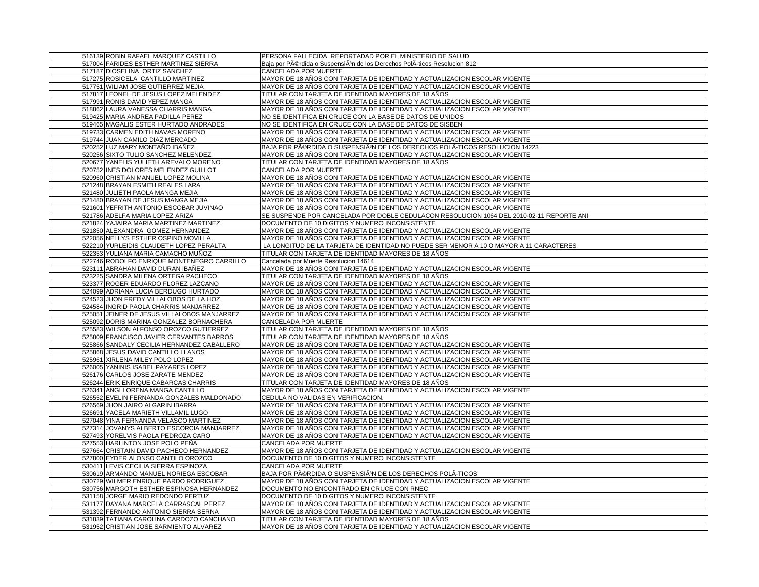| | | |
|---|---|---|
| 516139 | ROBIN RAFAEL MARQUEZ CASTILLO | PERSONA FALLECIDA REPORTADAD POR EL MINISTERIO DE SALUD |
| 517004 | FARIDES ESTHER MARTINEZ SIERRA | Baja por PÃ©rdida o SuspensiÃ³n de los Derechos PolÃ­ticos Resolucion 812 |
| 517187 | DIOSELINA ORTIZ SANCHEZ | CANCELADA POR MUERTE |
| 517275 | ROSICELA CANTILLO MARTINEZ | MAYOR DE 18 AÑOS CON TARJETA DE IDENTIDAD Y ACTUALIZACION ESCOLAR VIGENTE |
| 517751 | WILIAM JOSE GUTIERREZ MEJIA | MAYOR DE 18 AÑOS CON TARJETA DE IDENTIDAD Y ACTUALIZACION ESCOLAR VIGENTE |
| 517817 | LEONEL DE JESUS LOPEZ MELENDEZ | TITULAR CON TARJETA DE IDENTIDAD MAYORES DE 18 AÑOS |
| 517991 | RONIS DAVID YEPEZ MANGA | MAYOR DE 18 AÑOS CON TARJETA DE IDENTIDAD Y ACTUALIZACION ESCOLAR VIGENTE |
| 518862 | LAURA VANESSA CHARRIS MANGA | MAYOR DE 18 AÑOS CON TARJETA DE IDENTIDAD Y ACTUALIZACION ESCOLAR VIGENTE |
| 519425 | MARIA ANDREA PADILLA PEREZ | NO SE IDENTIFICA EN CRUCE CON LA BASE DE DATOS DE UNIDOS |
| 519465 | MAGALIS ESTER HURTADO ANDRADES | NO SE IDENTIFICA EN CRUCE CON LA BASE DE DATOS DE SISBEN |
| 519733 | CARMEN EDITH NAVAS MORENO | MAYOR DE 18 AÑOS CON TARJETA DE IDENTIDAD Y ACTUALIZACION ESCOLAR VIGENTE |
| 519744 | JUAN CAMILO DIAZ MERCADO | MAYOR DE 18 AÑOS CON TARJETA DE IDENTIDAD Y ACTUALIZACION ESCOLAR VIGENTE |
| 520252 | LUZ MARY MONTAÑO IBAÑEZ | BAJA POR PÃ©RDIDA O SUSPENSIÃ³N DE LOS DERECHOS POLÃ­TICOS RESOLUCION 14223 |
| 520256 | SIXTO TULIO SANCHEZ MELENDEZ | MAYOR DE 18 AÑOS CON TARJETA DE IDENTIDAD Y ACTUALIZACION ESCOLAR VIGENTE |
| 520677 | YANELIS YULIETH AREVALO MORENO | TITULAR CON TARJETA DE IDENTIDAD MAYORES DE 18 AÑOS |
| 520752 | INES DOLORES MELENDEZ GUILLOT | CANCELADA POR MUERTE |
| 520960 | CRISTIAN MANUEL LOPEZ MOLINA | MAYOR DE 18 AÑOS CON TARJETA DE IDENTIDAD Y ACTUALIZACION ESCOLAR VIGENTE |
| 521248 | BRAYAN ESMITH REALES LARA | MAYOR DE 18 AÑOS CON TARJETA DE IDENTIDAD Y ACTUALIZACION ESCOLAR VIGENTE |
| 521480 | JULIETH PAOLA MANGA MEJIA | MAYOR DE 18 AÑOS CON TARJETA DE IDENTIDAD Y ACTUALIZACION ESCOLAR VIGENTE |
| 521480 | BRAYAN DE JESUS MANGA MEJIA | MAYOR DE 18 AÑOS CON TARJETA DE IDENTIDAD Y ACTUALIZACION ESCOLAR VIGENTE |
| 521601 | YEFRITH ANTONIO ESCOBAR JUVINAO | MAYOR DE 18 AÑOS CON TARJETA DE IDENTIDAD Y ACTUALIZACION ESCOLAR VIGENTE |
| 521786 | ADELFA MARIA LOPEZ ARIZA | SE SUSPENDE POR CANCELADA POR DOBLE CEDULACON RESOLUCION 1064 DEL 2010-02-11 REPORTE ANI |
| 521824 | YAJAIRA MARIA MARTINEZ MARTINEZ | DOCUMENTO DE 10 DIGITOS Y NUMERO INCONSISTENTE |
| 521850 | ALEXANDRA GOMEZ HERNANDEZ | MAYOR DE 18 AÑOS CON TARJETA DE IDENTIDAD Y ACTUALIZACION ESCOLAR VIGENTE |
| 522056 | NELLYS ESTHER OSPINO MOVILLA | MAYOR DE 18 AÑOS CON TARJETA DE IDENTIDAD Y ACTUALIZACION ESCOLAR VIGENTE |
| 522210 | YURLEIDIS CLAUDETH LOPEZ PERALTA | LA LONGITUD DE LA TARJETA DE IDENTIDAD NO PUEDE SER MENOR A 10 O MAYOR A 11 CARACTERES |
| 522353 | YULIANA MARIA CAMACHO MUÑOZ | TITULAR CON TARJETA DE IDENTIDAD MAYORES DE 18 AÑOS |
| 522746 | RODOLFO ENRIQUE MONTENEGRO CARRILLO | Cancelada por Muerte Resolucion 14614 |
| 523111 | ABRAHAN DAVID DURAN IBAÑEZ | MAYOR DE 18 AÑOS CON TARJETA DE IDENTIDAD Y ACTUALIZACION ESCOLAR VIGENTE |
| 523225 | SANDRA MILENA ORTEGA PACHECO | TITULAR CON TARJETA DE IDENTIDAD MAYORES DE 18 AÑOS |
| 523377 | ROGER EDUARDO FLOREZ LAZCANO | MAYOR DE 18 AÑOS CON TARJETA DE IDENTIDAD Y ACTUALIZACION ESCOLAR VIGENTE |
| 524099 | ADRIANA LUCIA BERDUGO HURTADO | MAYOR DE 18 AÑOS CON TARJETA DE IDENTIDAD Y ACTUALIZACION ESCOLAR VIGENTE |
| 524523 | JHON FREDY VILLALOBOS DE LA HOZ | MAYOR DE 18 AÑOS CON TARJETA DE IDENTIDAD Y ACTUALIZACION ESCOLAR VIGENTE |
| 524584 | INGRID PAOLA CHARRIS MANJARREZ | MAYOR DE 18 AÑOS CON TARJETA DE IDENTIDAD Y ACTUALIZACION ESCOLAR VIGENTE |
| 525051 | JEINER DE JESUS VILLALOBOS MANJARREZ | MAYOR DE 18 AÑOS CON TARJETA DE IDENTIDAD Y ACTUALIZACION ESCOLAR VIGENTE |
| 525092 | DORIS MARINA GONZALEZ BORNACHERA | CANCELADA POR MUERTE |
| 525583 | WILSON ALFONSO OROZCO GUTIERREZ | TITULAR CON TARJETA DE IDENTIDAD MAYORES DE 18 AÑOS |
| 525809 | FRANCISCO JAVIER CERVANTES BARROS | TITULAR CON TARJETA DE IDENTIDAD MAYORES DE 18 AÑOS |
| 525866 | SANDALY CECILIA HERNANDEZ CABALLERO | MAYOR DE 18 AÑOS CON TARJETA DE IDENTIDAD Y ACTUALIZACION ESCOLAR VIGENTE |
| 525868 | JESUS DAVID CANTILLO LLANOS | MAYOR DE 18 AÑOS CON TARJETA DE IDENTIDAD Y ACTUALIZACION ESCOLAR VIGENTE |
| 525961 | XIRLENA MILEY POLO LOPEZ | MAYOR DE 18 AÑOS CON TARJETA DE IDENTIDAD Y ACTUALIZACION ESCOLAR VIGENTE |
| 526005 | YANINIS ISABEL PAYARES LOPEZ | MAYOR DE 18 AÑOS CON TARJETA DE IDENTIDAD Y ACTUALIZACION ESCOLAR VIGENTE |
| 526176 | CARLOS JOSE ZARATE MENDEZ | MAYOR DE 18 AÑOS CON TARJETA DE IDENTIDAD Y ACTUALIZACION ESCOLAR VIGENTE |
| 526244 | ERIK ENRIQUE CABARCAS CHARRIS | TITULAR CON TARJETA DE IDENTIDAD MAYORES DE 18 AÑOS |
| 526341 | ANGI LORENA MANGA CANTILLO | MAYOR DE 18 AÑOS CON TARJETA DE IDENTIDAD Y ACTUALIZACION ESCOLAR VIGENTE |
| 526552 | EVELIN FERNANDA GONZALES MALDONADO | CEDULA NO VALIDAS EN VERIFICACION. |
| 526569 | JHON JAIRO ALGARIN IBARRA | MAYOR DE 18 AÑOS CON TARJETA DE IDENTIDAD Y ACTUALIZACION ESCOLAR VIGENTE |
| 526691 | YACELA MARIETH VILLAMIL LUGO | MAYOR DE 18 AÑOS CON TARJETA DE IDENTIDAD Y ACTUALIZACION ESCOLAR VIGENTE |
| 527048 | YINA FERNANDA VELASCO MARTINEZ | MAYOR DE 18 AÑOS CON TARJETA DE IDENTIDAD Y ACTUALIZACION ESCOLAR VIGENTE |
| 527314 | JOVANYS ALBERTO ESCORCIA MANJARREZ | MAYOR DE 18 AÑOS CON TARJETA DE IDENTIDAD Y ACTUALIZACION ESCOLAR VIGENTE |
| 527493 | YORELVIS PAOLA PEDROZA CARO | MAYOR DE 18 AÑOS CON TARJETA DE IDENTIDAD Y ACTUALIZACION ESCOLAR VIGENTE |
| 527553 | HARLINTON JOSE POLO PEÑA | CANCELADA POR MUERTE |
| 527664 | CRISTAIN DAVID PACHECO HERNANDEZ | MAYOR DE 18 AÑOS CON TARJETA DE IDENTIDAD Y ACTUALIZACION ESCOLAR VIGENTE |
| 527800 | EYDER ALONSO CANTILO OROZCO | DOCUMENTO DE 10 DIGITOS Y NUMERO INCONSISTENTE |
| 530411 | LEVIS CECILIA SIERRA ESPINOZA | CANCELADA POR MUERTE |
| 530619 | ARMANDO MANUEL NORIEGA ESCOBAR | BAJA POR PÃ©RDIDA O SUSPENSIÃ³N DE LOS DERECHOS POLÃ­TICOS |
| 530729 | WILMER ENRIQUE PARDO RODRIGUEZ | MAYOR DE 18 AÑOS CON TARJETA DE IDENTIDAD Y ACTUALIZACION ESCOLAR VIGENTE |
| 530756 | MARGOTH ESTHER ESPINOSA HERNANDEZ | DOCUMENTO NO ENCONTRADO EN CRUCE CON RNEC |
| 531158 | JORGE MARIO REDONDO PERTUZ | DOCUMENTO DE 10 DIGITOS Y NUMERO INCONSISTENTE |
| 531177 | DAYANA MARCELA CARRASCAL PEREZ | MAYOR DE 18 AÑOS CON TARJETA DE IDENTIDAD Y ACTUALIZACION ESCOLAR VIGENTE |
| 531392 | FERNANDO ANTONIO SIERRA SERNA | MAYOR DE 18 AÑOS CON TARJETA DE IDENTIDAD Y ACTUALIZACION ESCOLAR VIGENTE |
| 531839 | TATIANA CAROLINA CARDOZO CANCHANO | TITULAR CON TARJETA DE IDENTIDAD MAYORES DE 18 AÑOS |
| 531952 | CRISTIAN JOSE SARMIENTO ALVAREZ | MAYOR DE 18 AÑOS CON TARJETA DE IDENTIDAD Y ACTUALIZACION ESCOLAR VIGENTE |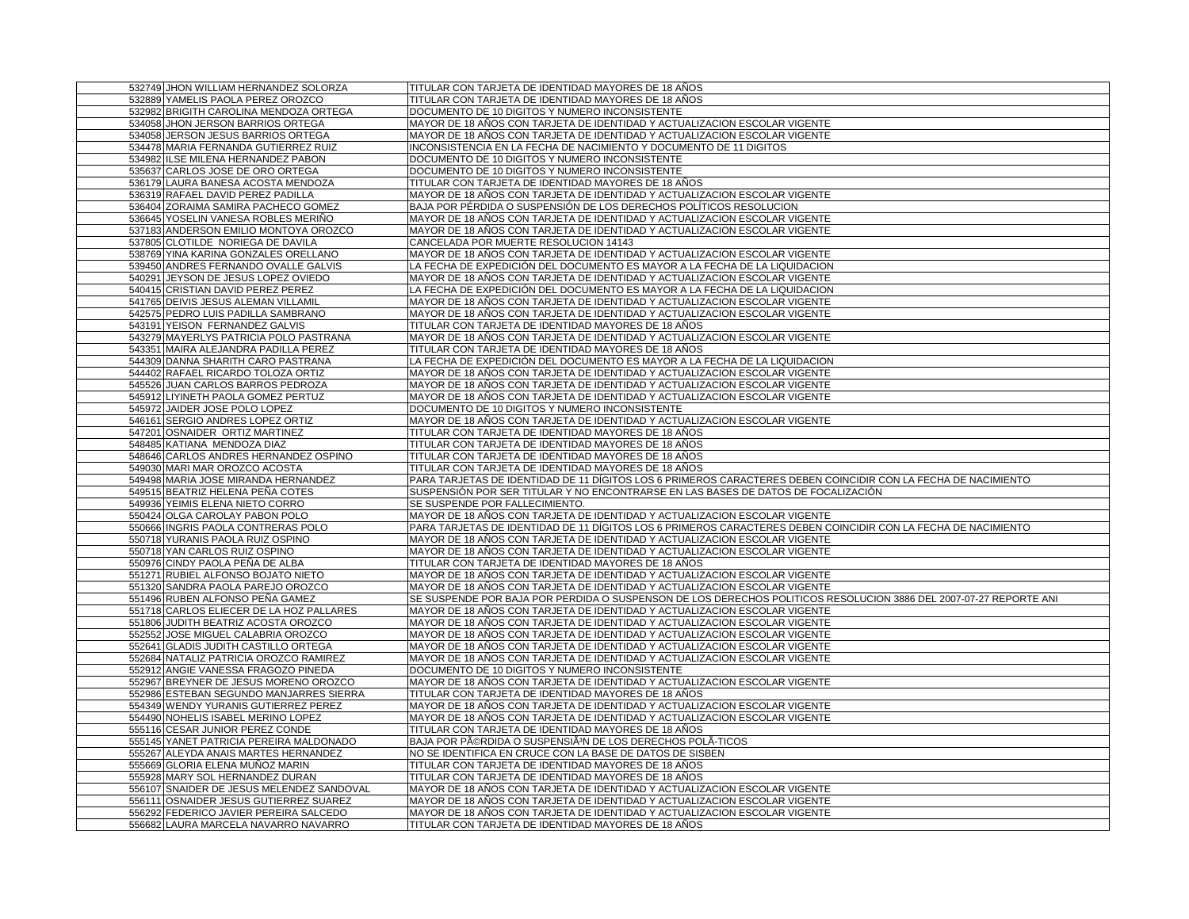| | | |
|---|---|---|
| 532749 | JHON WILLIAM HERNANDEZ SOLORZA | TITULAR CON TARJETA DE IDENTIDAD MAYORES DE 18 AÑOS |
| 532889 | YAMELIS PAOLA PEREZ OROZCO | TITULAR CON TARJETA DE IDENTIDAD MAYORES DE 18 AÑOS |
| 532982 | BRIGITH CAROLINA MENDOZA ORTEGA | DOCUMENTO DE 10 DIGITOS Y NUMERO INCONSISTENTE |
| 534058 | JHON JERSON BARRIOS ORTEGA | MAYOR DE 18 AÑOS CON TARJETA DE IDENTIDAD Y ACTUALIZACION ESCOLAR VIGENTE |
| 534058 | JERSON JESUS BARRIOS ORTEGA | MAYOR DE 18 AÑOS CON TARJETA DE IDENTIDAD Y ACTUALIZACION ESCOLAR VIGENTE |
| 534478 | MARIA FERNANDA GUTIERREZ RUIZ | INCONSISTENCIA EN LA FECHA DE NACIMIENTO Y DOCUMENTO DE 11 DIGITOS |
| 534982 | ILSE MILENA HERNANDEZ PABON | DOCUMENTO DE 10 DIGITOS Y NUMERO INCONSISTENTE |
| 535637 | CARLOS JOSE DE ORO ORTEGA | DOCUMENTO DE 10 DIGITOS Y NUMERO INCONSISTENTE |
| 536179 | LAURA BANESA ACOSTA MENDOZA | TITULAR CON TARJETA DE IDENTIDAD MAYORES DE 18 AÑOS |
| 536319 | RAFAEL DAVID PEREZ PADILLA | MAYOR DE 18 AÑOS CON TARJETA DE IDENTIDAD Y ACTUALIZACION ESCOLAR VIGENTE |
| 536404 | ZORAIMA SAMIRA PACHECO GOMEZ | BAJA POR PÉRDIDA O SUSPENSIÓN DE LOS DERECHOS POLÍTICOS RESOLUCION |
| 536645 | YOSELIN VANESA ROBLES MERIÑO | MAYOR DE 18 AÑOS CON TARJETA DE IDENTIDAD Y ACTUALIZACION ESCOLAR VIGENTE |
| 537183 | ANDERSON EMILIO MONTOYA OROZCO | MAYOR DE 18 AÑOS CON TARJETA DE IDENTIDAD Y ACTUALIZACION ESCOLAR VIGENTE |
| 537805 | CLOTILDE NORIEGA DE DAVILA | CANCELADA POR MUERTE RESOLUCION 14143 |
| 538769 | YINA KARINA GONZALES ORELLANO | MAYOR DE 18 AÑOS CON TARJETA DE IDENTIDAD Y ACTUALIZACION ESCOLAR VIGENTE |
| 539450 | ANDRES FERNANDO OVALLE GALVIS | LA FECHA DE EXPEDICIÓN DEL DOCUMENTO ES MAYOR A LA FECHA DE LA LIQUIDACION |
| 540291 | JEYSON DE JESUS LOPEZ OVIEDO | MAYOR DE 18 AÑOS CON TARJETA DE IDENTIDAD Y ACTUALIZACION ESCOLAR VIGENTE |
| 540415 | CRISTIAN DAVID PEREZ PEREZ | LA FECHA DE EXPEDICIÓN DEL DOCUMENTO ES MAYOR A LA FECHA DE LA LIQUIDACION |
| 541765 | DEIVIS JESUS ALEMAN VILLAMIL | MAYOR DE 18 AÑOS CON TARJETA DE IDENTIDAD Y ACTUALIZACION ESCOLAR VIGENTE |
| 542575 | PEDRO LUIS PADILLA SAMBRANO | MAYOR DE 18 AÑOS CON TARJETA DE IDENTIDAD Y ACTUALIZACION ESCOLAR VIGENTE |
| 543191 | YEISON FERNANDEZ GALVIS | TITULAR CON TARJETA DE IDENTIDAD MAYORES DE 18 AÑOS |
| 543279 | MAYERLYS PATRICIA POLO PASTRANA | MAYOR DE 18 AÑOS CON TARJETA DE IDENTIDAD Y ACTUALIZACION ESCOLAR VIGENTE |
| 543351 | MAIRA ALEJANDRA PADILLA PEREZ | TITULAR CON TARJETA DE IDENTIDAD MAYORES DE 18 AÑOS |
| 544309 | DANNA SHARITH CARO PASTRANA | LA FECHA DE EXPEDICIÓN DEL DOCUMENTO ES MAYOR A LA FECHA DE LA LIQUIDACION |
| 544402 | RAFAEL RICARDO TOLOZA ORTIZ | MAYOR DE 18 AÑOS CON TARJETA DE IDENTIDAD Y ACTUALIZACION ESCOLAR VIGENTE |
| 545526 | JUAN CARLOS BARROS PEDROZA | MAYOR DE 18 AÑOS CON TARJETA DE IDENTIDAD Y ACTUALIZACION ESCOLAR VIGENTE |
| 545912 | LIYINETH PAOLA GOMEZ PERTUZ | MAYOR DE 18 AÑOS CON TARJETA DE IDENTIDAD Y ACTUALIZACION ESCOLAR VIGENTE |
| 545972 | JAIDER JOSE POLO LOPEZ | DOCUMENTO DE 10 DIGITOS Y NUMERO INCONSISTENTE |
| 546161 | SERGIO ANDRES LOPEZ ORTIZ | MAYOR DE 18 AÑOS CON TARJETA DE IDENTIDAD Y ACTUALIZACION ESCOLAR VIGENTE |
| 547201 | OSNAIDER ORTIZ MARTINEZ | TITULAR CON TARJETA DE IDENTIDAD MAYORES DE 18 AÑOS |
| 548485 | KATIANA MENDOZA DIAZ | TITULAR CON TARJETA DE IDENTIDAD MAYORES DE 18 AÑOS |
| 548646 | CARLOS ANDRES HERNANDEZ OSPINO | TITULAR CON TARJETA DE IDENTIDAD MAYORES DE 18 AÑOS |
| 549030 | MARI MAR OROZCO ACOSTA | TITULAR CON TARJETA DE IDENTIDAD MAYORES DE 18 AÑOS |
| 549498 | MARIA JOSE MIRANDA HERNANDEZ | PARA TARJETAS DE IDENTIDAD DE 11 DÍGITOS LOS 6 PRIMEROS CARACTERES DEBEN COINCIDIR CON LA FECHA DE NACIMIENTO |
| 549515 | BEATRIZ HELENA PEÑA COTES | SUSPENSIÓN POR SER TITULAR Y NO ENCONTRARSE EN LAS BASES DE DATOS DE FOCALIZACIÓN |
| 549936 | YEIMIS ELENA NIETO CORRO | SE SUSPENDE POR FALLECIMIENTO. |
| 550424 | OLGA CAROLAY PABON POLO | MAYOR DE 18 AÑOS CON TARJETA DE IDENTIDAD Y ACTUALIZACION ESCOLAR VIGENTE |
| 550666 | INGRIS PAOLA CONTRERAS POLO | PARA TARJETAS DE IDENTIDAD DE 11 DÍGITOS LOS 6 PRIMEROS CARACTERES DEBEN COINCIDIR CON LA FECHA DE NACIMIENTO |
| 550718 | YURANIS PAOLA RUIZ OSPINO | MAYOR DE 18 AÑOS CON TARJETA DE IDENTIDAD Y ACTUALIZACION ESCOLAR VIGENTE |
| 550718 | YAN CARLOS RUIZ OSPINO | MAYOR DE 18 AÑOS CON TARJETA DE IDENTIDAD Y ACTUALIZACION ESCOLAR VIGENTE |
| 550976 | CINDY PAOLA PEÑA DE ALBA | TITULAR CON TARJETA DE IDENTIDAD MAYORES DE 18 AÑOS |
| 551271 | RUBIEL ALFONSO BOJATO NIETO | MAYOR DE 18 AÑOS CON TARJETA DE IDENTIDAD Y ACTUALIZACION ESCOLAR VIGENTE |
| 551320 | SANDRA PAOLA PAREJO OROZCO | MAYOR DE 18 AÑOS CON TARJETA DE IDENTIDAD Y ACTUALIZACION ESCOLAR VIGENTE |
| 551496 | RUBEN ALFONSO PEÑA GAMEZ | SE SUSPENDE POR BAJA POR PERDIDA O SUSPENSON DE LOS DERECHOS POLITICOS RESOLUCION 3886 DEL 2007-07-27 REPORTE ANI |
| 551718 | CARLOS ELIECER DE LA HOZ PALLARES | MAYOR DE 18 AÑOS CON TARJETA DE IDENTIDAD Y ACTUALIZACION ESCOLAR VIGENTE |
| 551806 | JUDITH BEATRIZ ACOSTA OROZCO | MAYOR DE 18 AÑOS CON TARJETA DE IDENTIDAD Y ACTUALIZACION ESCOLAR VIGENTE |
| 552552 | JOSE MIGUEL CALABRIA OROZCO | MAYOR DE 18 AÑOS CON TARJETA DE IDENTIDAD Y ACTUALIZACION ESCOLAR VIGENTE |
| 552641 | GLADIS JUDITH CASTILLO ORTEGA | MAYOR DE 18 AÑOS CON TARJETA DE IDENTIDAD Y ACTUALIZACION ESCOLAR VIGENTE |
| 552684 | NATALIZ PATRICIA OROZCO RAMIREZ | MAYOR DE 18 AÑOS CON TARJETA DE IDENTIDAD Y ACTUALIZACION ESCOLAR VIGENTE |
| 552912 | ANGIE VANESSA FRAGOZO PINEDA | DOCUMENTO DE 10 DIGITOS Y NUMERO INCONSISTENTE |
| 552967 | BREYNER DE JESUS MORENO OROZCO | MAYOR DE 18 AÑOS CON TARJETA DE IDENTIDAD Y ACTUALIZACION ESCOLAR VIGENTE |
| 552986 | ESTEBAN SEGUNDO MANJARRES SIERRA | TITULAR CON TARJETA DE IDENTIDAD MAYORES DE 18 AÑOS |
| 554349 | WENDY YURANIS GUTIERREZ PEREZ | MAYOR DE 18 AÑOS CON TARJETA DE IDENTIDAD Y ACTUALIZACION ESCOLAR VIGENTE |
| 554490 | NOHELIS ISABEL MERINO LOPEZ | MAYOR DE 18 AÑOS CON TARJETA DE IDENTIDAD Y ACTUALIZACION ESCOLAR VIGENTE |
| 555116 | CESAR JUNIOR PEREZ CONDE | TITULAR CON TARJETA DE IDENTIDAD MAYORES DE 18 AÑOS |
| 555145 | YANET PATRICIA PEREIRA MALDONADO | BAJA POR PÃ©RDIDA O SUSPENSIÃ³N DE LOS DERECHOS POLÃ-TICOS |
| 555267 | ALEYDA ANAIS MARTES HERNANDEZ | NO SE IDENTIFICA EN CRUCE CON LA BASE DE DATOS DE SISBEN |
| 555669 | GLORIA ELENA MUÑOZ MARIN | TITULAR CON TARJETA DE IDENTIDAD MAYORES DE 18 AÑOS |
| 555928 | MARY SOL HERNANDEZ DURAN | TITULAR CON TARJETA DE IDENTIDAD MAYORES DE 18 AÑOS |
| 556107 | SNAIDER DE JESUS MELENDEZ SANDOVAL | MAYOR DE 18 AÑOS CON TARJETA DE IDENTIDAD Y ACTUALIZACION ESCOLAR VIGENTE |
| 556111 | OSNAIDER JESUS GUTIERREZ SUAREZ | MAYOR DE 18 AÑOS CON TARJETA DE IDENTIDAD Y ACTUALIZACION ESCOLAR VIGENTE |
| 556292 | FEDERICO JAVIER PEREIRA SALCEDO | MAYOR DE 18 AÑOS CON TARJETA DE IDENTIDAD Y ACTUALIZACION ESCOLAR VIGENTE |
| 556682 | LAURA MARCELA NAVARRO NAVARRO | TITULAR CON TARJETA DE IDENTIDAD MAYORES DE 18 AÑOS |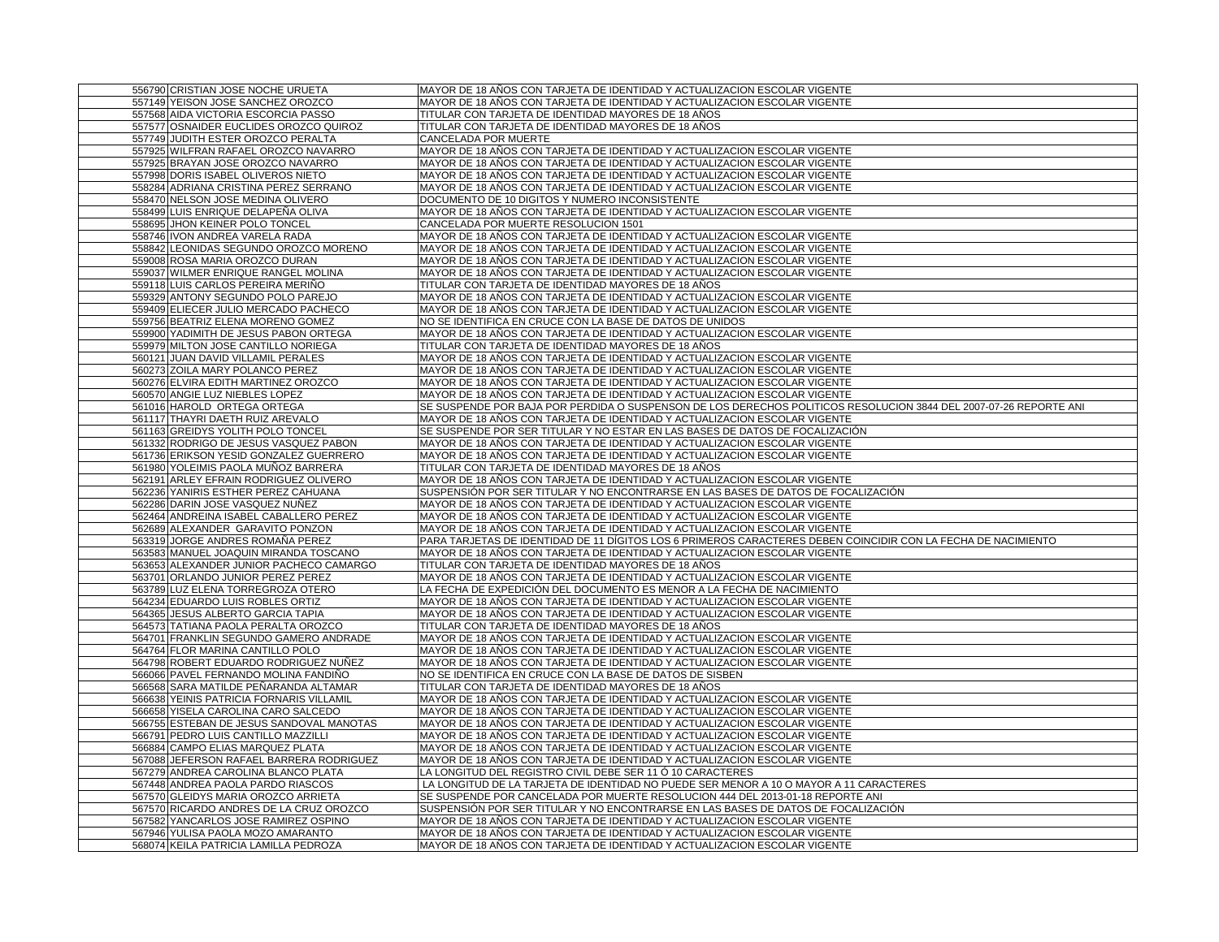| | | |
|---|---|---|
| 556790 | CRISTIAN JOSE NOCHE URUETA | MAYOR DE 18 AÑOS CON TARJETA DE IDENTIDAD Y ACTUALIZACION ESCOLAR VIGENTE |
| 557149 | YEISON JOSE SANCHEZ OROZCO | MAYOR DE 18 AÑOS CON TARJETA DE IDENTIDAD Y ACTUALIZACION ESCOLAR VIGENTE |
| 557568 | AIDA VICTORIA ESCORCIA PASSO | TITULAR CON TARJETA DE IDENTIDAD MAYORES DE 18 AÑOS |
| 557577 | OSNAIDER EUCLIDES OROZCO QUIROZ | TITULAR CON TARJETA DE IDENTIDAD MAYORES DE 18 AÑOS |
| 557749 | JUDITH ESTER OROZCO PERALTA | CANCELADA POR MUERTE |
| 557925 | WILFRAN RAFAEL OROZCO NAVARRO | MAYOR DE 18 AÑOS CON TARJETA DE IDENTIDAD Y ACTUALIZACION ESCOLAR VIGENTE |
| 557925 | BRAYAN JOSE OROZCO NAVARRO | MAYOR DE 18 AÑOS CON TARJETA DE IDENTIDAD Y ACTUALIZACION ESCOLAR VIGENTE |
| 557998 | DORIS ISABEL OLIVEROS NIETO | MAYOR DE 18 AÑOS CON TARJETA DE IDENTIDAD Y ACTUALIZACION ESCOLAR VIGENTE |
| 558284 | ADRIANA CRISTINA PEREZ SERRANO | MAYOR DE 18 AÑOS CON TARJETA DE IDENTIDAD Y ACTUALIZACION ESCOLAR VIGENTE |
| 558470 | NELSON JOSE MEDINA OLIVERO | DOCUMENTO DE 10 DIGITOS Y NUMERO INCONSISTENTE |
| 558499 | LUIS ENRIQUE DELAPEÑA OLIVA | MAYOR DE 18 AÑOS CON TARJETA DE IDENTIDAD Y ACTUALIZACION ESCOLAR VIGENTE |
| 558695 | JHON KEINER POLO TONCEL | CANCELADA POR MUERTE RESOLUCION 1501 |
| 558746 | IVON ANDREA VARELA RADA | MAYOR DE 18 AÑOS CON TARJETA DE IDENTIDAD Y ACTUALIZACION ESCOLAR VIGENTE |
| 558842 | LEONIDAS SEGUNDO OROZCO MORENO | MAYOR DE 18 AÑOS CON TARJETA DE IDENTIDAD Y ACTUALIZACION ESCOLAR VIGENTE |
| 559008 | ROSA MARIA OROZCO DURAN | MAYOR DE 18 AÑOS CON TARJETA DE IDENTIDAD Y ACTUALIZACION ESCOLAR VIGENTE |
| 559037 | WILMER ENRIQUE RANGEL MOLINA | MAYOR DE 18 AÑOS CON TARJETA DE IDENTIDAD Y ACTUALIZACION ESCOLAR VIGENTE |
| 559118 | LUIS CARLOS PEREIRA MERIÑO | TITULAR CON TARJETA DE IDENTIDAD MAYORES DE 18 AÑOS |
| 559329 | ANTONY SEGUNDO POLO PAREJO | MAYOR DE 18 AÑOS CON TARJETA DE IDENTIDAD Y ACTUALIZACION ESCOLAR VIGENTE |
| 559409 | ELIECER JULIO MERCADO PACHECO | MAYOR DE 18 AÑOS CON TARJETA DE IDENTIDAD Y ACTUALIZACION ESCOLAR VIGENTE |
| 559756 | BEATRIZ ELENA MORENO GOMEZ | NO SE IDENTIFICA EN CRUCE CON LA BASE DE DATOS DE UNIDOS |
| 559900 | YADIMITH DE JESUS PABON ORTEGA | MAYOR DE 18 AÑOS CON TARJETA DE IDENTIDAD Y ACTUALIZACION ESCOLAR VIGENTE |
| 559979 | MILTON JOSE CANTILLO NORIEGA | TITULAR CON TARJETA DE IDENTIDAD MAYORES DE 18 AÑOS |
| 560121 | JUAN DAVID VILLAMIL PERALES | MAYOR DE 18 AÑOS CON TARJETA DE IDENTIDAD Y ACTUALIZACION ESCOLAR VIGENTE |
| 560273 | ZOILA MARY POLANCO PEREZ | MAYOR DE 18 AÑOS CON TARJETA DE IDENTIDAD Y ACTUALIZACION ESCOLAR VIGENTE |
| 560276 | ELVIRA EDITH MARTINEZ OROZCO | MAYOR DE 18 AÑOS CON TARJETA DE IDENTIDAD Y ACTUALIZACION ESCOLAR VIGENTE |
| 560570 | ANGIE LUZ NIEBLES LOPEZ | MAYOR DE 18 AÑOS CON TARJETA DE IDENTIDAD Y ACTUALIZACION ESCOLAR VIGENTE |
| 561016 | HAROLD ORTEGA ORTEGA | SE SUSPENDE POR BAJA POR PERDIDA O SUSPENSON DE LOS DERECHOS POLITICOS RESOLUCION 3844 DEL 2007-07-26 REPORTE ANI |
| 561117 | THAYRI DAETH RUIZ AREVALO | MAYOR DE 18 AÑOS CON TARJETA DE IDENTIDAD Y ACTUALIZACION ESCOLAR VIGENTE |
| 561163 | GREIDYS YOLITH POLO TONCEL | SE SUSPENDE POR SER TITULAR Y NO ESTAR EN LAS BASES DE DATOS DE FOCALIZACIÓN |
| 561332 | RODRIGO DE JESUS VASQUEZ PABON | MAYOR DE 18 AÑOS CON TARJETA DE IDENTIDAD Y ACTUALIZACION ESCOLAR VIGENTE |
| 561736 | ERIKSON YESID GONZALEZ GUERRERO | MAYOR DE 18 AÑOS CON TARJETA DE IDENTIDAD Y ACTUALIZACION ESCOLAR VIGENTE |
| 561980 | YOLEIMIS PAOLA MUÑOZ BARRERA | TITULAR CON TARJETA DE IDENTIDAD MAYORES DE 18 AÑOS |
| 562191 | ARLEY EFRAIN RODRIGUEZ OLIVERO | MAYOR DE 18 AÑOS CON TARJETA DE IDENTIDAD Y ACTUALIZACION ESCOLAR VIGENTE |
| 562236 | YANIRIS ESTHER PEREZ CAHUANA | SUSPENSIÓN POR SER TITULAR Y NO ENCONTRARSE EN LAS BASES DE DATOS DE FOCALIZACIÓN |
| 562286 | DARIN JOSE VASQUEZ NUÑEZ | MAYOR DE 18 AÑOS CON TARJETA DE IDENTIDAD Y ACTUALIZACION ESCOLAR VIGENTE |
| 562464 | ANDREINA ISABEL CABALLERO PEREZ | MAYOR DE 18 AÑOS CON TARJETA DE IDENTIDAD Y ACTUALIZACION ESCOLAR VIGENTE |
| 562689 | ALEXANDER GARAVITO PONZON | MAYOR DE 18 AÑOS CON TARJETA DE IDENTIDAD Y ACTUALIZACION ESCOLAR VIGENTE |
| 563319 | JORGE ANDRES ROMAÑA PEREZ | PARA TARJETAS DE IDENTIDAD DE 11 DÍGITOS LOS 6 PRIMEROS CARACTERES DEBEN COINCIDIR CON LA FECHA DE NACIMIENTO |
| 563583 | MANUEL JOAQUIN MIRANDA TOSCANO | MAYOR DE 18 AÑOS CON TARJETA DE IDENTIDAD Y ACTUALIZACION ESCOLAR VIGENTE |
| 563653 | ALEXANDER JUNIOR PACHECO CAMARGO | TITULAR CON TARJETA DE IDENTIDAD MAYORES DE 18 AÑOS |
| 563701 | ORLANDO JUNIOR PEREZ PEREZ | MAYOR DE 18 AÑOS CON TARJETA DE IDENTIDAD Y ACTUALIZACION ESCOLAR VIGENTE |
| 563789 | LUZ ELENA TORREGROZA OTERO | LA FECHA DE EXPEDICIÓN DEL DOCUMENTO ES MENOR A LA FECHA DE NACIMIENTO |
| 564234 | EDUARDO LUIS ROBLES ORTIZ | MAYOR DE 18 AÑOS CON TARJETA DE IDENTIDAD Y ACTUALIZACION ESCOLAR VIGENTE |
| 564365 | JESUS ALBERTO GARCIA TAPIA | MAYOR DE 18 AÑOS CON TARJETA DE IDENTIDAD Y ACTUALIZACION ESCOLAR VIGENTE |
| 564573 | TATIANA PAOLA PERALTA OROZCO | TITULAR CON TARJETA DE IDENTIDAD MAYORES DE 18 AÑOS |
| 564701 | FRANKLIN SEGUNDO GAMERO ANDRADE | MAYOR DE 18 AÑOS CON TARJETA DE IDENTIDAD Y ACTUALIZACION ESCOLAR VIGENTE |
| 564764 | FLOR MARINA CANTILLO POLO | MAYOR DE 18 AÑOS CON TARJETA DE IDENTIDAD Y ACTUALIZACION ESCOLAR VIGENTE |
| 564798 | ROBERT EDUARDO RODRIGUEZ NUÑEZ | MAYOR DE 18 AÑOS CON TARJETA DE IDENTIDAD Y ACTUALIZACION ESCOLAR VIGENTE |
| 566066 | PAVEL FERNANDO MOLINA FANDIÑO | NO SE IDENTIFICA EN CRUCE CON LA BASE DE DATOS DE SISBEN |
| 566568 | SARA MATILDE PEÑARANDA ALTAMAR | TITULAR CON TARJETA DE IDENTIDAD MAYORES DE 18 AÑOS |
| 566638 | YEINIS PATRICIA FORNARIS VILLAMIL | MAYOR DE 18 AÑOS CON TARJETA DE IDENTIDAD Y ACTUALIZACION ESCOLAR VIGENTE |
| 566658 | YISELA CAROLINA CARO SALCEDO | MAYOR DE 18 AÑOS CON TARJETA DE IDENTIDAD Y ACTUALIZACION ESCOLAR VIGENTE |
| 566755 | ESTEBAN DE JESUS SANDOVAL MANOTAS | MAYOR DE 18 AÑOS CON TARJETA DE IDENTIDAD Y ACTUALIZACION ESCOLAR VIGENTE |
| 566791 | PEDRO LUIS CANTILLO MAZZILLI | MAYOR DE 18 AÑOS CON TARJETA DE IDENTIDAD Y ACTUALIZACION ESCOLAR VIGENTE |
| 566884 | CAMPO ELIAS MARQUEZ PLATA | MAYOR DE 18 AÑOS CON TARJETA DE IDENTIDAD Y ACTUALIZACION ESCOLAR VIGENTE |
| 567088 | JEFERSON RAFAEL BARRERA RODRIGUEZ | MAYOR DE 18 AÑOS CON TARJETA DE IDENTIDAD Y ACTUALIZACION ESCOLAR VIGENTE |
| 567279 | ANDREA CAROLINA BLANCO PLATA | LA LONGITUD DEL REGISTRO CIVIL DEBE SER 11 Ó 10 CARACTERES |
| 567448 | ANDREA PAOLA PARDO RIASCOS | LA LONGITUD DE LA TARJETA DE IDENTIDAD NO PUEDE SER MENOR A 10 O MAYOR A 11 CARACTERES |
| 567570 | GLEIDYS MARIA OROZCO ARRIETA | SE SUSPENDE POR CANCELADA POR MUERTE RESOLUCION 444 DEL 2013-01-18 REPORTE ANI |
| 567570 | RICARDO ANDRES DE LA CRUZ OROZCO | SUSPENSIÓN POR SER TITULAR Y NO ENCONTRARSE EN LAS BASES DE DATOS DE FOCALIZACIÓN |
| 567582 | YANCARLOS JOSE RAMIREZ OSPINO | MAYOR DE 18 AÑOS CON TARJETA DE IDENTIDAD Y ACTUALIZACION ESCOLAR VIGENTE |
| 567946 | YULISA PAOLA MOZO AMARANTO | MAYOR DE 18 AÑOS CON TARJETA DE IDENTIDAD Y ACTUALIZACION ESCOLAR VIGENTE |
| 568074 | KEILA PATRICIA LAMILLA PEDROZA | MAYOR DE 18 AÑOS CON TARJETA DE IDENTIDAD Y ACTUALIZACION ESCOLAR VIGENTE |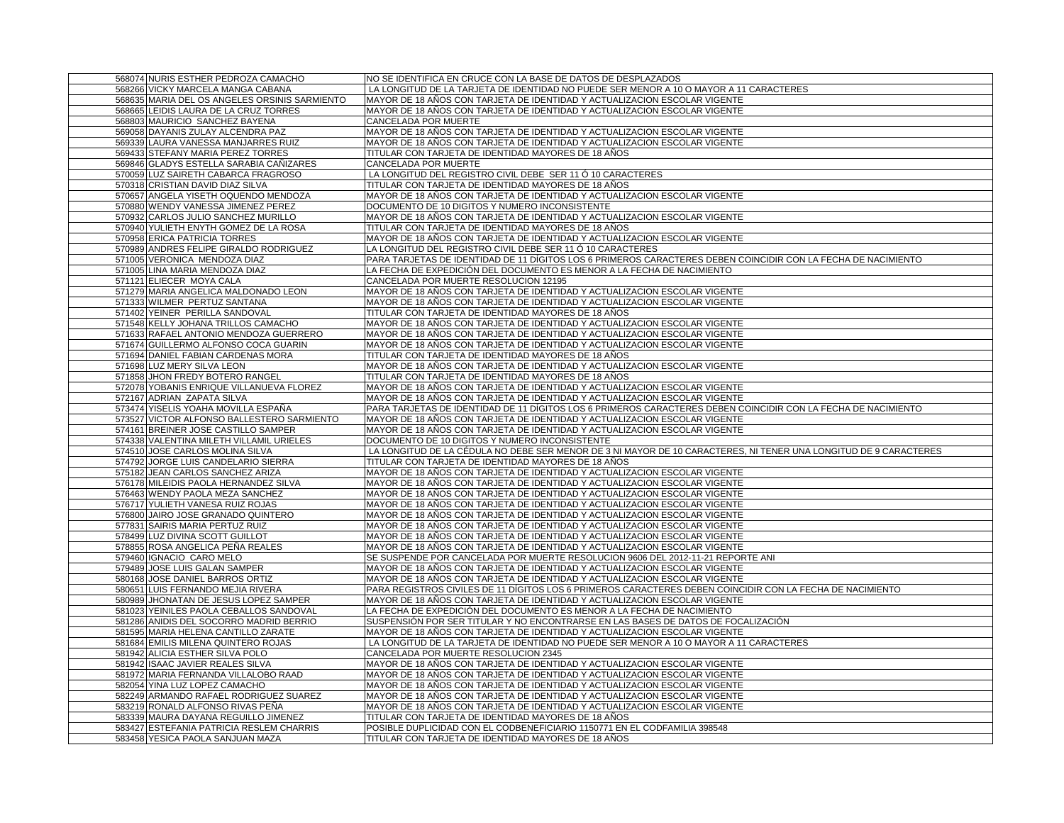| | | |
|---|---|---|
| 568074 | NURIS ESTHER PEDROZA CAMACHO | NO SE IDENTIFICA EN CRUCE CON LA BASE DE DATOS DE DESPLAZADOS |
| 568266 | VICKY MARCELA MANGA CABANA | LA LONGITUD DE LA TARJETA DE IDENTIDAD NO PUEDE SER MENOR A 10 O MAYOR A 11 CARACTERES |
| 568635 | MARIA DEL OS ANGELES ORSINIS SARMIENTO | MAYOR DE 18 AÑOS CON TARJETA DE IDENTIDAD Y ACTUALIZACION ESCOLAR VIGENTE |
| 568665 | LEIDIS LAURA DE LA CRUZ TORRES | MAYOR DE 18 AÑOS CON TARJETA DE IDENTIDAD Y ACTUALIZACION ESCOLAR VIGENTE |
| 568803 | MAURICIO SANCHEZ BAYENA | CANCELADA POR MUERTE |
| 569058 | DAYANIS ZULAY ALCENDRA PAZ | MAYOR DE 18 AÑOS CON TARJETA DE IDENTIDAD Y ACTUALIZACION ESCOLAR VIGENTE |
| 569339 | LAURA VANESSA MANJARRES RUIZ | MAYOR DE 18 AÑOS CON TARJETA DE IDENTIDAD Y ACTUALIZACION ESCOLAR VIGENTE |
| 569433 | STEFANY MARIA PEREZ TORRES | TITULAR CON TARJETA DE IDENTIDAD MAYORES DE 18 AÑOS |
| 569846 | GLADYS ESTELLA SARABIA CAÑIZARES | CANCELADA POR MUERTE |
| 570059 | LUZ SAIRETH CABARCA FRAGROSO | LA LONGITUD DEL REGISTRO CIVIL DEBE SER 11 Ó 10 CARACTERES |
| 570318 | CRISTIAN DAVID DIAZ SILVA | TITULAR CON TARJETA DE IDENTIDAD MAYORES DE 18 AÑOS |
| 570657 | ANGELA YISETH OQUENDO MENDOZA | MAYOR DE 18 AÑOS CON TARJETA DE IDENTIDAD Y ACTUALIZACION ESCOLAR VIGENTE |
| 570880 | WENDY VANESSA JIMENEZ PEREZ | DOCUMENTO DE 10 DIGITOS Y NUMERO INCONSISTENTE |
| 570932 | CARLOS JULIO SANCHEZ MURILLO | MAYOR DE 18 AÑOS CON TARJETA DE IDENTIDAD Y ACTUALIZACION ESCOLAR VIGENTE |
| 570940 | YULIETH ENYTH GOMEZ DE LA ROSA | TITULAR CON TARJETA DE IDENTIDAD MAYORES DE 18 AÑOS |
| 570958 | ERICA PATRICIA TORRES | MAYOR DE 18 AÑOS CON TARJETA DE IDENTIDAD Y ACTUALIZACION ESCOLAR VIGENTE |
| 570989 | ANDRES FELIPE GIRALDO RODRIGUEZ | LA LONGITUD DEL REGISTRO CIVIL DEBE SER 11 Ó 10 CARACTERES |
| 571005 | VERONICA MENDOZA DIAZ | PARA TARJETAS DE IDENTIDAD DE 11 DÍGITOS LOS 6 PRIMEROS CARACTERES DEBEN COINCIDIR CON LA FECHA DE NACIMIENTO |
| 571005 | LINA MARIA MENDOZA DIAZ | LA FECHA DE EXPEDICIÓN DEL DOCUMENTO ES MENOR A LA FECHA DE NACIMIENTO |
| 571121 | ELIECER MOYA CALA | CANCELADA POR MUERTE RESOLUCION 12195 |
| 571279 | MARIA ANGELICA MALDONADO LEON | MAYOR DE 18 AÑOS CON TARJETA DE IDENTIDAD Y ACTUALIZACION ESCOLAR VIGENTE |
| 571333 | WILMER PERTUZ SANTANA | MAYOR DE 18 AÑOS CON TARJETA DE IDENTIDAD Y ACTUALIZACION ESCOLAR VIGENTE |
| 571402 | YEINER PERILLA SANDOVAL | TITULAR CON TARJETA DE IDENTIDAD MAYORES DE 18 AÑOS |
| 571548 | KELLY JOHANA TRILLOS CAMACHO | MAYOR DE 18 AÑOS CON TARJETA DE IDENTIDAD Y ACTUALIZACION ESCOLAR VIGENTE |
| 571633 | RAFAEL ANTONIO MENDOZA GUERRERO | MAYOR DE 18 AÑOS CON TARJETA DE IDENTIDAD Y ACTUALIZACION ESCOLAR VIGENTE |
| 571674 | GUILLERMO ALFONSO COCA GUARIN | MAYOR DE 18 AÑOS CON TARJETA DE IDENTIDAD Y ACTUALIZACION ESCOLAR VIGENTE |
| 571694 | DANIEL FABIAN CARDENAS MORA | TITULAR CON TARJETA DE IDENTIDAD MAYORES DE 18 AÑOS |
| 571698 | LUZ MERY SILVA LEON | MAYOR DE 18 AÑOS CON TARJETA DE IDENTIDAD Y ACTUALIZACION ESCOLAR VIGENTE |
| 571858 | JHON FREDY BOTERO RANGEL | TITULAR CON TARJETA DE IDENTIDAD MAYORES DE 18 AÑOS |
| 572078 | YOBANIS ENRIQUE VILLANUEVA FLOREZ | MAYOR DE 18 AÑOS CON TARJETA DE IDENTIDAD Y ACTUALIZACION ESCOLAR VIGENTE |
| 572167 | ADRIAN ZAPATA SILVA | MAYOR DE 18 AÑOS CON TARJETA DE IDENTIDAD Y ACTUALIZACION ESCOLAR VIGENTE |
| 573474 | YISELIS YOAHA MOVILLA ESPAÑA | PARA TARJETAS DE IDENTIDAD DE 11 DÍGITOS LOS 6 PRIMEROS CARACTERES DEBEN COINCIDIR CON LA FECHA DE NACIMIENTO |
| 573527 | VICTOR ALFONSO BALLESTERO SARMIENTO | MAYOR DE 18 AÑOS CON TARJETA DE IDENTIDAD Y ACTUALIZACION ESCOLAR VIGENTE |
| 574161 | BREINER JOSE CASTILLO SAMPER | MAYOR DE 18 AÑOS CON TARJETA DE IDENTIDAD Y ACTUALIZACION ESCOLAR VIGENTE |
| 574338 | VALENTINA MILETH VILLAMIL URIELES | DOCUMENTO DE 10 DIGITOS Y NUMERO INCONSISTENTE |
| 574510 | JOSE CARLOS MOLINA SILVA | LA LONGITUD DE LA CÉDULA NO DEBE SER MENOR DE 3 NI MAYOR DE 10 CARACTERES, NI TENER UNA LONGITUD DE 9 CARACTERES |
| 574792 | JORGE LUIS CANDELARIO SIERRA | TITULAR CON TARJETA DE IDENTIDAD MAYORES DE 18 AÑOS |
| 575182 | JEAN CARLOS SANCHEZ ARIZA | MAYOR DE 18 AÑOS CON TARJETA DE IDENTIDAD Y ACTUALIZACION ESCOLAR VIGENTE |
| 576178 | MILEIDIS PAOLA HERNANDEZ SILVA | MAYOR DE 18 AÑOS CON TARJETA DE IDENTIDAD Y ACTUALIZACION ESCOLAR VIGENTE |
| 576463 | WENDY PAOLA MEZA SANCHEZ | MAYOR DE 18 AÑOS CON TARJETA DE IDENTIDAD Y ACTUALIZACION ESCOLAR VIGENTE |
| 576717 | YULIETH VANESA RUIZ ROJAS | MAYOR DE 18 AÑOS CON TARJETA DE IDENTIDAD Y ACTUALIZACION ESCOLAR VIGENTE |
| 576800 | JAIRO JOSE GRANADO QUINTERO | MAYOR DE 18 AÑOS CON TARJETA DE IDENTIDAD Y ACTUALIZACION ESCOLAR VIGENTE |
| 577831 | SAIRIS MARIA PERTUZ RUIZ | MAYOR DE 18 AÑOS CON TARJETA DE IDENTIDAD Y ACTUALIZACION ESCOLAR VIGENTE |
| 578499 | LUZ DIVINA SCOTT GUILLOT | MAYOR DE 18 AÑOS CON TARJETA DE IDENTIDAD Y ACTUALIZACION ESCOLAR VIGENTE |
| 578855 | ROSA ANGELICA PEÑA REALES | MAYOR DE 18 AÑOS CON TARJETA DE IDENTIDAD Y ACTUALIZACION ESCOLAR VIGENTE |
| 579460 | IGNACIO CARO MELO | SE SUSPENDE POR CANCELADA POR MUERTE RESOLUCION 9606 DEL 2012-11-21 REPORTE ANI |
| 579489 | JOSE LUIS GALAN SAMPER | MAYOR DE 18 AÑOS CON TARJETA DE IDENTIDAD Y ACTUALIZACION ESCOLAR VIGENTE |
| 580168 | JOSE DANIEL BARROS ORTIZ | MAYOR DE 18 AÑOS CON TARJETA DE IDENTIDAD Y ACTUALIZACION ESCOLAR VIGENTE |
| 580651 | LUIS FERNANDO MEJIA RIVERA | PARA REGISTROS CIVILES DE 11 DÍGITOS LOS 6 PRIMEROS CARACTERES DEBEN COINCIDIR CON LA FECHA DE NACIMIENTO |
| 580989 | JHONATAN DE JESUS LOPEZ SAMPER | MAYOR DE 18 AÑOS CON TARJETA DE IDENTIDAD Y ACTUALIZACION ESCOLAR VIGENTE |
| 581023 | YEINILES PAOLA CEBALLOS SANDOVAL | LA FECHA DE EXPEDICIÓN DEL DOCUMENTO ES MENOR A LA FECHA DE NACIMIENTO |
| 581286 | ANIDIS DEL SOCORRO MADRID BERRIO | SUSPENSIÓN POR SER TITULAR Y NO ENCONTRARSE EN LAS BASES DE DATOS DE FOCALIZACIÓN |
| 581595 | MARIA HELENA CANTILLO ZARATE | MAYOR DE 18 AÑOS CON TARJETA DE IDENTIDAD Y ACTUALIZACION ESCOLAR VIGENTE |
| 581684 | EMILIS MILENA QUINTERO ROJAS | LA LONGITUD DE LA TARJETA DE IDENTIDAD NO PUEDE SER MENOR A 10 O MAYOR A 11 CARACTERES |
| 581942 | ALICIA ESTHER SILVA POLO | CANCELADA POR MUERTE RESOLUCION 2345 |
| 581942 | ISAAC JAVIER REALES SILVA | MAYOR DE 18 AÑOS CON TARJETA DE IDENTIDAD Y ACTUALIZACION ESCOLAR VIGENTE |
| 581972 | MARIA FERNANDA VILLALOBO RAAD | MAYOR DE 18 AÑOS CON TARJETA DE IDENTIDAD Y ACTUALIZACION ESCOLAR VIGENTE |
| 582054 | YINA LUZ LOPEZ CAMACHO | MAYOR DE 18 AÑOS CON TARJETA DE IDENTIDAD Y ACTUALIZACION ESCOLAR VIGENTE |
| 582249 | ARMANDO RAFAEL RODRIGUEZ SUAREZ | MAYOR DE 18 AÑOS CON TARJETA DE IDENTIDAD Y ACTUALIZACION ESCOLAR VIGENTE |
| 583219 | RONALD ALFONSO RIVAS PEÑA | MAYOR DE 18 AÑOS CON TARJETA DE IDENTIDAD Y ACTUALIZACION ESCOLAR VIGENTE |
| 583339 | MAURA DAYANA REGUILLO JIMENEZ | TITULAR CON TARJETA DE IDENTIDAD MAYORES DE 18 AÑOS |
| 583427 | ESTEFANIA PATRICIA RESLEM CHARRIS | POSIBLE DUPLICIDAD CON EL CODBENEFICIARIO 1150771 EN EL CODFAMILIA 398548 |
| 583458 | YESICA PAOLA SANJUAN MAZA | TITULAR CON TARJETA DE IDENTIDAD MAYORES DE 18 AÑOS |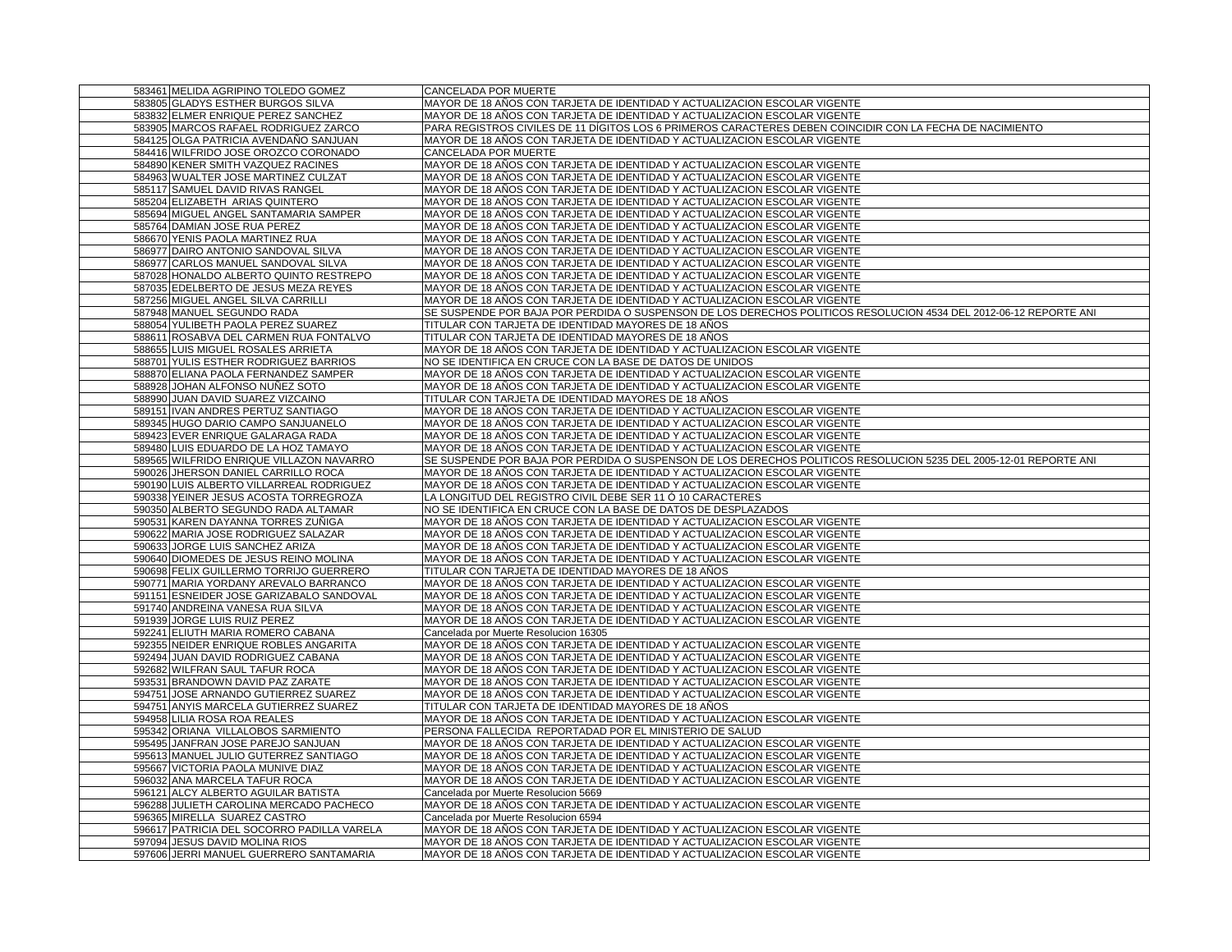| | | |
|---|---|---|
| 583461 | MELIDA AGRIPINO TOLEDO GOMEZ | CANCELADA POR MUERTE |
| 583805 | GLADYS ESTHER BURGOS SILVA | MAYOR DE 18 AÑOS CON TARJETA DE IDENTIDAD Y ACTUALIZACION ESCOLAR VIGENTE |
| 583832 | ELMER ENRIQUE PEREZ SANCHEZ | MAYOR DE 18 AÑOS CON TARJETA DE IDENTIDAD Y ACTUALIZACION ESCOLAR VIGENTE |
| 583905 | MARCOS RAFAEL RODRIGUEZ ZARCO | PARA REGISTROS CIVILES DE 11 DÍGITOS LOS 6 PRIMEROS CARACTERES DEBEN COINCIDIR CON LA FECHA DE NACIMIENTO |
| 584125 | OLGA PATRICIA AVENDAÑO SANJUAN | MAYOR DE 18 AÑOS CON TARJETA DE IDENTIDAD Y ACTUALIZACION ESCOLAR VIGENTE |
| 584416 | WILFRIDO JOSE OROZCO CORONADO | CANCELADA POR MUERTE |
| 584890 | KENER SMITH VAZQUEZ RACINES | MAYOR DE 18 AÑOS CON TARJETA DE IDENTIDAD Y ACTUALIZACION ESCOLAR VIGENTE |
| 584963 | WUALTER JOSE MARTINEZ CULZAT | MAYOR DE 18 AÑOS CON TARJETA DE IDENTIDAD Y ACTUALIZACION ESCOLAR VIGENTE |
| 585117 | SAMUEL DAVID RIVAS RANGEL | MAYOR DE 18 AÑOS CON TARJETA DE IDENTIDAD Y ACTUALIZACION ESCOLAR VIGENTE |
| 585204 | ELIZABETH ARIAS QUINTERO | MAYOR DE 18 AÑOS CON TARJETA DE IDENTIDAD Y ACTUALIZACION ESCOLAR VIGENTE |
| 585694 | MIGUEL ANGEL SANTAMARIA SAMPER | MAYOR DE 18 AÑOS CON TARJETA DE IDENTIDAD Y ACTUALIZACION ESCOLAR VIGENTE |
| 585764 | DAMIAN JOSE RUA PEREZ | MAYOR DE 18 AÑOS CON TARJETA DE IDENTIDAD Y ACTUALIZACION ESCOLAR VIGENTE |
| 586670 | YENIS PAOLA MARTINEZ RUA | MAYOR DE 18 AÑOS CON TARJETA DE IDENTIDAD Y ACTUALIZACION ESCOLAR VIGENTE |
| 586977 | DAIRO ANTONIO SANDOVAL SILVA | MAYOR DE 18 AÑOS CON TARJETA DE IDENTIDAD Y ACTUALIZACION ESCOLAR VIGENTE |
| 586977 | CARLOS MANUEL SANDOVAL SILVA | MAYOR DE 18 AÑOS CON TARJETA DE IDENTIDAD Y ACTUALIZACION ESCOLAR VIGENTE |
| 587028 | HONALDO ALBERTO QUINTO RESTREPO | MAYOR DE 18 AÑOS CON TARJETA DE IDENTIDAD Y ACTUALIZACION ESCOLAR VIGENTE |
| 587035 | EDELBERTO DE JESUS MEZA REYES | MAYOR DE 18 AÑOS CON TARJETA DE IDENTIDAD Y ACTUALIZACION ESCOLAR VIGENTE |
| 587256 | MIGUEL ANGEL SILVA CARRILLI | MAYOR DE 18 AÑOS CON TARJETA DE IDENTIDAD Y ACTUALIZACION ESCOLAR VIGENTE |
| 587948 | MANUEL SEGUNDO RADA | SE SUSPENDE POR BAJA POR PERDIDA O SUSPENSON DE LOS DERECHOS POLITICOS RESOLUCION 4534 DEL 2012-06-12 REPORTE ANI |
| 588054 | YULIBETH PAOLA PEREZ SUAREZ | TITULAR CON TARJETA DE IDENTIDAD MAYORES DE 18 AÑOS |
| 588611 | ROSABVA DEL CARMEN RUA FONTALVO | TITULAR CON TARJETA DE IDENTIDAD MAYORES DE 18 AÑOS |
| 588655 | LUIS MIGUEL ROSALES ARRIETA | MAYOR DE 18 AÑOS CON TARJETA DE IDENTIDAD Y ACTUALIZACION ESCOLAR VIGENTE |
| 588701 | YULIS ESTHER RODRIGUEZ BARRIOS | NO SE IDENTIFICA EN CRUCE CON LA BASE DE DATOS DE UNIDOS |
| 588870 | ELIANA PAOLA FERNANDEZ SAMPER | MAYOR DE 18 AÑOS CON TARJETA DE IDENTIDAD Y ACTUALIZACION ESCOLAR VIGENTE |
| 588928 | JOHAN ALFONSO NUÑEZ SOTO | MAYOR DE 18 AÑOS CON TARJETA DE IDENTIDAD Y ACTUALIZACION ESCOLAR VIGENTE |
| 588990 | JUAN DAVID SUAREZ VIZCAINO | TITULAR CON TARJETA DE IDENTIDAD MAYORES DE 18 AÑOS |
| 589151 | IVAN ANDRES PERTUZ SANTIAGO | MAYOR DE 18 AÑOS CON TARJETA DE IDENTIDAD Y ACTUALIZACION ESCOLAR VIGENTE |
| 589345 | HUGO DARIO CAMPO SANJUANELO | MAYOR DE 18 AÑOS CON TARJETA DE IDENTIDAD Y ACTUALIZACION ESCOLAR VIGENTE |
| 589423 | EVER ENRIQUE GALARAGA RADA | MAYOR DE 18 AÑOS CON TARJETA DE IDENTIDAD Y ACTUALIZACION ESCOLAR VIGENTE |
| 589480 | LUIS EDUARDO DE LA HOZ TAMAYO | MAYOR DE 18 AÑOS CON TARJETA DE IDENTIDAD Y ACTUALIZACION ESCOLAR VIGENTE |
| 589565 | WILFRIDO ENRIQUE VILLAZON NAVARRO | SE SUSPENDE POR BAJA POR PERDIDA O SUSPENSON DE LOS DERECHOS POLITICOS RESOLUCION 5235 DEL 2005-12-01 REPORTE ANI |
| 590026 | JHERSON DANIEL CARRILLO ROCA | MAYOR DE 18 AÑOS CON TARJETA DE IDENTIDAD Y ACTUALIZACION ESCOLAR VIGENTE |
| 590190 | LUIS ALBERTO VILLARREAL RODRIGUEZ | MAYOR DE 18 AÑOS CON TARJETA DE IDENTIDAD Y ACTUALIZACION ESCOLAR VIGENTE |
| 590338 | YEINER JESUS ACOSTA TORREGROZA | LA LONGITUD DEL REGISTRO CIVIL DEBE SER 11 Ó 10 CARACTERES |
| 590350 | ALBERTO SEGUNDO RADA ALTAMAR | NO SE IDENTIFICA EN CRUCE CON LA BASE DE DATOS DE DESPLAZADOS |
| 590531 | KAREN DAYANNA TORRES ZUÑIGA | MAYOR DE 18 AÑOS CON TARJETA DE IDENTIDAD Y ACTUALIZACION ESCOLAR VIGENTE |
| 590622 | MARIA JOSE RODRIGUEZ SALAZAR | MAYOR DE 18 AÑOS CON TARJETA DE IDENTIDAD Y ACTUALIZACION ESCOLAR VIGENTE |
| 590633 | JORGE LUIS SANCHEZ ARIZA | MAYOR DE 18 AÑOS CON TARJETA DE IDENTIDAD Y ACTUALIZACION ESCOLAR VIGENTE |
| 590640 | DIOMEDES DE JESUS REINO MOLINA | MAYOR DE 18 AÑOS CON TARJETA DE IDENTIDAD Y ACTUALIZACION ESCOLAR VIGENTE |
| 590698 | FELIX GUILLERMO TORRIJO GUERRERO | TITULAR CON TARJETA DE IDENTIDAD MAYORES DE 18 AÑOS |
| 590771 | MARIA YORDANY AREVALO BARRANCO | MAYOR DE 18 AÑOS CON TARJETA DE IDENTIDAD Y ACTUALIZACION ESCOLAR VIGENTE |
| 591151 | ESNEIDER JOSE GARIZABALO SANDOVAL | MAYOR DE 18 AÑOS CON TARJETA DE IDENTIDAD Y ACTUALIZACION ESCOLAR VIGENTE |
| 591740 | ANDREINA VANESA RUA SILVA | MAYOR DE 18 AÑOS CON TARJETA DE IDENTIDAD Y ACTUALIZACION ESCOLAR VIGENTE |
| 591939 | JORGE LUIS RUIZ PEREZ | MAYOR DE 18 AÑOS CON TARJETA DE IDENTIDAD Y ACTUALIZACION ESCOLAR VIGENTE |
| 592241 | ELIUTH MARIA ROMERO CABANA | Cancelada por Muerte Resolucion 16305 |
| 592355 | NEIDER ENRIQUE ROBLES ANGARITA | MAYOR DE 18 AÑOS CON TARJETA DE IDENTIDAD Y ACTUALIZACION ESCOLAR VIGENTE |
| 592494 | JUAN DAVID RODRIGUEZ CABANA | MAYOR DE 18 AÑOS CON TARJETA DE IDENTIDAD Y ACTUALIZACION ESCOLAR VIGENTE |
| 592682 | WILFRAN SAUL TAFUR ROCA | MAYOR DE 18 AÑOS CON TARJETA DE IDENTIDAD Y ACTUALIZACION ESCOLAR VIGENTE |
| 593531 | BRANDOWN DAVID PAZ ZARATE | MAYOR DE 18 AÑOS CON TARJETA DE IDENTIDAD Y ACTUALIZACION ESCOLAR VIGENTE |
| 594751 | JOSE ARNANDO GUTIERREZ SUAREZ | MAYOR DE 18 AÑOS CON TARJETA DE IDENTIDAD Y ACTUALIZACION ESCOLAR VIGENTE |
| 594751 | ANYIS MARCELA GUTIERREZ SUAREZ | TITULAR CON TARJETA DE IDENTIDAD MAYORES DE 18 AÑOS |
| 594958 | LILIA ROSA ROA REALES | MAYOR DE 18 AÑOS CON TARJETA DE IDENTIDAD Y ACTUALIZACION ESCOLAR VIGENTE |
| 595342 | ORIANA VILLALOBOS SARMIENTO | PERSONA FALLECIDA REPORTADAD POR EL MINISTERIO DE SALUD |
| 595495 | JANFRAN JOSE PAREJO SANJUAN | MAYOR DE 18 AÑOS CON TARJETA DE IDENTIDAD Y ACTUALIZACION ESCOLAR VIGENTE |
| 595613 | MANUEL JULIO GUTERREZ SANTIAGO | MAYOR DE 18 AÑOS CON TARJETA DE IDENTIDAD Y ACTUALIZACION ESCOLAR VIGENTE |
| 595667 | VICTORIA PAOLA MUNIVE DIAZ | MAYOR DE 18 AÑOS CON TARJETA DE IDENTIDAD Y ACTUALIZACION ESCOLAR VIGENTE |
| 596032 | ANA MARCELA TAFUR ROCA | MAYOR DE 18 AÑOS CON TARJETA DE IDENTIDAD Y ACTUALIZACION ESCOLAR VIGENTE |
| 596121 | ALCY ALBERTO AGUILAR BATISTA | Cancelada por Muerte Resolucion 5669 |
| 596288 | JULIETH CAROLINA MERCADO PACHECO | MAYOR DE 18 AÑOS CON TARJETA DE IDENTIDAD Y ACTUALIZACION ESCOLAR VIGENTE |
| 596365 | MIRELLA SUAREZ CASTRO | Cancelada por Muerte Resolucion 6594 |
| 596617 | PATRICIA DEL SOCORRO PADILLA VARELA | MAYOR DE 18 AÑOS CON TARJETA DE IDENTIDAD Y ACTUALIZACION ESCOLAR VIGENTE |
| 597094 | JESUS DAVID MOLINA RIOS | MAYOR DE 18 AÑOS CON TARJETA DE IDENTIDAD Y ACTUALIZACION ESCOLAR VIGENTE |
| 597606 | JERRI MANUEL GUERRERO SANTAMARIA | MAYOR DE 18 AÑOS CON TARJETA DE IDENTIDAD Y ACTUALIZACION ESCOLAR VIGENTE |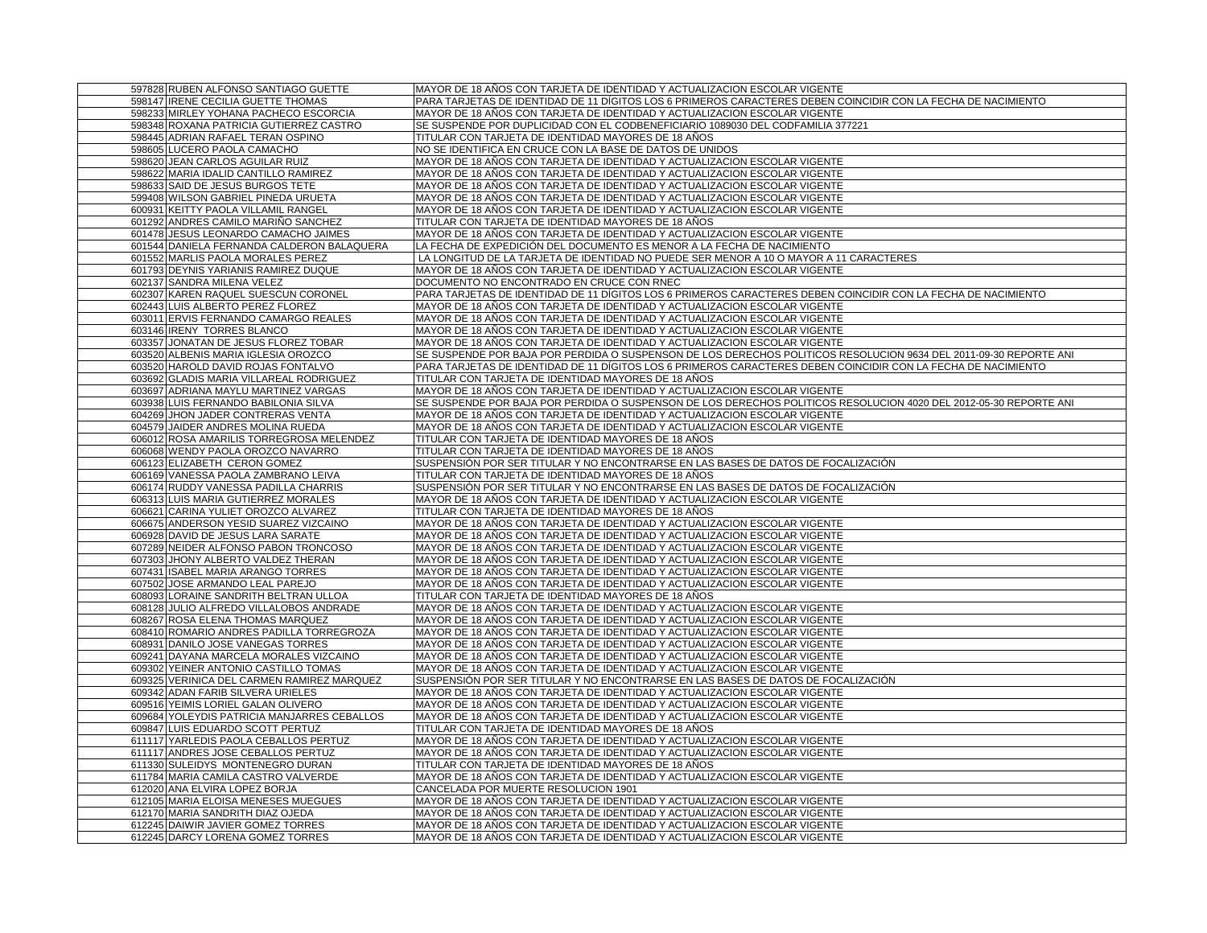| | | |
|---|---|---|
| 597828 | RUBEN ALFONSO SANTIAGO GUETTE | MAYOR DE 18 AÑOS CON TARJETA DE IDENTIDAD Y ACTUALIZACION ESCOLAR VIGENTE |
| 598147 | IRENE CECILIA GUETTE THOMAS | PARA TARJETAS DE IDENTIDAD DE 11 DÍGITOS LOS 6 PRIMEROS CARACTERES DEBEN COINCIDIR CON LA FECHA DE NACIMIENTO |
| 598233 | MIRLEY YOHANA PACHECO ESCORCIA | MAYOR DE 18 AÑOS CON TARJETA DE IDENTIDAD Y ACTUALIZACION ESCOLAR VIGENTE |
| 598348 | ROXANA PATRICIA GUTIERREZ CASTRO | SE SUSPENDE POR DUPLICIDAD CON EL CODBENEFICIARIO 1089030 DEL CODFAMILIA 377221 |
| 598445 | ADRIAN RAFAEL TERAN OSPINO | TITULAR CON TARJETA DE IDENTIDAD MAYORES DE 18 AÑOS |
| 598605 | LUCERO PAOLA CAMACHO | NO SE IDENTIFICA EN CRUCE CON LA BASE DE DATOS DE UNIDOS |
| 598620 | JEAN CARLOS AGUILAR RUIZ | MAYOR DE 18 AÑOS CON TARJETA DE IDENTIDAD Y ACTUALIZACION ESCOLAR VIGENTE |
| 598622 | MARIA IDALID CANTILLO RAMIREZ | MAYOR DE 18 AÑOS CON TARJETA DE IDENTIDAD Y ACTUALIZACION ESCOLAR VIGENTE |
| 598633 | SAID DE JESUS BURGOS TETE | MAYOR DE 18 AÑOS CON TARJETA DE IDENTIDAD Y ACTUALIZACION ESCOLAR VIGENTE |
| 599408 | WILSON GABRIEL PINEDA URUETA | MAYOR DE 18 AÑOS CON TARJETA DE IDENTIDAD Y ACTUALIZACION ESCOLAR VIGENTE |
| 600931 | KEITTY PAOLA VILLAMIL RANGEL | MAYOR DE 18 AÑOS CON TARJETA DE IDENTIDAD Y ACTUALIZACION ESCOLAR VIGENTE |
| 601292 | ANDRES CAMILO MARIÑO SANCHEZ | TITULAR CON TARJETA DE IDENTIDAD MAYORES DE 18 AÑOS |
| 601478 | JESUS LEONARDO CAMACHO JAIMES | MAYOR DE 18 AÑOS CON TARJETA DE IDENTIDAD Y ACTUALIZACION ESCOLAR VIGENTE |
| 601544 | DANIELA FERNANDA CALDERON BALAQUERA | LA FECHA DE EXPEDICIÓN DEL DOCUMENTO ES MENOR A LA FECHA DE NACIMIENTO |
| 601552 | MARLIS PAOLA MORALES PEREZ | LA LONGITUD DE LA TARJETA DE IDENTIDAD NO PUEDE SER MENOR A 10 O MAYOR A 11 CARACTERES |
| 601793 | DEYNIS YARIANIS RAMIREZ DUQUE | MAYOR DE 18 AÑOS CON TARJETA DE IDENTIDAD Y ACTUALIZACION ESCOLAR VIGENTE |
| 602137 | SANDRA MILENA VELEZ | DOCUMENTO NO ENCONTRADO EN CRUCE CON RNEC |
| 602307 | KAREN RAQUEL SUESCUN CORONEL | PARA TARJETAS DE IDENTIDAD DE 11 DÍGITOS LOS 6 PRIMEROS CARACTERES DEBEN COINCIDIR CON LA FECHA DE NACIMIENTO |
| 602443 | LUIS ALBERTO PEREZ FLOREZ | MAYOR DE 18 AÑOS CON TARJETA DE IDENTIDAD Y ACTUALIZACION ESCOLAR VIGENTE |
| 603011 | ERVIS FERNANDO CAMARGO REALES | MAYOR DE 18 AÑOS CON TARJETA DE IDENTIDAD Y ACTUALIZACION ESCOLAR VIGENTE |
| 603146 | IRENY TORRES BLANCO | MAYOR DE 18 AÑOS CON TARJETA DE IDENTIDAD Y ACTUALIZACION ESCOLAR VIGENTE |
| 603357 | JONATAN DE JESUS FLOREZ TOBAR | MAYOR DE 18 AÑOS CON TARJETA DE IDENTIDAD Y ACTUALIZACION ESCOLAR VIGENTE |
| 603520 | ALBENIS MARIA IGLESIA OROZCO | SE SUSPENDE POR BAJA POR PERDIDA O SUSPENSON DE LOS DERECHOS POLITICOS RESOLUCION 9634 DEL 2011-09-30 REPORTE ANI |
| 603520 | HAROLD DAVID ROJAS FONTALVO | PARA TARJETAS DE IDENTIDAD DE 11 DÍGITOS LOS 6 PRIMEROS CARACTERES DEBEN COINCIDIR CON LA FECHA DE NACIMIENTO |
| 603692 | GLADIS MARIA VILLAREAL RODRIGUEZ | TITULAR CON TARJETA DE IDENTIDAD MAYORES DE 18 AÑOS |
| 603697 | ADRIANA MAYLU MARTINEZ VARGAS | MAYOR DE 18 AÑOS CON TARJETA DE IDENTIDAD Y ACTUALIZACION ESCOLAR VIGENTE |
| 603938 | LUIS FERNANDO BABILONIA SILVA | SE SUSPENDE POR BAJA POR PERDIDA O SUSPENSON DE LOS DERECHOS POLITICOS RESOLUCION 4020 DEL 2012-05-30 REPORTE ANI |
| 604269 | JHON JADER CONTRERAS VENTA | MAYOR DE 18 AÑOS CON TARJETA DE IDENTIDAD Y ACTUALIZACION ESCOLAR VIGENTE |
| 604579 | JAIDER ANDRES MOLINA RUEDA | MAYOR DE 18 AÑOS CON TARJETA DE IDENTIDAD Y ACTUALIZACION ESCOLAR VIGENTE |
| 606012 | ROSA AMARILIS TORREGROSA MELENDEZ | TITULAR CON TARJETA DE IDENTIDAD MAYORES DE 18 AÑOS |
| 606068 | WENDY PAOLA OROZCO NAVARRO | TITULAR CON TARJETA DE IDENTIDAD MAYORES DE 18 AÑOS |
| 606123 | ELIZABETH CERON GOMEZ | SUSPENSIÓN POR SER TITULAR Y NO ENCONTRARSE EN LAS BASES DE DATOS DE FOCALIZACIÓN |
| 606169 | VANESSA PAOLA ZAMBRANO LEIVA | TITULAR CON TARJETA DE IDENTIDAD MAYORES DE 18 AÑOS |
| 606174 | RUDDY VANESSA PADILLA CHARRIS | SUSPENSIÓN POR SER TITULAR Y NO ENCONTRARSE EN LAS BASES DE DATOS DE FOCALIZACIÓN |
| 606313 | LUIS MARIA GUTIERREZ MORALES | MAYOR DE 18 AÑOS CON TARJETA DE IDENTIDAD Y ACTUALIZACION ESCOLAR VIGENTE |
| 606621 | CARINA YULIET OROZCO ALVAREZ | TITULAR CON TARJETA DE IDENTIDAD MAYORES DE 18 AÑOS |
| 606675 | ANDERSON YESID SUAREZ VIZCAINO | MAYOR DE 18 AÑOS CON TARJETA DE IDENTIDAD Y ACTUALIZACION ESCOLAR VIGENTE |
| 606928 | DAVID DE JESUS LARA SARATE | MAYOR DE 18 AÑOS CON TARJETA DE IDENTIDAD Y ACTUALIZACION ESCOLAR VIGENTE |
| 607289 | NEIDER ALFONSO PABON TRONCOSO | MAYOR DE 18 AÑOS CON TARJETA DE IDENTIDAD Y ACTUALIZACION ESCOLAR VIGENTE |
| 607303 | JHONY ALBERTO VALDEZ THERAN | MAYOR DE 18 AÑOS CON TARJETA DE IDENTIDAD Y ACTUALIZACION ESCOLAR VIGENTE |
| 607431 | ISABEL MARIA ARANGO TORRES | MAYOR DE 18 AÑOS CON TARJETA DE IDENTIDAD Y ACTUALIZACION ESCOLAR VIGENTE |
| 607502 | JOSE ARMANDO LEAL PAREJO | MAYOR DE 18 AÑOS CON TARJETA DE IDENTIDAD Y ACTUALIZACION ESCOLAR VIGENTE |
| 608093 | LORAINE SANDRITH BELTRAN ULLOA | TITULAR CON TARJETA DE IDENTIDAD MAYORES DE 18 AÑOS |
| 608128 | JULIO ALFREDO VILLALOBOS ANDRADE | MAYOR DE 18 AÑOS CON TARJETA DE IDENTIDAD Y ACTUALIZACION ESCOLAR VIGENTE |
| 608267 | ROSA ELENA THOMAS MARQUEZ | MAYOR DE 18 AÑOS CON TARJETA DE IDENTIDAD Y ACTUALIZACION ESCOLAR VIGENTE |
| 608410 | ROMARIO ANDRES PADILLA TORREGROZA | MAYOR DE 18 AÑOS CON TARJETA DE IDENTIDAD Y ACTUALIZACION ESCOLAR VIGENTE |
| 608931 | DANILO JOSE VANEGAS TORRES | MAYOR DE 18 AÑOS CON TARJETA DE IDENTIDAD Y ACTUALIZACION ESCOLAR VIGENTE |
| 609241 | DAYANA MARCELA MORALES VIZCAINO | MAYOR DE 18 AÑOS CON TARJETA DE IDENTIDAD Y ACTUALIZACION ESCOLAR VIGENTE |
| 609302 | YEINER ANTONIO CASTILLO TOMAS | MAYOR DE 18 AÑOS CON TARJETA DE IDENTIDAD Y ACTUALIZACION ESCOLAR VIGENTE |
| 609325 | VERINICA DEL CARMEN RAMIREZ MARQUEZ | SUSPENSIÓN POR SER TITULAR Y NO ENCONTRARSE EN LAS BASES DE DATOS DE FOCALIZACIÓN |
| 609342 | ADAN FARIB SILVERA URIELES | MAYOR DE 18 AÑOS CON TARJETA DE IDENTIDAD Y ACTUALIZACION ESCOLAR VIGENTE |
| 609516 | YEIMIS LORIEL GALAN OLIVERO | MAYOR DE 18 AÑOS CON TARJETA DE IDENTIDAD Y ACTUALIZACION ESCOLAR VIGENTE |
| 609684 | YOLEYDIS PATRICIA MANJARRES CEBALLOS | MAYOR DE 18 AÑOS CON TARJETA DE IDENTIDAD Y ACTUALIZACION ESCOLAR VIGENTE |
| 609847 | LUIS EDUARDO SCOTT PERTUZ | TITULAR CON TARJETA DE IDENTIDAD MAYORES DE 18 AÑOS |
| 611117 | YARLEDIS PAOLA CEBALLOS PERTUZ | MAYOR DE 18 AÑOS CON TARJETA DE IDENTIDAD Y ACTUALIZACION ESCOLAR VIGENTE |
| 611117 | ANDRES JOSE CEBALLOS PERTUZ | MAYOR DE 18 AÑOS CON TARJETA DE IDENTIDAD Y ACTUALIZACION ESCOLAR VIGENTE |
| 611330 | SULEIDYS MONTENEGRO DURAN | TITULAR CON TARJETA DE IDENTIDAD MAYORES DE 18 AÑOS |
| 611784 | MARIA CAMILA CASTRO VALVERDE | MAYOR DE 18 AÑOS CON TARJETA DE IDENTIDAD Y ACTUALIZACION ESCOLAR VIGENTE |
| 612020 | ANA ELVIRA LOPEZ BORJA | CANCELADA POR MUERTE RESOLUCION 1901 |
| 612105 | MARIA ELOISA MENESES MUEGUES | MAYOR DE 18 AÑOS CON TARJETA DE IDENTIDAD Y ACTUALIZACION ESCOLAR VIGENTE |
| 612170 | MARIA SANDRITH DIAZ OJEDA | MAYOR DE 18 AÑOS CON TARJETA DE IDENTIDAD Y ACTUALIZACION ESCOLAR VIGENTE |
| 612245 | DAIWIR JAVIER GOMEZ TORRES | MAYOR DE 18 AÑOS CON TARJETA DE IDENTIDAD Y ACTUALIZACION ESCOLAR VIGENTE |
| 612245 | DARCY LORENA GOMEZ TORRES | MAYOR DE 18 AÑOS CON TARJETA DE IDENTIDAD Y ACTUALIZACION ESCOLAR VIGENTE |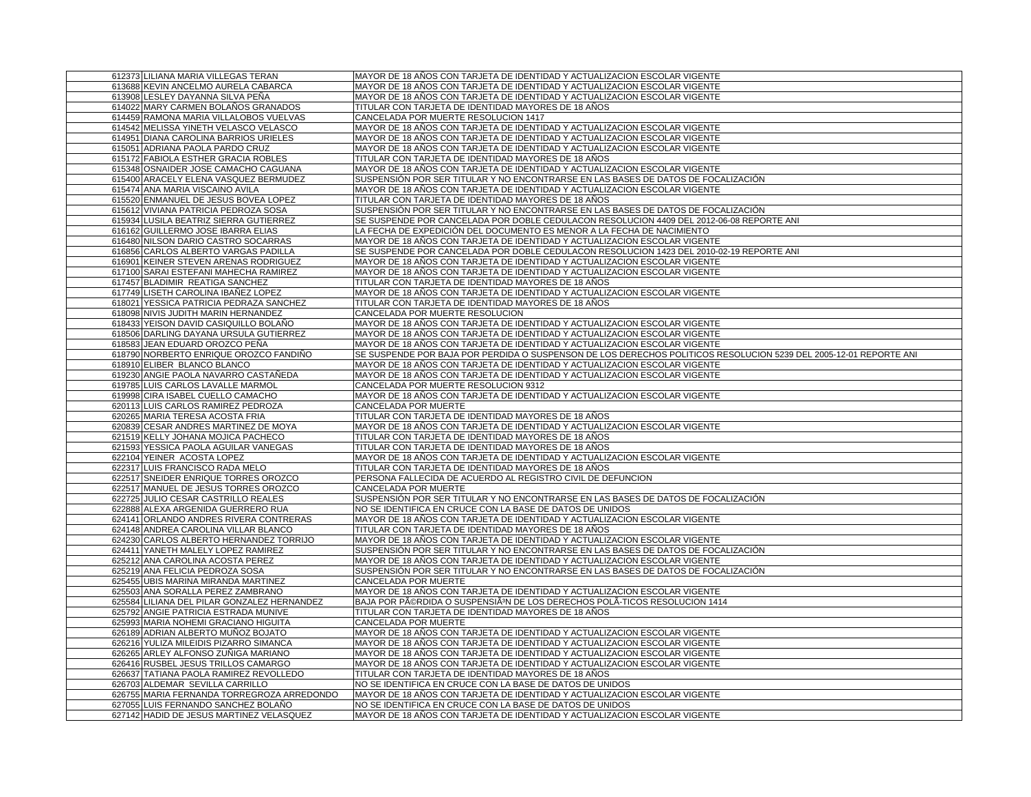| | | |
|---|---|---|
| 612373 | LILIANA MARIA VILLEGAS TERAN | MAYOR DE 18 AÑOS CON TARJETA DE IDENTIDAD Y ACTUALIZACION ESCOLAR VIGENTE |
| 613688 | KEVIN ANCELMO AURELA CABARCA | MAYOR DE 18 AÑOS CON TARJETA DE IDENTIDAD Y ACTUALIZACION ESCOLAR VIGENTE |
| 613908 | LESLEY DAYANNA SILVA PEÑA | MAYOR DE 18 AÑOS CON TARJETA DE IDENTIDAD Y ACTUALIZACION ESCOLAR VIGENTE |
| 614022 | MARY CARMEN BOLAÑOS GRANADOS | TITULAR CON TARJETA DE IDENTIDAD MAYORES DE 18 AÑOS |
| 614459 | RAMONA MARIA VILLALOBOS VUELVAS | CANCELADA POR MUERTE RESOLUCION 1417 |
| 614542 | MELISSA YINETH VELASCO VELASCO | MAYOR DE 18 AÑOS CON TARJETA DE IDENTIDAD Y ACTUALIZACION ESCOLAR VIGENTE |
| 614951 | DIANA CAROLINA BARRIOS URIELES | MAYOR DE 18 AÑOS CON TARJETA DE IDENTIDAD Y ACTUALIZACION ESCOLAR VIGENTE |
| 615051 | ADRIANA PAOLA PARDO CRUZ | MAYOR DE 18 AÑOS CON TARJETA DE IDENTIDAD Y ACTUALIZACION ESCOLAR VIGENTE |
| 615172 | FABIOLA ESTHER GRACIA ROBLES | TITULAR CON TARJETA DE IDENTIDAD MAYORES DE 18 AÑOS |
| 615348 | OSNAIDER JOSE CAMACHO CAGUANA | MAYOR DE 18 AÑOS CON TARJETA DE IDENTIDAD Y ACTUALIZACION ESCOLAR VIGENTE |
| 615400 | ARACELY ELENA VASQUEZ BERMUDEZ | SUSPENSIÓN POR SER TITULAR Y NO ENCONTRARSE EN LAS BASES DE DATOS DE FOCALIZACIÓN |
| 615474 | ANA MARIA VISCAINO AVILA | MAYOR DE 18 AÑOS CON TARJETA DE IDENTIDAD Y ACTUALIZACION ESCOLAR VIGENTE |
| 615520 | ENMANUEL DE JESUS BOVEA LOPEZ | TITULAR CON TARJETA DE IDENTIDAD MAYORES DE 18 AÑOS |
| 615612 | VIVIANA PATRICIA PEDROZA SOSA | SUSPENSIÓN POR SER TITULAR Y NO ENCONTRARSE EN LAS BASES DE DATOS DE FOCALIZACIÓN |
| 615934 | LUSILA BEATRIZ SIERRA GUTIERREZ | SE SUSPENDE POR CANCELADA POR DOBLE CEDULACON RESOLUCION 4409 DEL 2012-06-08 REPORTE ANI |
| 616162 | GUILLERMO JOSE IBARRA ELIAS | LA FECHA DE EXPEDICIÓN DEL DOCUMENTO ES MENOR A LA FECHA DE NACIMIENTO |
| 616480 | NILSON DARIO CASTRO SOCARRAS | MAYOR DE 18 AÑOS CON TARJETA DE IDENTIDAD Y ACTUALIZACION ESCOLAR VIGENTE |
| 616856 | CARLOS ALBERTO VARGAS PADILLA | SE SUSPENDE POR CANCELADA POR DOBLE CEDULACON RESOLUCION 1423 DEL 2010-02-19 REPORTE ANI |
| 616901 | KEINER STEVEN ARENAS RODRIGUEZ | MAYOR DE 18 AÑOS CON TARJETA DE IDENTIDAD Y ACTUALIZACION ESCOLAR VIGENTE |
| 617100 | SARAI ESTEFANI MAHECHA RAMIREZ | MAYOR DE 18 AÑOS CON TARJETA DE IDENTIDAD Y ACTUALIZACION ESCOLAR VIGENTE |
| 617457 | BLADIMIR REATIGA SANCHEZ | TITULAR CON TARJETA DE IDENTIDAD MAYORES DE 18 AÑOS |
| 617749 | LISETH CAROLINA IBAÑEZ LOPEZ | MAYOR DE 18 AÑOS CON TARJETA DE IDENTIDAD Y ACTUALIZACION ESCOLAR VIGENTE |
| 618021 | YESSICA PATRICIA PEDRAZA SANCHEZ | TITULAR CON TARJETA DE IDENTIDAD MAYORES DE 18 AÑOS |
| 618098 | NIVIS JUDITH MARIN HERNANDEZ | CANCELADA POR MUERTE RESOLUCION |
| 618433 | YEISON DAVID CASIQUILLO BOLAÑO | MAYOR DE 18 AÑOS CON TARJETA DE IDENTIDAD Y ACTUALIZACION ESCOLAR VIGENTE |
| 618506 | DARLING DAYANA URSULA GUTIERREZ | MAYOR DE 18 AÑOS CON TARJETA DE IDENTIDAD Y ACTUALIZACION ESCOLAR VIGENTE |
| 618583 | JEAN EDUARD OROZCO PEÑA | MAYOR DE 18 AÑOS CON TARJETA DE IDENTIDAD Y ACTUALIZACION ESCOLAR VIGENTE |
| 618790 | NORBERTO ENRIQUE OROZCO FANDIÑO | SE SUSPENDE POR BAJA POR PERDIDA O SUSPENSON DE LOS DERECHOS POLITICOS RESOLUCION 5239 DEL 2005-12-01 REPORTE ANI |
| 618910 | ELIBER BLANCO BLANCO | MAYOR DE 18 AÑOS CON TARJETA DE IDENTIDAD Y ACTUALIZACION ESCOLAR VIGENTE |
| 619230 | ANGIE PAOLA NAVARRO CASTAÑEDA | MAYOR DE 18 AÑOS CON TARJETA DE IDENTIDAD Y ACTUALIZACION ESCOLAR VIGENTE |
| 619785 | LUIS CARLOS LAVALLE MARMOL | CANCELADA POR MUERTE RESOLUCION 9312 |
| 619998 | CIRA ISABEL CUELLO CAMACHO | MAYOR DE 18 AÑOS CON TARJETA DE IDENTIDAD Y ACTUALIZACION ESCOLAR VIGENTE |
| 620113 | LUIS CARLOS RAMIREZ PEDROZA | CANCELADA POR MUERTE |
| 620265 | MARIA TERESA ACOSTA FRIA | TITULAR CON TARJETA DE IDENTIDAD MAYORES DE 18 AÑOS |
| 620839 | CESAR ANDRES MARTINEZ DE MOYA | MAYOR DE 18 AÑOS CON TARJETA DE IDENTIDAD Y ACTUALIZACION ESCOLAR VIGENTE |
| 621519 | KELLY JOHANA MOJICA PACHECO | TITULAR CON TARJETA DE IDENTIDAD MAYORES DE 18 AÑOS |
| 621593 | YESSICA PAOLA AGUILAR VANEGAS | TITULAR CON TARJETA DE IDENTIDAD MAYORES DE 18 AÑOS |
| 622104 | YEINER ACOSTA LOPEZ | MAYOR DE 18 AÑOS CON TARJETA DE IDENTIDAD Y ACTUALIZACION ESCOLAR VIGENTE |
| 622317 | LUIS FRANCISCO RADA MELO | TITULAR CON TARJETA DE IDENTIDAD MAYORES DE 18 AÑOS |
| 622517 | SNEIDER ENRIQUE TORRES OROZCO | PERSONA FALLECIDA DE ACUERDO AL REGISTRO CIVIL DE DEFUNCION |
| 622517 | MANUEL DE JESUS TORRES OROZCO | CANCELADA POR MUERTE |
| 622725 | JULIO CESAR CASTRILLO REALES | SUSPENSIÓN POR SER TITULAR Y NO ENCONTRARSE EN LAS BASES DE DATOS DE FOCALIZACIÓN |
| 622888 | ALEXA ARGENIDA GUERRERO RUA | NO SE IDENTIFICA EN CRUCE CON LA BASE DE DATOS DE UNIDOS |
| 624141 | ORLANDO ANDRES RIVERA CONTRERAS | MAYOR DE 18 AÑOS CON TARJETA DE IDENTIDAD Y ACTUALIZACION ESCOLAR VIGENTE |
| 624148 | ANDREA CAROLINA VILLAR BLANCO | TITULAR CON TARJETA DE IDENTIDAD MAYORES DE 18 AÑOS |
| 624230 | CARLOS ALBERTO HERNANDEZ TORRIJO | MAYOR DE 18 AÑOS CON TARJETA DE IDENTIDAD Y ACTUALIZACION ESCOLAR VIGENTE |
| 624411 | YANETH MALELY LOPEZ RAMIREZ | SUSPENSIÓN POR SER TITULAR Y NO ENCONTRARSE EN LAS BASES DE DATOS DE FOCALIZACIÓN |
| 625212 | ANA CAROLINA ACOSTA PEREZ | MAYOR DE 18 AÑOS CON TARJETA DE IDENTIDAD Y ACTUALIZACION ESCOLAR VIGENTE |
| 625219 | ANA FELICIA PEDROZA SOSA | SUSPENSIÓN POR SER TITULAR Y NO ENCONTRARSE EN LAS BASES DE DATOS DE FOCALIZACIÓN |
| 625455 | UBIS MARINA MIRANDA MARTINEZ | CANCELADA POR MUERTE |
| 625503 | ANA SORALLA PEREZ ZAMBRANO | MAYOR DE 18 AÑOS CON TARJETA DE IDENTIDAD Y ACTUALIZACION ESCOLAR VIGENTE |
| 625584 | LILIANA DEL PILAR GONZALEZ HERNANDEZ | BAJA POR PÃ©RDIDA O SUSPENSIÃ³N DE LOS DERECHOS POLÃ-TICOS RESOLUCION 1414 |
| 625792 | ANGIE PATRICIA ESTRADA MUNIVE | TITULAR CON TARJETA DE IDENTIDAD MAYORES DE 18 AÑOS |
| 625993 | MARIA NOHEMI GRACIANO HIGUITA | CANCELADA POR MUERTE |
| 626189 | ADRIAN ALBERTO MUÑOZ BOJATO | MAYOR DE 18 AÑOS CON TARJETA DE IDENTIDAD Y ACTUALIZACION ESCOLAR VIGENTE |
| 626216 | YULIZA MILEIDIS PIZARRO SIMANCA | MAYOR DE 18 AÑOS CON TARJETA DE IDENTIDAD Y ACTUALIZACION ESCOLAR VIGENTE |
| 626265 | ARLEY ALFONSO ZUÑIGA MARIANO | MAYOR DE 18 AÑOS CON TARJETA DE IDENTIDAD Y ACTUALIZACION ESCOLAR VIGENTE |
| 626416 | RUSBEL JESUS TRILLOS CAMARGO | MAYOR DE 18 AÑOS CON TARJETA DE IDENTIDAD Y ACTUALIZACION ESCOLAR VIGENTE |
| 626637 | TATIANA PAOLA RAMIREZ REVOLLEDO | TITULAR CON TARJETA DE IDENTIDAD MAYORES DE 18 AÑOS |
| 626703 | ALDEMAR SEVILLA CARRILLO | NO SE IDENTIFICA EN CRUCE CON LA BASE DE DATOS DE UNIDOS |
| 626755 | MARIA FERNANDA TORREGROZA ARREDONDO | MAYOR DE 18 AÑOS CON TARJETA DE IDENTIDAD Y ACTUALIZACION ESCOLAR VIGENTE |
| 627055 | LUIS FERNANDO SANCHEZ BOLAÑO | NO SE IDENTIFICA EN CRUCE CON LA BASE DE DATOS DE UNIDOS |
| 627142 | HADID DE JESUS MARTINEZ VELASQUEZ | MAYOR DE 18 AÑOS CON TARJETA DE IDENTIDAD Y ACTUALIZACION ESCOLAR VIGENTE |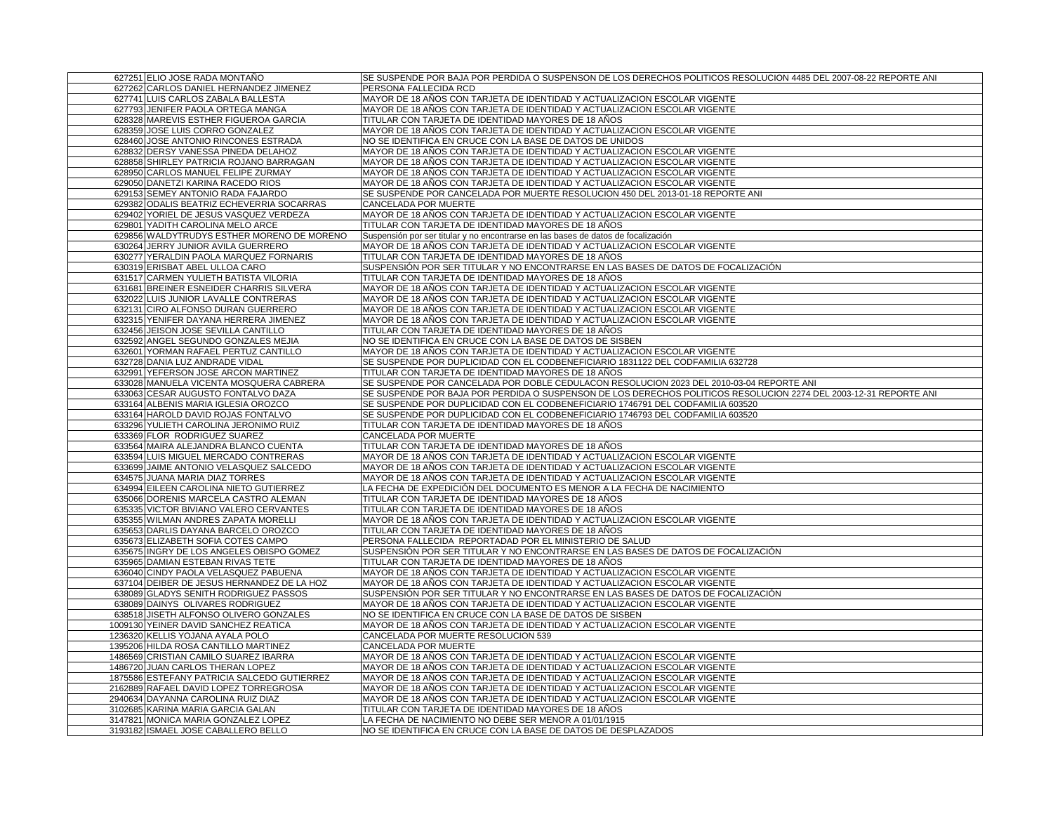| | | |
|---|---|---|
| 627251 | ELIO JOSE RADA MONTAÑO | SE SUSPENDE POR BAJA POR PERDIDA O SUSPENSON DE LOS DERECHOS POLITICOS RESOLUCION 4485 DEL 2007-08-22 REPORTE ANI |
| 627262 | CARLOS DANIEL HERNANDEZ JIMENEZ | PERSONA FALLECIDA RCD |
| 627741 | LUIS CARLOS ZABALA BALLESTA | MAYOR DE 18 AÑOS CON TARJETA DE IDENTIDAD Y ACTUALIZACION ESCOLAR VIGENTE |
| 627793 | JENIFER PAOLA ORTEGA MANGA | MAYOR DE 18 AÑOS CON TARJETA DE IDENTIDAD Y ACTUALIZACION ESCOLAR VIGENTE |
| 628328 | MAREVIS ESTHER FIGUEROA GARCIA | TITULAR CON TARJETA DE IDENTIDAD MAYORES DE 18 AÑOS |
| 628359 | JOSE LUIS CORRO GONZALEZ | MAYOR DE 18 AÑOS CON TARJETA DE IDENTIDAD Y ACTUALIZACION ESCOLAR VIGENTE |
| 628460 | JOSE ANTONIO RINCONES ESTRADA | NO SE IDENTIFICA EN CRUCE CON LA BASE DE DATOS DE UNIDOS |
| 628832 | DERSY VANESSA PINEDA DELAHOZ | MAYOR DE 18 AÑOS CON TARJETA DE IDENTIDAD Y ACTUALIZACION ESCOLAR VIGENTE |
| 628858 | SHIRLEY PATRICIA ROJANO BARRAGAN | MAYOR DE 18 AÑOS CON TARJETA DE IDENTIDAD Y ACTUALIZACION ESCOLAR VIGENTE |
| 628950 | CARLOS MANUEL FELIPE ZURMAY | MAYOR DE 18 AÑOS CON TARJETA DE IDENTIDAD Y ACTUALIZACION ESCOLAR VIGENTE |
| 629050 | DANETZI KARINA RACEDO RIOS | MAYOR DE 18 AÑOS CON TARJETA DE IDENTIDAD Y ACTUALIZACION ESCOLAR VIGENTE |
| 629153 | SEMEY ANTONIO RADA FAJARDO | SE SUSPENDE POR CANCELADA POR MUERTE RESOLUCION 450 DEL 2013-01-18 REPORTE ANI |
| 629382 | ODALIS BEATRIZ ECHEVERRIA SOCARRAS | CANCELADA POR MUERTE |
| 629402 | YORIEL DE JESUS VASQUEZ VERDEZA | MAYOR DE 18 AÑOS CON TARJETA DE IDENTIDAD Y ACTUALIZACION ESCOLAR VIGENTE |
| 629801 | YADITH CAROLINA MELO ARCE | TITULAR CON TARJETA DE IDENTIDAD MAYORES DE 18 AÑOS |
| 629856 | WALDYTRUDYS ESTHER MORENO DE MORENO | Suspensión por ser titular y no encontrarse en las bases de datos de focalización |
| 630264 | JERRY JUNIOR AVILA GUERRERO | MAYOR DE 18 AÑOS CON TARJETA DE IDENTIDAD Y ACTUALIZACION ESCOLAR VIGENTE |
| 630277 | YERALDIN PAOLA MARQUEZ FORNARIS | TITULAR CON TARJETA DE IDENTIDAD MAYORES DE 18 AÑOS |
| 630319 | ERISBAT ABEL ULLOA CARO | SUSPENSIÓN POR SER TITULAR Y NO ENCONTRARSE EN LAS BASES DE DATOS DE FOCALIZACIÓN |
| 631517 | CARMEN YULIETH BATISTA VILORIA | TITULAR CON TARJETA DE IDENTIDAD MAYORES DE 18 AÑOS |
| 631681 | BREINER ESNEIDER CHARRIS SILVERA | MAYOR DE 18 AÑOS CON TARJETA DE IDENTIDAD Y ACTUALIZACION ESCOLAR VIGENTE |
| 632022 | LUIS JUNIOR LAVALLE CONTRERAS | MAYOR DE 18 AÑOS CON TARJETA DE IDENTIDAD Y ACTUALIZACION ESCOLAR VIGENTE |
| 632131 | CIRO ALFONSO DURAN GUERRERO | MAYOR DE 18 AÑOS CON TARJETA DE IDENTIDAD Y ACTUALIZACION ESCOLAR VIGENTE |
| 632315 | YENIFER DAYANA HERRERA JIMENEZ | MAYOR DE 18 AÑOS CON TARJETA DE IDENTIDAD Y ACTUALIZACION ESCOLAR VIGENTE |
| 632456 | JEISON JOSE SEVILLA CANTILLO | TITULAR CON TARJETA DE IDENTIDAD MAYORES DE 18 AÑOS |
| 632592 | ANGEL SEGUNDO GONZALES MEJIA | NO SE IDENTIFICA EN CRUCE CON LA BASE DE DATOS DE SISBEN |
| 632601 | YORMAN RAFAEL PERTUZ CANTILLO | MAYOR DE 18 AÑOS CON TARJETA DE IDENTIDAD Y ACTUALIZACION ESCOLAR VIGENTE |
| 632728 | DANIA LUZ ANDRADE VIDAL | SE SUSPENDE POR DUPLICIDAD CON EL CODBENEFICIARIO 1831122 DEL CODFAMILIA 632728 |
| 632991 | YEFERSON JOSE ARCON MARTINEZ | TITULAR CON TARJETA DE IDENTIDAD MAYORES DE 18 AÑOS |
| 633028 | MANUELA VICENTA MOSQUERA CABRERA | SE SUSPENDE POR CANCELADA POR DOBLE CEDULACON RESOLUCION 2023 DEL 2010-03-04 REPORTE ANI |
| 633063 | CESAR AUGUSTO FONTALVO DAZA | SE SUSPENDE POR BAJA POR PERDIDA O SUSPENSON DE LOS DERECHOS POLITICOS RESOLUCION 2274 DEL 2003-12-31 REPORTE ANI |
| 633164 | ALBENIS MARIA IGLESIA OROZCO | SE SUSPENDE POR DUPLICIDAD CON EL CODBENEFICIARIO 1746791 DEL CODFAMILIA 603520 |
| 633164 | HAROLD DAVID ROJAS FONTALVO | SE SUSPENDE POR DUPLICIDAD CON EL CODBENEFICIARIO 1746793 DEL CODFAMILIA 603520 |
| 633296 | YULIETH CAROLINA JERONIMO RUIZ | TITULAR CON TARJETA DE IDENTIDAD MAYORES DE 18 AÑOS |
| 633369 | FLOR RODRIGUEZ SUAREZ | CANCELADA POR MUERTE |
| 633564 | MAIRA ALEJANDRA BLANCO CUENTA | TITULAR CON TARJETA DE IDENTIDAD MAYORES DE 18 AÑOS |
| 633594 | LUIS MIGUEL MERCADO CONTRERAS | MAYOR DE 18 AÑOS CON TARJETA DE IDENTIDAD Y ACTUALIZACION ESCOLAR VIGENTE |
| 633699 | JAIME ANTONIO VELASQUEZ SALCEDO | MAYOR DE 18 AÑOS CON TARJETA DE IDENTIDAD Y ACTUALIZACION ESCOLAR VIGENTE |
| 634575 | JUANA MARIA DIAZ TORRES | MAYOR DE 18 AÑOS CON TARJETA DE IDENTIDAD Y ACTUALIZACION ESCOLAR VIGENTE |
| 634994 | EILEEN CAROLINA NIETO GUTIERREZ | LA FECHA DE EXPEDICIÓN DEL DOCUMENTO ES MENOR A LA FECHA DE NACIMIENTO |
| 635066 | DORENIS MARCELA CASTRO ALEMAN | TITULAR CON TARJETA DE IDENTIDAD MAYORES DE 18 AÑOS |
| 635335 | VICTOR BIVIANO VALERO CERVANTES | TITULAR CON TARJETA DE IDENTIDAD MAYORES DE 18 AÑOS |
| 635355 | WILMAN ANDRES ZAPATA MORELLI | MAYOR DE 18 AÑOS CON TARJETA DE IDENTIDAD Y ACTUALIZACION ESCOLAR VIGENTE |
| 635653 | DARLIS DAYANA BARCELO OROZCO | TITULAR CON TARJETA DE IDENTIDAD MAYORES DE 18 AÑOS |
| 635673 | ELIZABETH SOFIA COTES CAMPO | PERSONA FALLECIDA REPORTADAD POR EL MINISTERIO DE SALUD |
| 635675 | INGRY DE LOS ANGELES OBISPO GOMEZ | SUSPENSIÓN POR SER TITULAR Y NO ENCONTRARSE EN LAS BASES DE DATOS DE FOCALIZACIÓN |
| 635965 | DAMIAN ESTEBAN RIVAS TETE | TITULAR CON TARJETA DE IDENTIDAD MAYORES DE 18 AÑOS |
| 636040 | CINDY PAOLA VELASQUEZ PABUENA | MAYOR DE 18 AÑOS CON TARJETA DE IDENTIDAD Y ACTUALIZACION ESCOLAR VIGENTE |
| 637104 | DEIBER DE JESUS HERNANDEZ DE LA HOZ | MAYOR DE 18 AÑOS CON TARJETA DE IDENTIDAD Y ACTUALIZACION ESCOLAR VIGENTE |
| 638089 | GLADYS SENITH RODRIGUEZ PASSOS | SUSPENSIÓN POR SER TITULAR Y NO ENCONTRARSE EN LAS BASES DE DATOS DE FOCALIZACIÓN |
| 638089 | DAINYS OLIVARES RODRIGUEZ | MAYOR DE 18 AÑOS CON TARJETA DE IDENTIDAD Y ACTUALIZACION ESCOLAR VIGENTE |
| 638518 | JISETH ALFONSO OLIVERO GONZALES | NO SE IDENTIFICA EN CRUCE CON LA BASE DE DATOS DE SISBEN |
| 1009130 | YEINER DAVID SANCHEZ REATICA | MAYOR DE 18 AÑOS CON TARJETA DE IDENTIDAD Y ACTUALIZACION ESCOLAR VIGENTE |
| 1236320 | KELLIS YOJANA AYALA POLO | CANCELADA POR MUERTE RESOLUCION 539 |
| 1395206 | HILDA ROSA CANTILLO MARTINEZ | CANCELADA POR MUERTE |
| 1486569 | CRISTIAN CAMILO SUAREZ IBARRA | MAYOR DE 18 AÑOS CON TARJETA DE IDENTIDAD Y ACTUALIZACION ESCOLAR VIGENTE |
| 1486720 | JUAN CARLOS THERAN LOPEZ | MAYOR DE 18 AÑOS CON TARJETA DE IDENTIDAD Y ACTUALIZACION ESCOLAR VIGENTE |
| 1875586 | ESTEFANY PATRICIA SALCEDO GUTIERREZ | MAYOR DE 18 AÑOS CON TARJETA DE IDENTIDAD Y ACTUALIZACION ESCOLAR VIGENTE |
| 2162889 | RAFAEL DAVID LOPEZ TORREGROSA | MAYOR DE 18 AÑOS CON TARJETA DE IDENTIDAD Y ACTUALIZACION ESCOLAR VIGENTE |
| 2940634 | DAYANNA CAROLINA RUIZ DIAZ | MAYOR DE 18 AÑOS CON TARJETA DE IDENTIDAD Y ACTUALIZACION ESCOLAR VIGENTE |
| 3102685 | KARINA MARIA GARCIA GALAN | TITULAR CON TARJETA DE IDENTIDAD MAYORES DE 18 AÑOS |
| 3147821 | MONICA MARIA GONZALEZ LOPEZ | LA FECHA DE NACIMIENTO NO DEBE SER MENOR A 01/01/1915 |
| 3193182 | ISMAEL JOSE CABALLERO BELLO | NO SE IDENTIFICA EN CRUCE CON LA BASE DE DATOS DE DESPLAZADOS |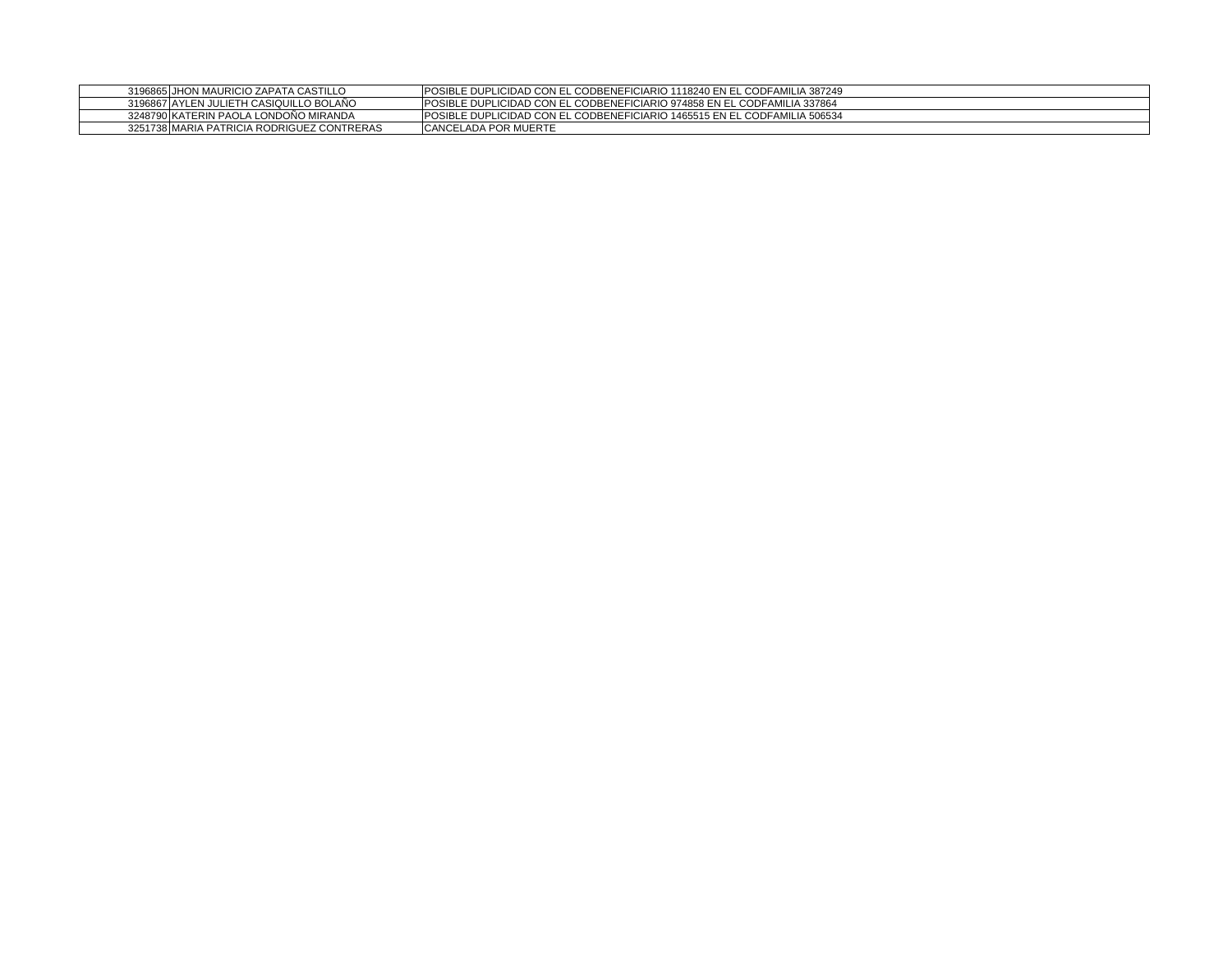| | | |
|---|---|---|
| 3196865 | JHON MAURICIO ZAPATA CASTILLO | POSIBLE DUPLICIDAD CON EL CODBENEFICIARIO 1118240 EN EL CODFAMILIA 387249 |
| 3196867 | AYLEN JULIETH CASIQUILLO BOLAÑO | POSIBLE DUPLICIDAD CON EL CODBENEFICIARIO 974858 EN EL CODFAMILIA 337864 |
| 3248790 | KATERIN PAOLA LONDOÑO MIRANDA | POSIBLE DUPLICIDAD CON EL CODBENEFICIARIO 1465515 EN EL CODFAMILIA 506534 |
| 3251738 | MARIA PATRICIA RODRIGUEZ CONTRERAS | CANCELADA POR MUERTE |